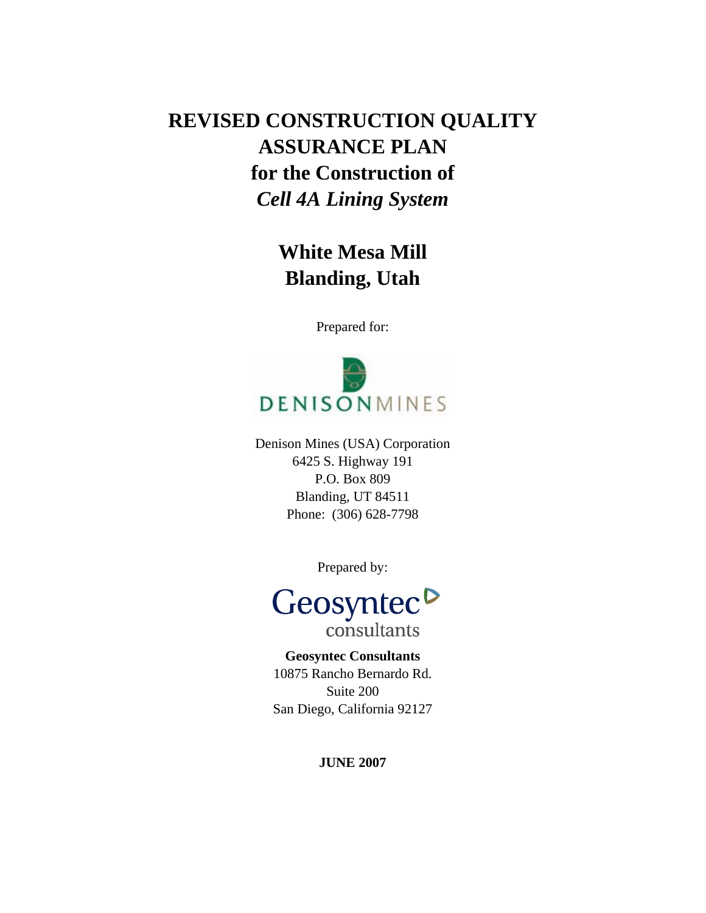# REVISED CONSTRUCTION QUALITY ASSURANCE PLAN for the Construction of *Cell 4A Lining System*

## White Mesa Mill Blanding, Utah

Prepared for:

DENISONMINES

Denison Mines (USA) Corporation
6425 S. Highway 191
P.O. Box 809
Blanding, UT 84511
Phone: (306) 628-7798

Prepared by:

Geosyntec consultants

**Geosyntec Consultants**
10875 Rancho Bernardo Rd.
Suite 200
San Diego, California 92127

**JUNE 2007**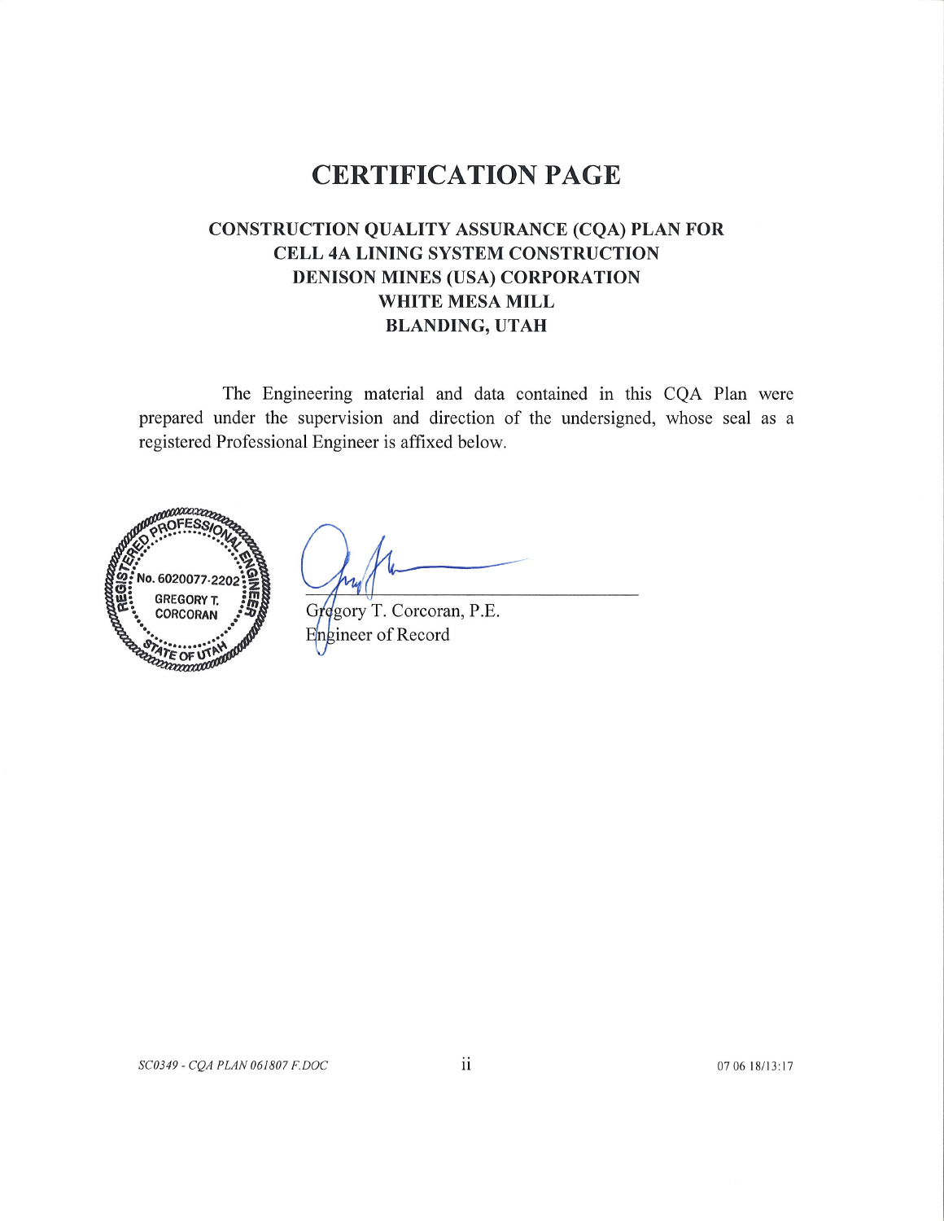# CERTIFICATION PAGE

## CONSTRUCTION QUALITY ASSURANCE (CQA) PLAN FOR CELL 4A LINING SYSTEM CONSTRUCTION DENISON MINES (USA) CORPORATION WHITE MESA MILL BLANDING, UTAH

The Engineering material and data contained in this CQA Plan were prepared under the supervision and direction of the undersigned, whose seal as a registered Professional Engineer is affixed below.

REGISTERED PROFESSIONAL ENGINEER
No. 6020077-2202
GREGORY T. CORCORAN
STATE OF UTAH

Gregory T. Corcoran, P.E.
Engineer of Record

SC0349 - CQA PLAN 061807 F.DOC 07 06 18/13:17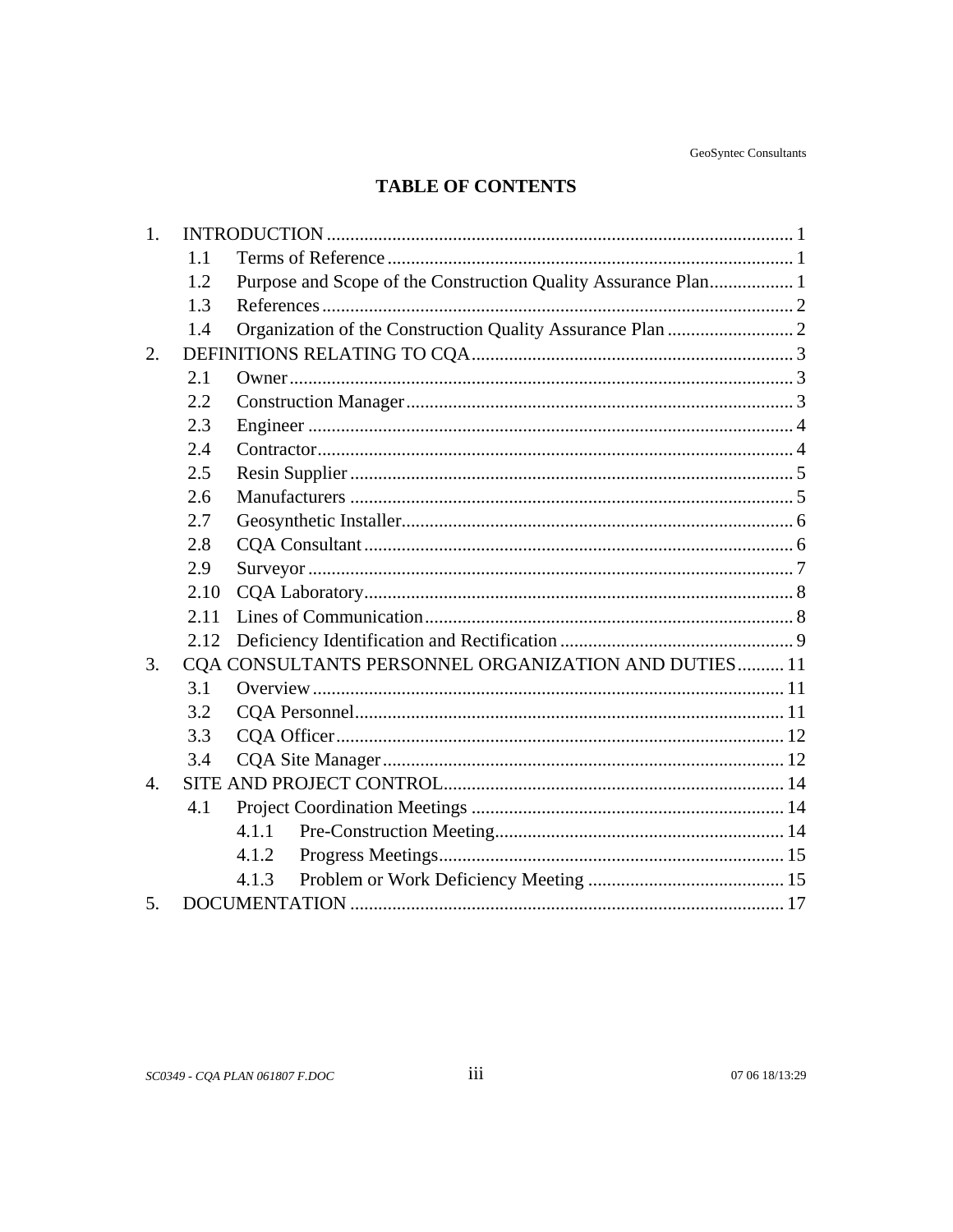# TABLE OF CONTENTS

1. INTRODUCTION .......... 1
   - 1.1 Terms of Reference .......... 1
   - 1.2 Purpose and Scope of the Construction Quality Assurance Plan .......... 1
   - 1.3 References .......... 2
   - 1.4 Organization of the Construction Quality Assurance Plan .......... 2
2. DEFINITIONS RELATING TO CQA .......... 3
   - 2.1 Owner .......... 3
   - 2.2 Construction Manager .......... 3
   - 2.3 Engineer .......... 4
   - 2.4 Contractor .......... 4
   - 2.5 Resin Supplier .......... 5
   - 2.6 Manufacturers .......... 5
   - 2.7 Geosynthetic Installer .......... 6
   - 2.8 CQA Consultant .......... 6
   - 2.9 Surveyor .......... 7
   - 2.10 CQA Laboratory .......... 8
   - 2.11 Lines of Communication .......... 8
   - 2.12 Deficiency Identification and Rectification .......... 9
3. CQA CONSULTANTS PERSONNEL ORGANIZATION AND DUTIES .......... 11
   - 3.1 Overview .......... 11
   - 3.2 CQA Personnel .......... 11
   - 3.3 CQA Officer .......... 12
   - 3.4 CQA Site Manager .......... 12
4. SITE AND PROJECT CONTROL .......... 14
   - 4.1 Project Coordination Meetings .......... 14
     - 4.1.1 Pre-Construction Meeting .......... 14
     - 4.1.2 Progress Meetings .......... 15
     - 4.1.3 Problem or Work Deficiency Meeting .......... 15
5. DOCUMENTATION .......... 17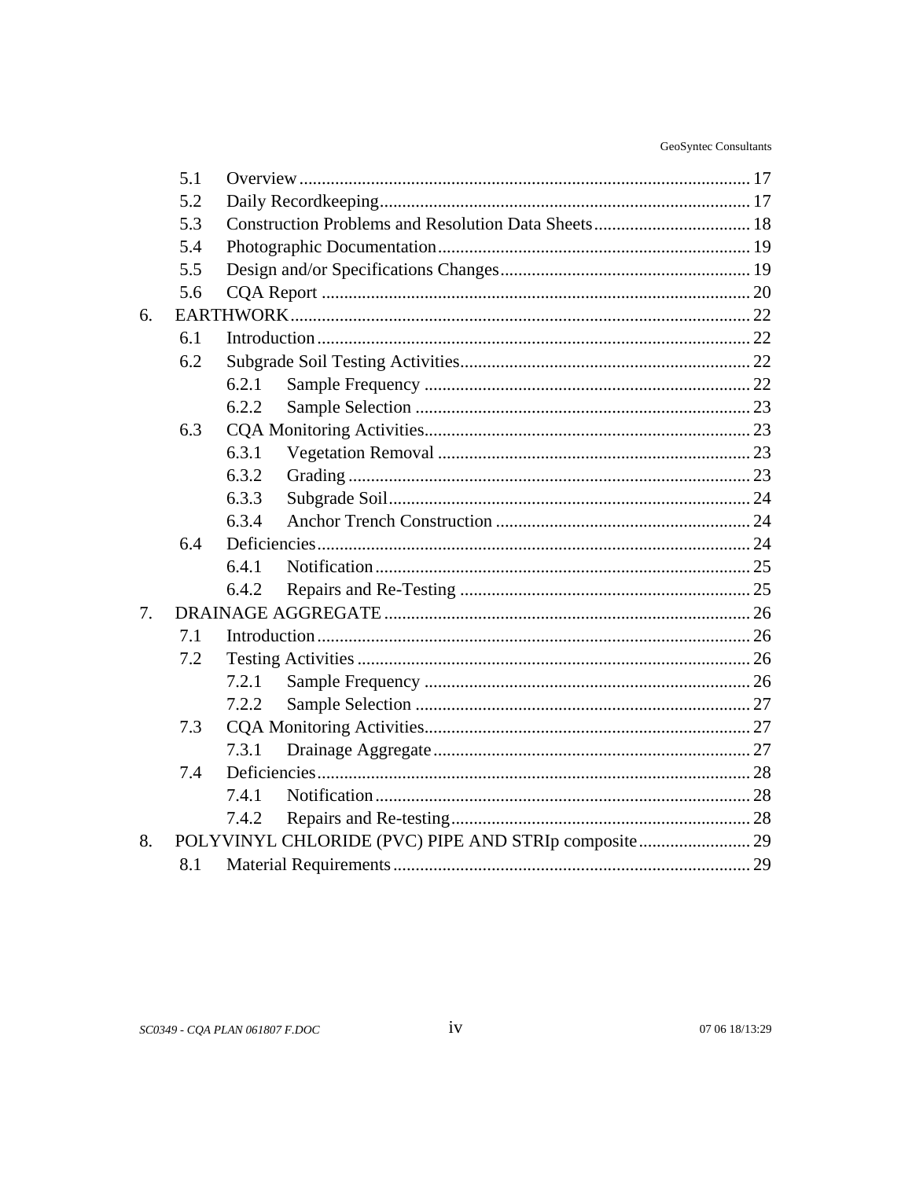| | | | |
|---|---|---|---|
| | 5.1 | Overview | 17 |
| | 5.2 | Daily Recordkeeping | 17 |
| | 5.3 | Construction Problems and Resolution Data Sheets | 18 |
| | 5.4 | Photographic Documentation | 19 |
| | 5.5 | Design and/or Specifications Changes | 19 |
| | 5.6 | CQA Report | 20 |
| 6. | EARTHWORK | | 22 |
| | 6.1 | Introduction | 22 |
| | 6.2 | Subgrade Soil Testing Activities | 22 |
| | | 6.2.1 Sample Frequency | 22 |
| | | 6.2.2 Sample Selection | 23 |
| | 6.3 | CQA Monitoring Activities | 23 |
| | | 6.3.1 Vegetation Removal | 23 |
| | | 6.3.2 Grading | 23 |
| | | 6.3.3 Subgrade Soil | 24 |
| | | 6.3.4 Anchor Trench Construction | 24 |
| | 6.4 | Deficiencies | 24 |
| | | 6.4.1 Notification | 25 |
| | | 6.4.2 Repairs and Re-Testing | 25 |
| 7. | DRAINAGE AGGREGATE | | 26 |
| | 7.1 | Introduction | 26 |
| | 7.2 | Testing Activities | 26 |
| | | 7.2.1 Sample Frequency | 26 |
| | | 7.2.2 Sample Selection | 27 |
| | 7.3 | CQA Monitoring Activities | 27 |
| | | 7.3.1 Drainage Aggregate | 27 |
| | 7.4 | Deficiencies | 28 |
| | | 7.4.1 Notification | 28 |
| | | 7.4.2 Repairs and Re-testing | 28 |
| 8. | POLYVINYL CHLORIDE (PVC) PIPE AND STRIp composite | | 29 |
| | 8.1 | Material Requirements | 29 |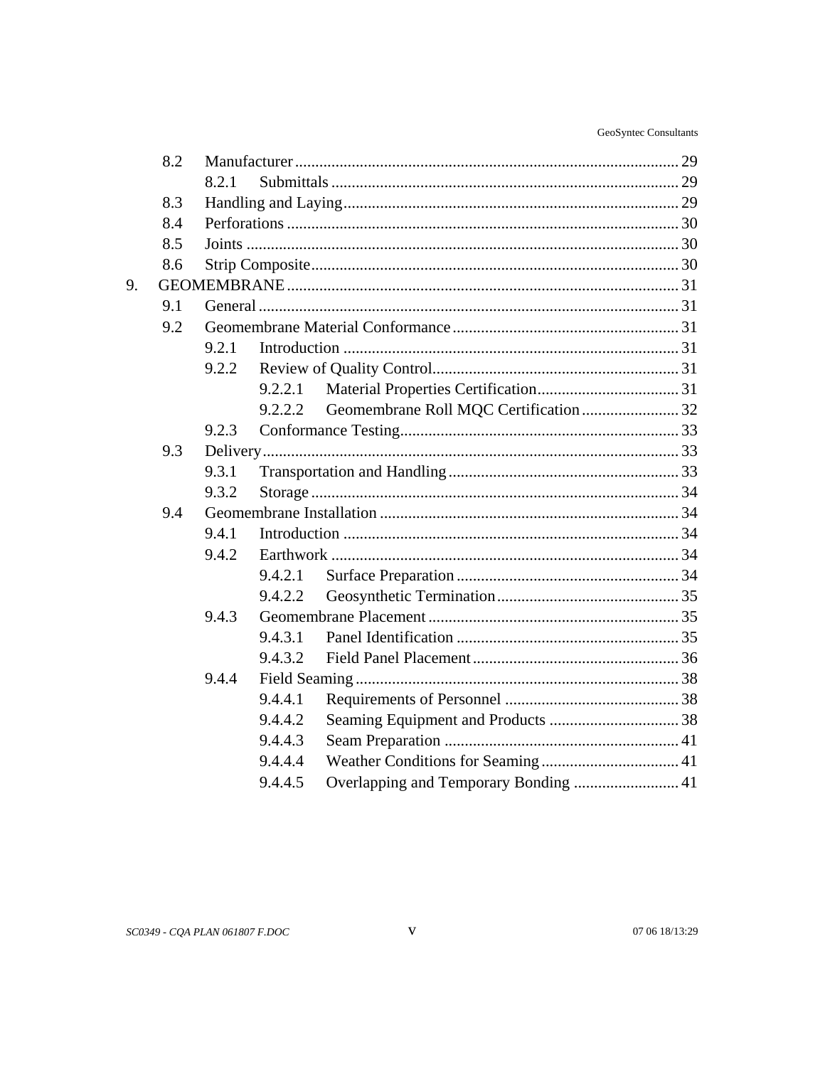| | | | |
|---|---|---|---|
| 8.2 | Manufacturer | | 29 |
| | 8.2.1 | Submittals | 29 |
| 8.3 | Handling and Laying | | 29 |
| 8.4 | Perforations | | 30 |
| 8.5 | Joints | | 30 |
| 8.6 | Strip Composite | | 30 |
| 9. | GEOMEMBRANE | | 31 |
| 9.1 | General | | 31 |
| 9.2 | Geomembrane Material Conformance | | 31 |
| | 9.2.1 | Introduction | 31 |
| | 9.2.2 | Review of Quality Control | 31 |
| | | 9.2.2.1 Material Properties Certification | 31 |
| | | 9.2.2.2 Geomembrane Roll MQC Certification | 32 |
| | 9.2.3 | Conformance Testing | 33 |
| 9.3 | Delivery | | 33 |
| | 9.3.1 | Transportation and Handling | 33 |
| | 9.3.2 | Storage | 34 |
| 9.4 | Geomembrane Installation | | 34 |
| | 9.4.1 | Introduction | 34 |
| | 9.4.2 | Earthwork | 34 |
| | | 9.4.2.1 Surface Preparation | 34 |
| | | 9.4.2.2 Geosynthetic Termination | 35 |
| | 9.4.3 | Geomembrane Placement | 35 |
| | | 9.4.3.1 Panel Identification | 35 |
| | | 9.4.3.2 Field Panel Placement | 36 |
| | 9.4.4 | Field Seaming | 38 |
| | | 9.4.4.1 Requirements of Personnel | 38 |
| | | 9.4.4.2 Seaming Equipment and Products | 38 |
| | | 9.4.4.3 Seam Preparation | 41 |
| | | 9.4.4.4 Weather Conditions for Seaming | 41 |
| | | 9.4.4.5 Overlapping and Temporary Bonding | 41 |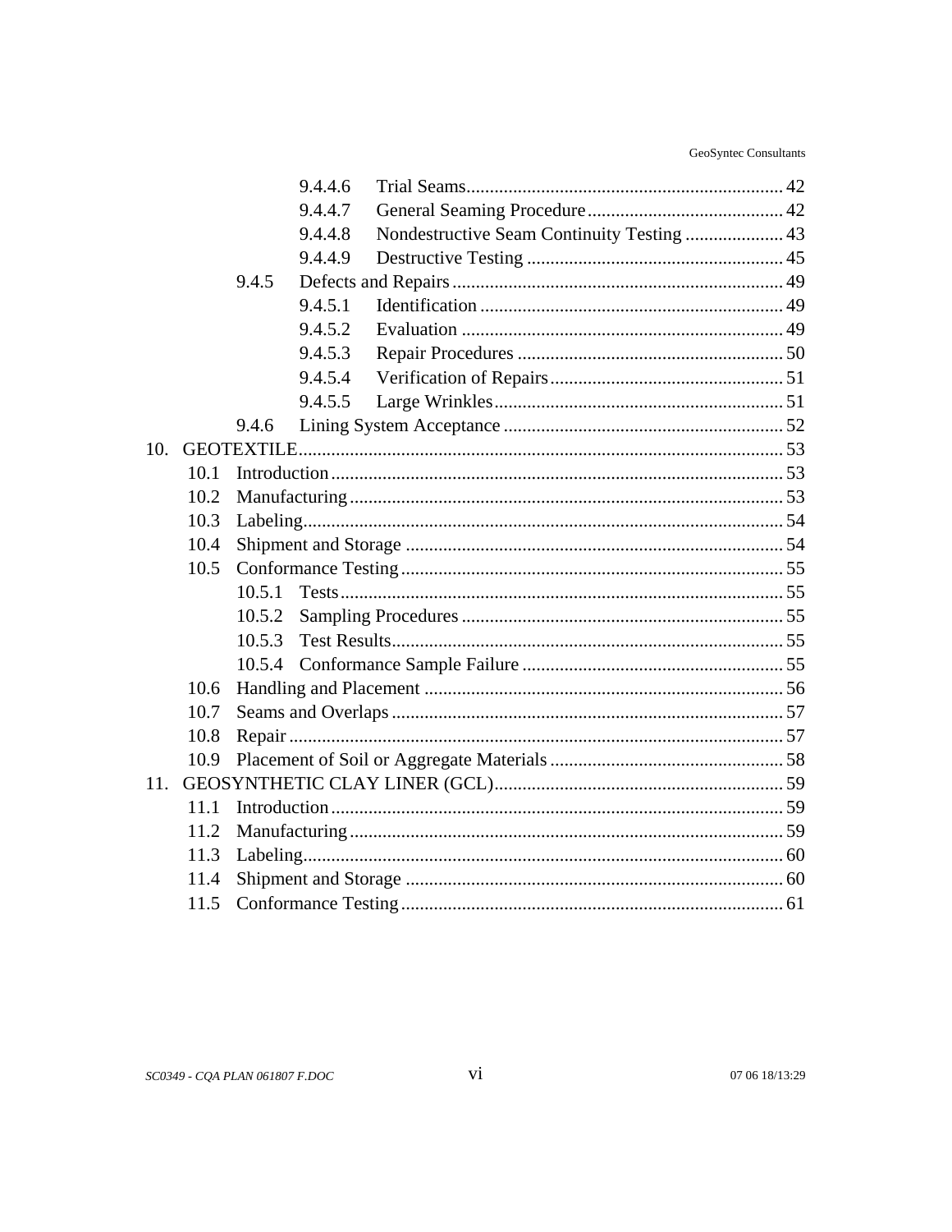9.4.4.6 Trial Seams ........ 42

9.4.4.7 General Seaming Procedure ........ 42

9.4.4.8 Nondestructive Seam Continuity Testing ........ 43

9.4.4.9 Destructive Testing ........ 45

9.4.5 Defects and Repairs ........ 49

9.4.5.1 Identification ........ 49

9.4.5.2 Evaluation ........ 49

9.4.5.3 Repair Procedures ........ 50

9.4.5.4 Verification of Repairs ........ 51

9.4.5.5 Large Wrinkles ........ 51

9.4.6 Lining System Acceptance ........ 52

10. GEOTEXTILE ........ 53

10.1 Introduction ........ 53

10.2 Manufacturing ........ 53

10.3 Labeling ........ 54

10.4 Shipment and Storage ........ 54

10.5 Conformance Testing ........ 55

10.5.1 Tests ........ 55

10.5.2 Sampling Procedures ........ 55

10.5.3 Test Results ........ 55

10.5.4 Conformance Sample Failure ........ 55

10.6 Handling and Placement ........ 56

10.7 Seams and Overlaps ........ 57

10.8 Repair ........ 57

10.9 Placement of Soil or Aggregate Materials ........ 58

11. GEOSYNTHETIC CLAY LINER (GCL) ........ 59

11.1 Introduction ........ 59

11.2 Manufacturing ........ 59

11.3 Labeling ........ 60

11.4 Shipment and Storage ........ 60

11.5 Conformance Testing ........ 61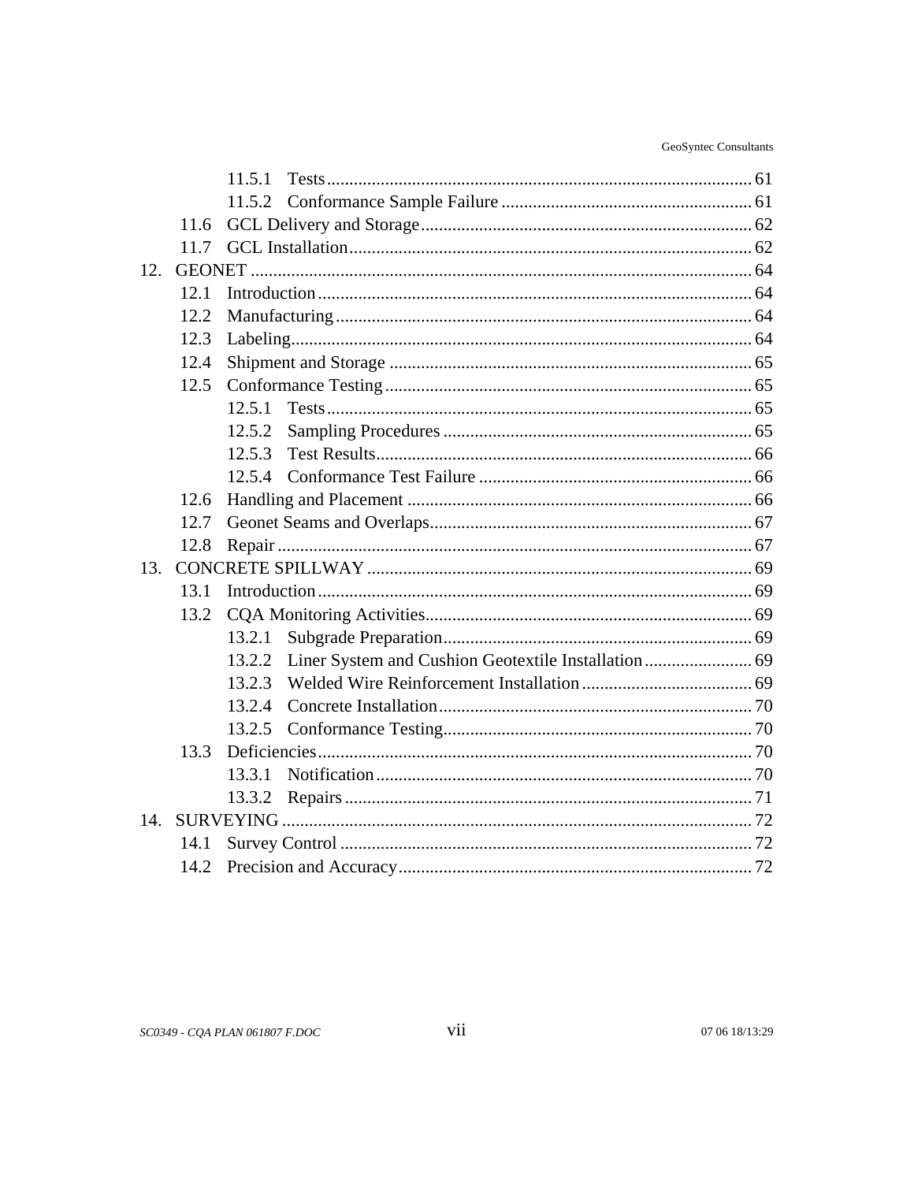11.5.1 Tests ..... 61
11.5.2 Conformance Sample Failure ..... 61
11.6 GCL Delivery and Storage ..... 62
11.7 GCL Installation ..... 62

12. GEONET ..... 64
12.1 Introduction ..... 64
12.2 Manufacturing ..... 64
12.3 Labeling ..... 64
12.4 Shipment and Storage ..... 65
12.5 Conformance Testing ..... 65
12.5.1 Tests ..... 65
12.5.2 Sampling Procedures ..... 65
12.5.3 Test Results ..... 66
12.5.4 Conformance Test Failure ..... 66
12.6 Handling and Placement ..... 66
12.7 Geonet Seams and Overlaps ..... 67
12.8 Repair ..... 67

13. CONCRETE SPILLWAY ..... 69
13.1 Introduction ..... 69
13.2 CQA Monitoring Activities ..... 69
13.2.1 Subgrade Preparation ..... 69
13.2.2 Liner System and Cushion Geotextile Installation ..... 69
13.2.3 Welded Wire Reinforcement Installation ..... 69
13.2.4 Concrete Installation ..... 70
13.2.5 Conformance Testing ..... 70
13.3 Deficiencies ..... 70
13.3.1 Notification ..... 70
13.3.2 Repairs ..... 71

14. SURVEYING ..... 72
14.1 Survey Control ..... 72
14.2 Precision and Accuracy ..... 72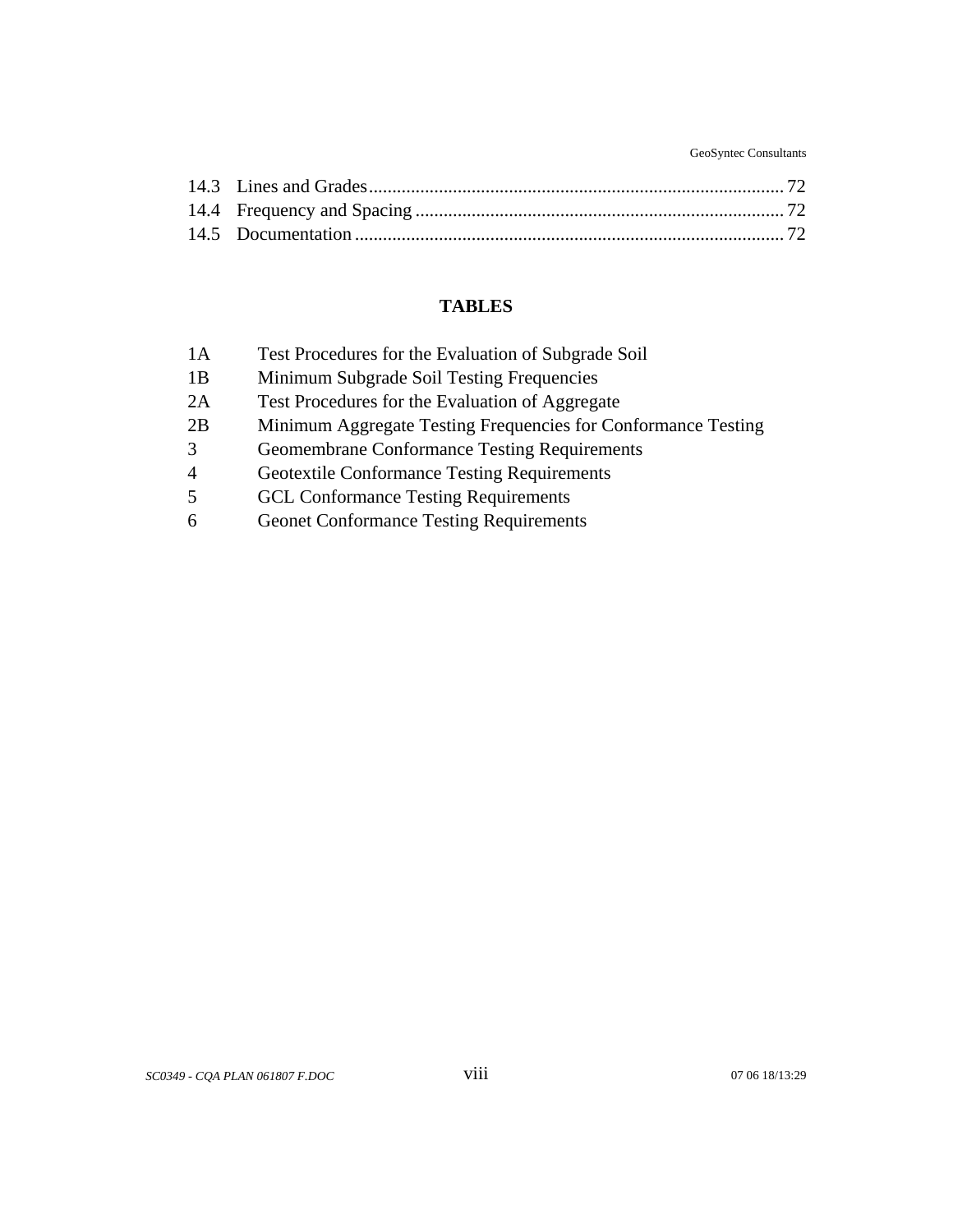14.3 Lines and Grades........................................................................................ 72
14.4 Frequency and Spacing .............................................................................. 72
14.5 Documentation ........................................................................................... 72

## TABLES

1A Test Procedures for the Evaluation of Subgrade Soil
1B Minimum Subgrade Soil Testing Frequencies
2A Test Procedures for the Evaluation of Aggregate
2B Minimum Aggregate Testing Frequencies for Conformance Testing
3 Geomembrane Conformance Testing Requirements
4 Geotextile Conformance Testing Requirements
5 GCL Conformance Testing Requirements
6 Geonet Conformance Testing Requirements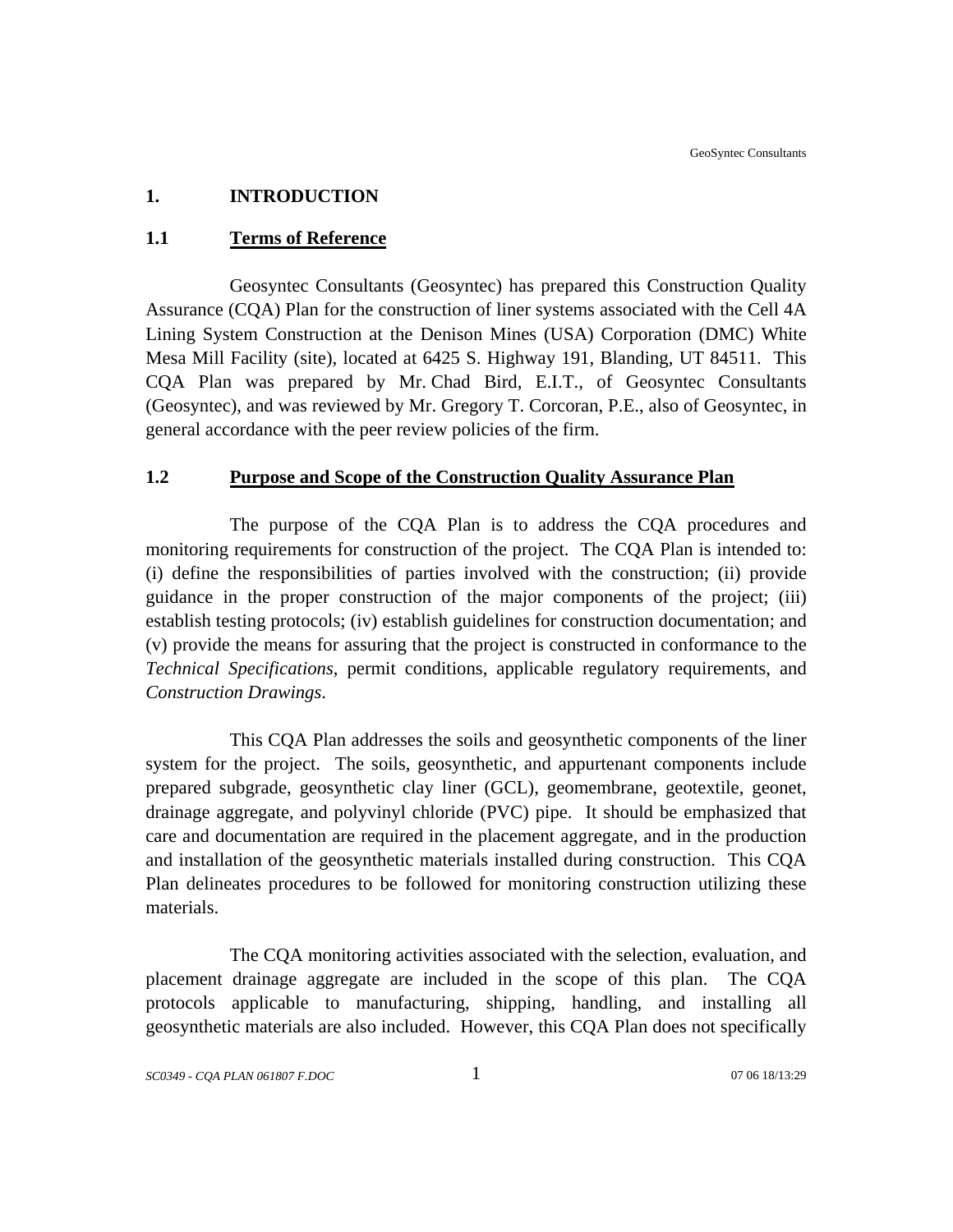# 1. INTRODUCTION

## 1.1 Terms of Reference

Geosyntec Consultants (Geosyntec) has prepared this Construction Quality Assurance (CQA) Plan for the construction of liner systems associated with the Cell 4A Lining System Construction at the Denison Mines (USA) Corporation (DMC) White Mesa Mill Facility (site), located at 6425 S. Highway 191, Blanding, UT 84511. This CQA Plan was prepared by Mr. Chad Bird, E.I.T., of Geosyntec Consultants (Geosyntec), and was reviewed by Mr. Gregory T. Corcoran, P.E., also of Geosyntec, in general accordance with the peer review policies of the firm.

## 1.2 Purpose and Scope of the Construction Quality Assurance Plan

The purpose of the CQA Plan is to address the CQA procedures and monitoring requirements for construction of the project. The CQA Plan is intended to: (i) define the responsibilities of parties involved with the construction; (ii) provide guidance in the proper construction of the major components of the project; (iii) establish testing protocols; (iv) establish guidelines for construction documentation; and (v) provide the means for assuring that the project is constructed in conformance to the *Technical Specifications*, permit conditions, applicable regulatory requirements, and *Construction Drawings*.

This CQA Plan addresses the soils and geosynthetic components of the liner system for the project. The soils, geosynthetic, and appurtenant components include prepared subgrade, geosynthetic clay liner (GCL), geomembrane, geotextile, geonet, drainage aggregate, and polyvinyl chloride (PVC) pipe. It should be emphasized that care and documentation are required in the placement aggregate, and in the production and installation of the geosynthetic materials installed during construction. This CQA Plan delineates procedures to be followed for monitoring construction utilizing these materials.

The CQA monitoring activities associated with the selection, evaluation, and placement drainage aggregate are included in the scope of this plan. The CQA protocols applicable to manufacturing, shipping, handling, and installing all geosynthetic materials are also included. However, this CQA Plan does not specifically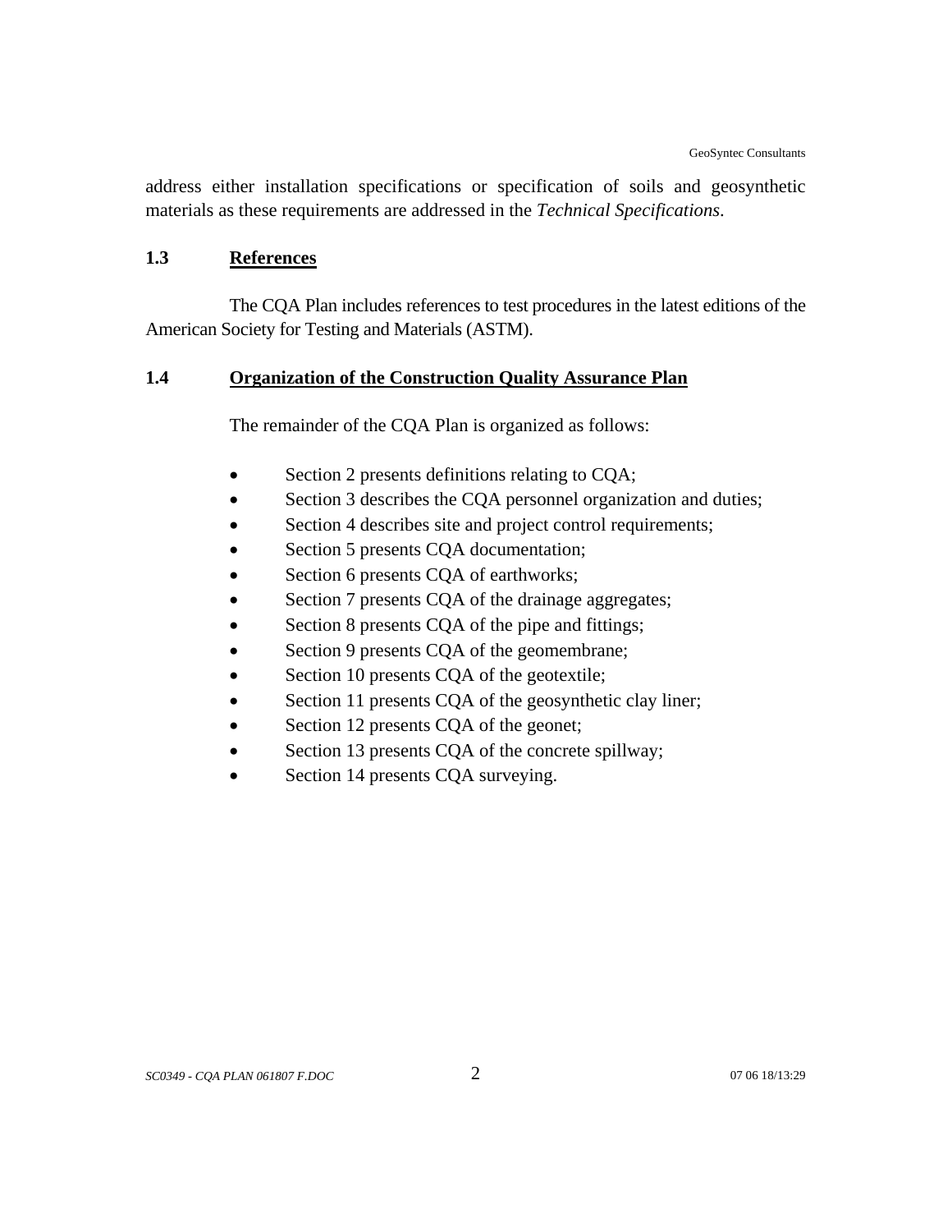address either installation specifications or specification of soils and geosynthetic materials as these requirements are addressed in the *Technical Specifications*.

## 1.3 References

The CQA Plan includes references to test procedures in the latest editions of the American Society for Testing and Materials (ASTM).

## 1.4 Organization of the Construction Quality Assurance Plan

The remainder of the CQA Plan is organized as follows:

- Section 2 presents definitions relating to CQA;
- Section 3 describes the CQA personnel organization and duties;
- Section 4 describes site and project control requirements;
- Section 5 presents CQA documentation;
- Section 6 presents CQA of earthworks;
- Section 7 presents CQA of the drainage aggregates;
- Section 8 presents CQA of the pipe and fittings;
- Section 9 presents CQA of the geomembrane;
- Section 10 presents CQA of the geotextile;
- Section 11 presents CQA of the geosynthetic clay liner;
- Section 12 presents CQA of the geonet;
- Section 13 presents CQA of the concrete spillway;
- Section 14 presents CQA surveying.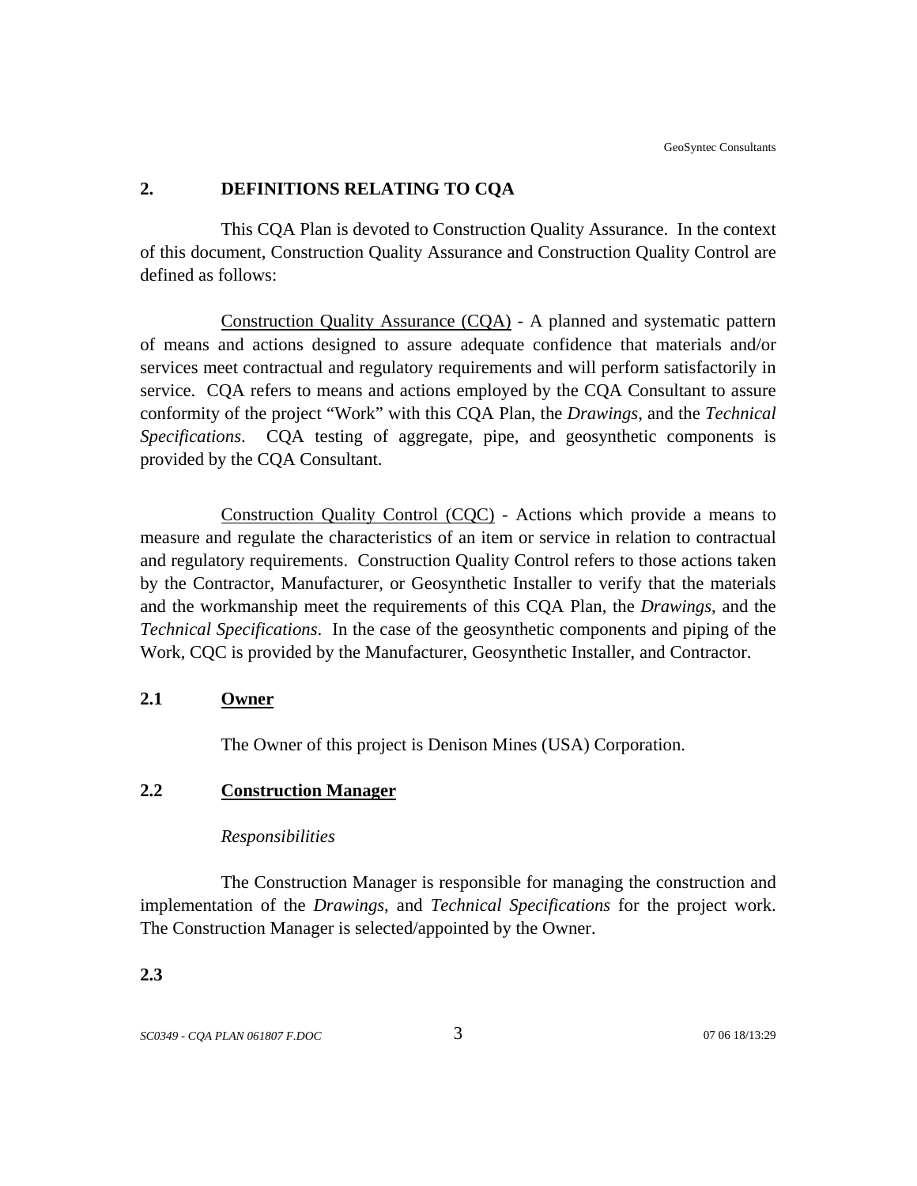## 2. DEFINITIONS RELATING TO CQA

This CQA Plan is devoted to Construction Quality Assurance. In the context of this document, Construction Quality Assurance and Construction Quality Control are defined as follows:

Construction Quality Assurance (CQA) - A planned and systematic pattern of means and actions designed to assure adequate confidence that materials and/or services meet contractual and regulatory requirements and will perform satisfactorily in service. CQA refers to means and actions employed by the CQA Consultant to assure conformity of the project "Work" with this CQA Plan, the *Drawings*, and the *Technical Specifications*. CQA testing of aggregate, pipe, and geosynthetic components is provided by the CQA Consultant.

Construction Quality Control (CQC) - Actions which provide a means to measure and regulate the characteristics of an item or service in relation to contractual and regulatory requirements. Construction Quality Control refers to those actions taken by the Contractor, Manufacturer, or Geosynthetic Installer to verify that the materials and the workmanship meet the requirements of this CQA Plan, the *Drawings*, and the *Technical Specifications*. In the case of the geosynthetic components and piping of the Work, CQC is provided by the Manufacturer, Geosynthetic Installer, and Contractor.

### 2.1 Owner

The Owner of this project is Denison Mines (USA) Corporation.

### 2.2 Construction Manager

*Responsibilities*

The Construction Manager is responsible for managing the construction and implementation of the *Drawings*, and *Technical Specifications* for the project work. The Construction Manager is selected/appointed by the Owner.

### 2.3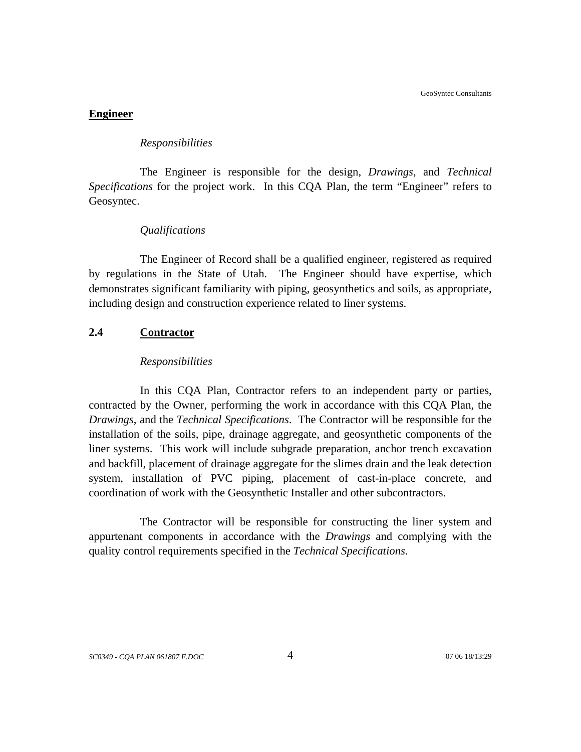### Engineer

*Responsibilities*

The Engineer is responsible for the design, *Drawings*, and *Technical Specifications* for the project work. In this CQA Plan, the term "Engineer" refers to Geosyntec.

*Qualifications*

The Engineer of Record shall be a qualified engineer, registered as required by regulations in the State of Utah. The Engineer should have expertise, which demonstrates significant familiarity with piping, geosynthetics and soils, as appropriate, including design and construction experience related to liner systems.

## 2.4 Contractor

*Responsibilities*

In this CQA Plan, Contractor refers to an independent party or parties, contracted by the Owner, performing the work in accordance with this CQA Plan, the *Drawings*, and the *Technical Specifications*. The Contractor will be responsible for the installation of the soils, pipe, drainage aggregate, and geosynthetic components of the liner systems. This work will include subgrade preparation, anchor trench excavation and backfill, placement of drainage aggregate for the slimes drain and the leak detection system, installation of PVC piping, placement of cast-in-place concrete, and coordination of work with the Geosynthetic Installer and other subcontractors.

The Contractor will be responsible for constructing the liner system and appurtenant components in accordance with the *Drawings* and complying with the quality control requirements specified in the *Technical Specifications*.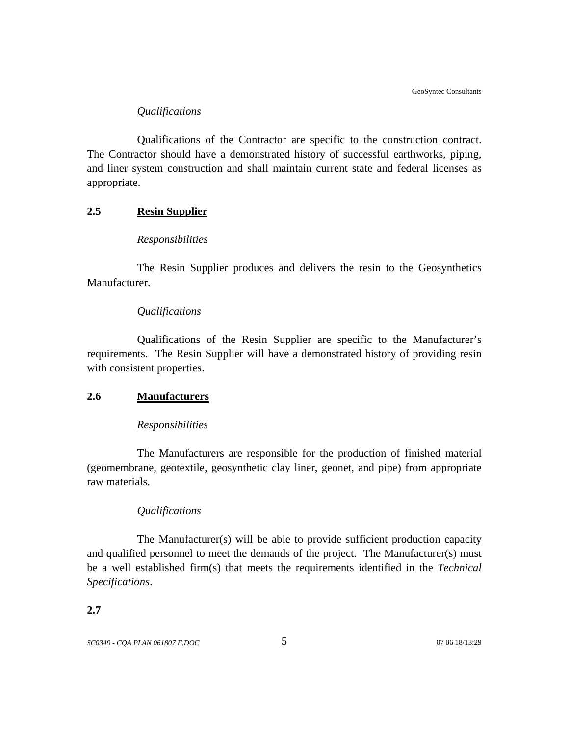*Qualifications*

Qualifications of the Contractor are specific to the construction contract. The Contractor should have a demonstrated history of successful earthworks, piping, and liner system construction and shall maintain current state and federal licenses as appropriate.

## 2.5 Resin Supplier

*Responsibilities*

The Resin Supplier produces and delivers the resin to the Geosynthetics Manufacturer.

*Qualifications*

Qualifications of the Resin Supplier are specific to the Manufacturer's requirements. The Resin Supplier will have a demonstrated history of providing resin with consistent properties.

## 2.6 Manufacturers

*Responsibilities*

The Manufacturers are responsible for the production of finished material (geomembrane, geotextile, geosynthetic clay liner, geonet, and pipe) from appropriate raw materials.

*Qualifications*

The Manufacturer(s) will be able to provide sufficient production capacity and qualified personnel to meet the demands of the project. The Manufacturer(s) must be a well established firm(s) that meets the requirements identified in the *Technical Specifications*.

## 2.7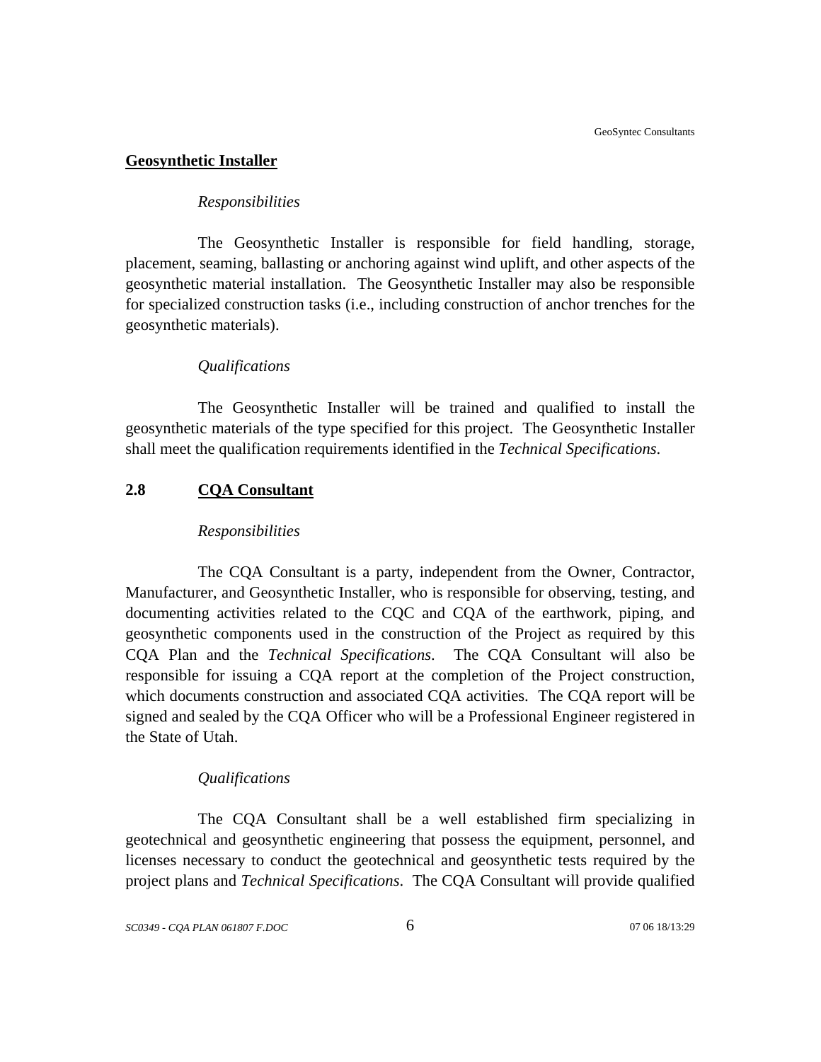### Geosynthetic Installer

*Responsibilities*

The Geosynthetic Installer is responsible for field handling, storage, placement, seaming, ballasting or anchoring against wind uplift, and other aspects of the geosynthetic material installation. The Geosynthetic Installer may also be responsible for specialized construction tasks (i.e., including construction of anchor trenches for the geosynthetic materials).

*Qualifications*

The Geosynthetic Installer will be trained and qualified to install the geosynthetic materials of the type specified for this project. The Geosynthetic Installer shall meet the qualification requirements identified in the *Technical Specifications*.

## 2.8 CQA Consultant

*Responsibilities*

The CQA Consultant is a party, independent from the Owner, Contractor, Manufacturer, and Geosynthetic Installer, who is responsible for observing, testing, and documenting activities related to the CQC and CQA of the earthwork, piping, and geosynthetic components used in the construction of the Project as required by this CQA Plan and the *Technical Specifications*. The CQA Consultant will also be responsible for issuing a CQA report at the completion of the Project construction, which documents construction and associated CQA activities. The CQA report will be signed and sealed by the CQA Officer who will be a Professional Engineer registered in the State of Utah.

*Qualifications*

The CQA Consultant shall be a well established firm specializing in geotechnical and geosynthetic engineering that possess the equipment, personnel, and licenses necessary to conduct the geotechnical and geosynthetic tests required by the project plans and *Technical Specifications*. The CQA Consultant will provide qualified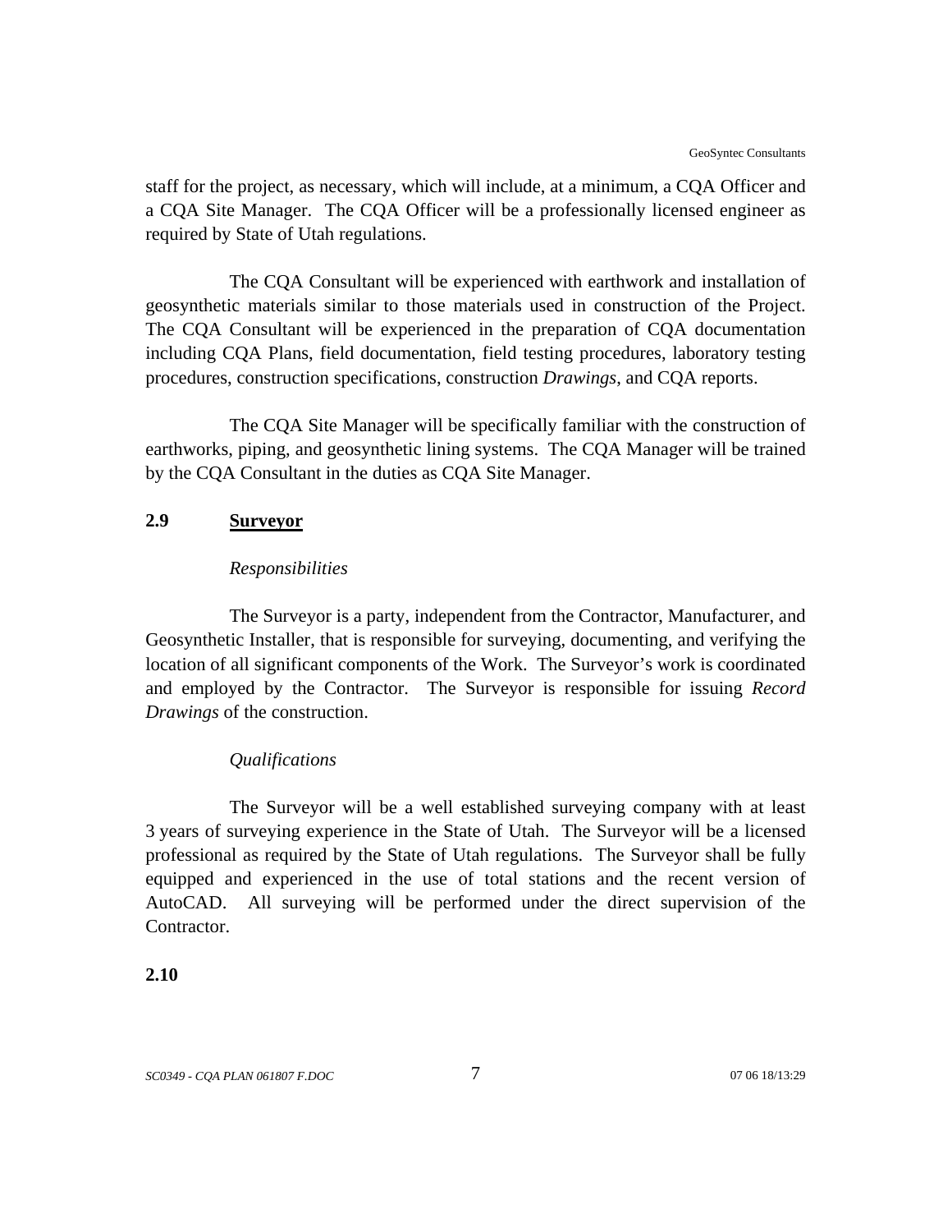staff for the project, as necessary, which will include, at a minimum, a CQA Officer and a CQA Site Manager. The CQA Officer will be a professionally licensed engineer as required by State of Utah regulations.

The CQA Consultant will be experienced with earthwork and installation of geosynthetic materials similar to those materials used in construction of the Project. The CQA Consultant will be experienced in the preparation of CQA documentation including CQA Plans, field documentation, field testing procedures, laboratory testing procedures, construction specifications, construction *Drawings*, and CQA reports.

The CQA Site Manager will be specifically familiar with the construction of earthworks, piping, and geosynthetic lining systems. The CQA Manager will be trained by the CQA Consultant in the duties as CQA Site Manager.

## 2.9 Surveyor

*Responsibilities*

The Surveyor is a party, independent from the Contractor, Manufacturer, and Geosynthetic Installer, that is responsible for surveying, documenting, and verifying the location of all significant components of the Work. The Surveyor's work is coordinated and employed by the Contractor. The Surveyor is responsible for issuing *Record Drawings* of the construction.

*Qualifications*

The Surveyor will be a well established surveying company with at least 3 years of surveying experience in the State of Utah. The Surveyor will be a licensed professional as required by the State of Utah regulations. The Surveyor shall be fully equipped and experienced in the use of total stations and the recent version of AutoCAD. All surveying will be performed under the direct supervision of the Contractor.

## 2.10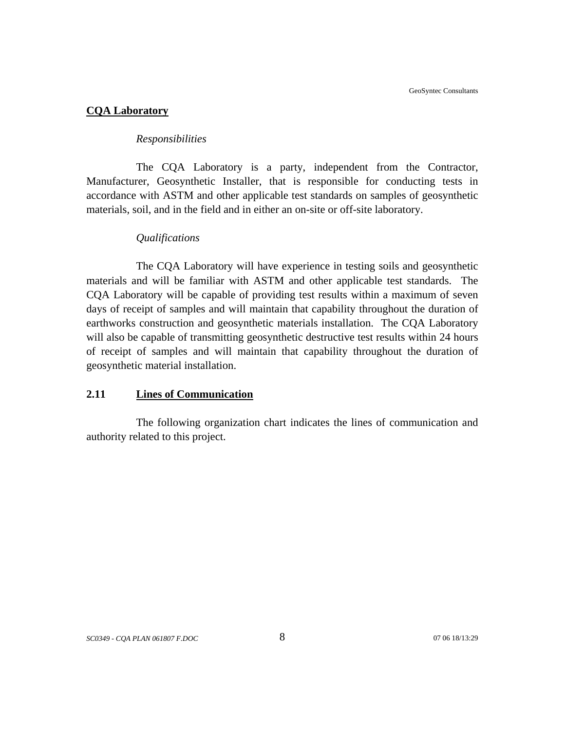**CQA Laboratory**

*Responsibilities*

The CQA Laboratory is a party, independent from the Contractor, Manufacturer, Geosynthetic Installer, that is responsible for conducting tests in accordance with ASTM and other applicable test standards on samples of geosynthetic materials, soil, and in the field and in either an on-site or off-site laboratory.

*Qualifications*

The CQA Laboratory will have experience in testing soils and geosynthetic materials and will be familiar with ASTM and other applicable test standards. The CQA Laboratory will be capable of providing test results within a maximum of seven days of receipt of samples and will maintain that capability throughout the duration of earthworks construction and geosynthetic materials installation. The CQA Laboratory will also be capable of transmitting geosynthetic destructive test results within 24 hours of receipt of samples and will maintain that capability throughout the duration of geosynthetic material installation.

## 2.11 Lines of Communication

The following organization chart indicates the lines of communication and authority related to this project.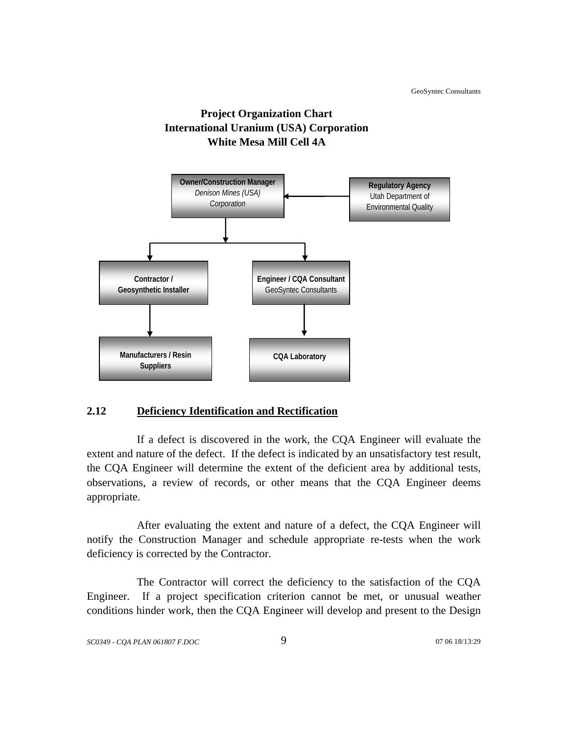**Project Organization Chart**
**International Uranium (USA) Corporation**
**White Mesa Mill Cell 4A**

**Owner/Construction Manager**
*Denison Mines (USA) Corporation*

**Regulatory Agency**
Utah Department of Environmental Quality

**Contractor / Geosynthetic Installer**

**Engineer / CQA Consultant**
GeoSyntec Consultants

**Manufacturers / Resin Suppliers**

**CQA Laboratory**

## 2.12 Deficiency Identification and Rectification

If a defect is discovered in the work, the CQA Engineer will evaluate the extent and nature of the defect. If the defect is indicated by an unsatisfactory test result, the CQA Engineer will determine the extent of the deficient area by additional tests, observations, a review of records, or other means that the CQA Engineer deems appropriate.

After evaluating the extent and nature of a defect, the CQA Engineer will notify the Construction Manager and schedule appropriate re-tests when the work deficiency is corrected by the Contractor.

The Contractor will correct the deficiency to the satisfaction of the CQA Engineer. If a project specification criterion cannot be met, or unusual weather conditions hinder work, then the CQA Engineer will develop and present to the Design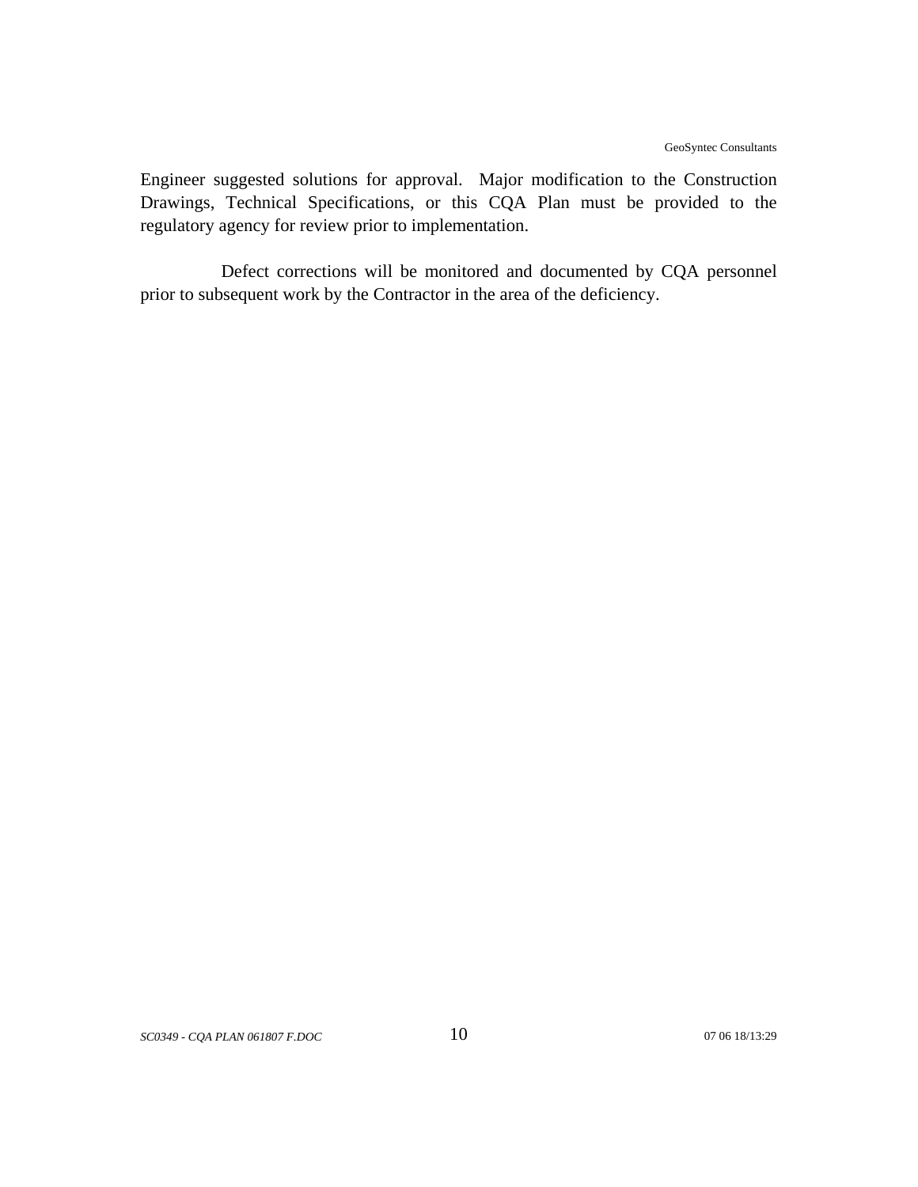Engineer suggested solutions for approval.  Major modification to the Construction Drawings, Technical Specifications, or this CQA Plan must be provided to the regulatory agency for review prior to implementation.

Defect corrections will be monitored and documented by CQA personnel prior to subsequent work by the Contractor in the area of the deficiency.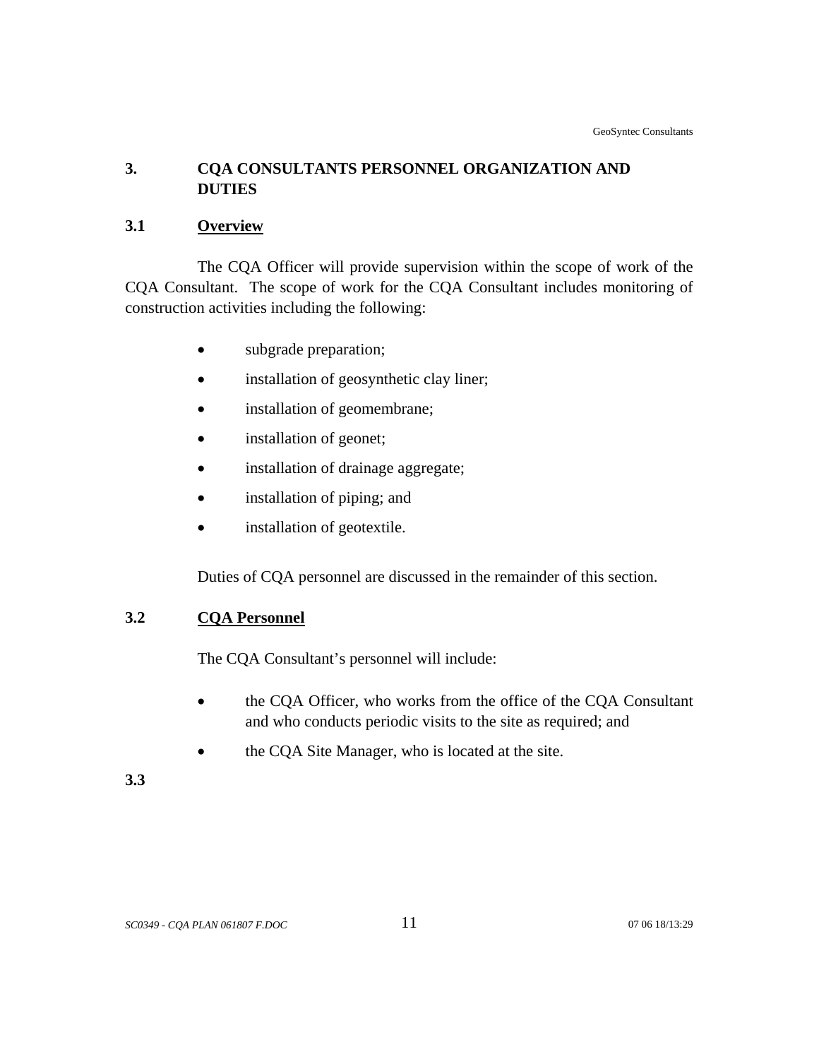# 3. CQA CONSULTANTS PERSONNEL ORGANIZATION AND DUTIES

## 3.1 Overview

The CQA Officer will provide supervision within the scope of work of the CQA Consultant. The scope of work for the CQA Consultant includes monitoring of construction activities including the following:

- subgrade preparation;
- installation of geosynthetic clay liner;
- installation of geomembrane;
- installation of geonet;
- installation of drainage aggregate;
- installation of piping; and
- installation of geotextile.

Duties of CQA personnel are discussed in the remainder of this section.

## 3.2 CQA Personnel

The CQA Consultant's personnel will include:

- the CQA Officer, who works from the office of the CQA Consultant and who conducts periodic visits to the site as required; and
- the CQA Site Manager, who is located at the site.

## 3.3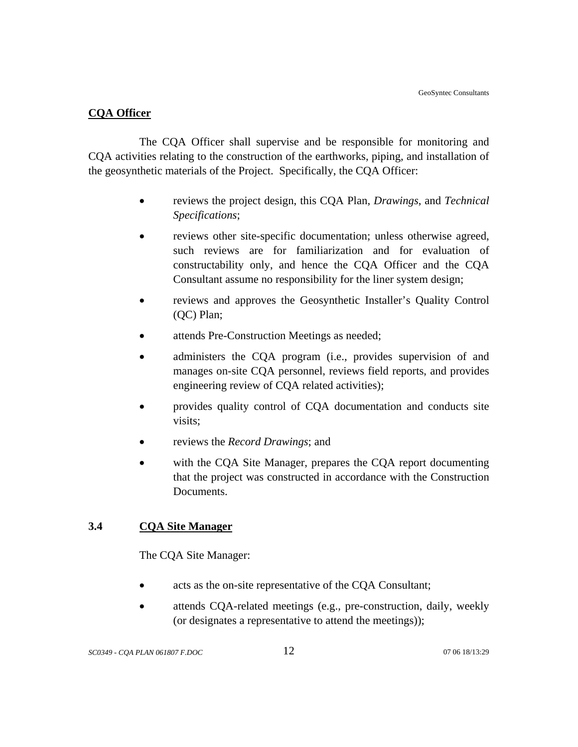**CQA Officer**

The CQA Officer shall supervise and be responsible for monitoring and CQA activities relating to the construction of the earthworks, piping, and installation of the geosynthetic materials of the Project. Specifically, the CQA Officer:

- reviews the project design, this CQA Plan, *Drawings*, and *Technical Specifications*;
- reviews other site-specific documentation; unless otherwise agreed, such reviews are for familiarization and for evaluation of constructability only, and hence the CQA Officer and the CQA Consultant assume no responsibility for the liner system design;
- reviews and approves the Geosynthetic Installer's Quality Control (QC) Plan;
- attends Pre-Construction Meetings as needed;
- administers the CQA program (i.e., provides supervision of and manages on-site CQA personnel, reviews field reports, and provides engineering review of CQA related activities);
- provides quality control of CQA documentation and conducts site visits;
- reviews the *Record Drawings*; and
- with the CQA Site Manager, prepares the CQA report documenting that the project was constructed in accordance with the Construction Documents.

## 3.4 CQA Site Manager

The CQA Site Manager:

- acts as the on-site representative of the CQA Consultant;
- attends CQA-related meetings (e.g., pre-construction, daily, weekly (or designates a representative to attend the meetings));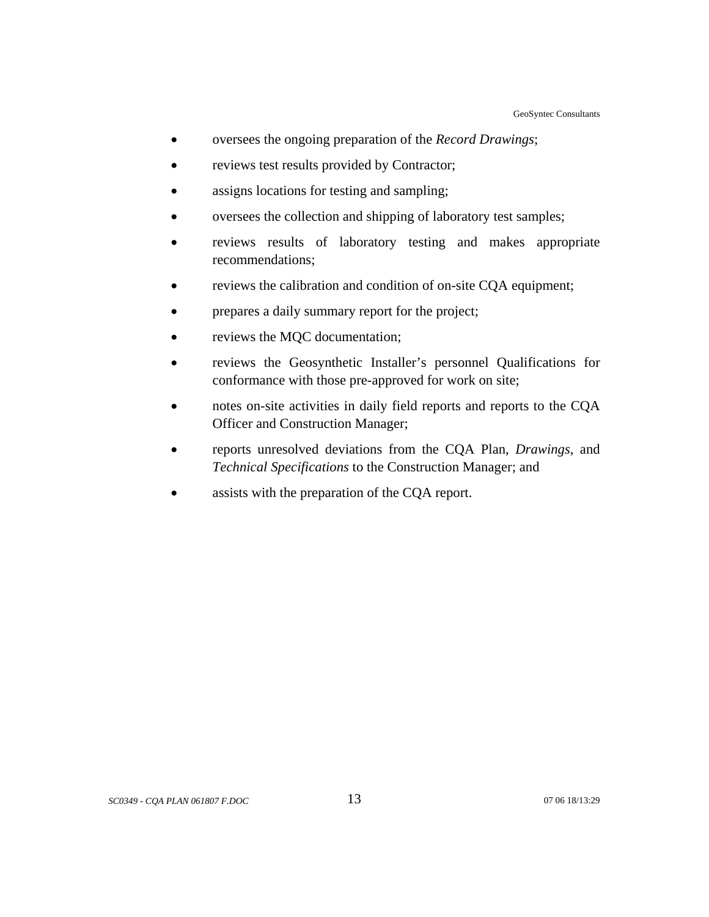- oversees the ongoing preparation of the *Record Drawings*;
- reviews test results provided by Contractor;
- assigns locations for testing and sampling;
- oversees the collection and shipping of laboratory test samples;
- reviews results of laboratory testing and makes appropriate recommendations;
- reviews the calibration and condition of on-site CQA equipment;
- prepares a daily summary report for the project;
- reviews the MQC documentation;
- reviews the Geosynthetic Installer's personnel Qualifications for conformance with those pre-approved for work on site;
- notes on-site activities in daily field reports and reports to the CQA Officer and Construction Manager;
- reports unresolved deviations from the CQA Plan, *Drawings*, and *Technical Specifications* to the Construction Manager; and
- assists with the preparation of the CQA report.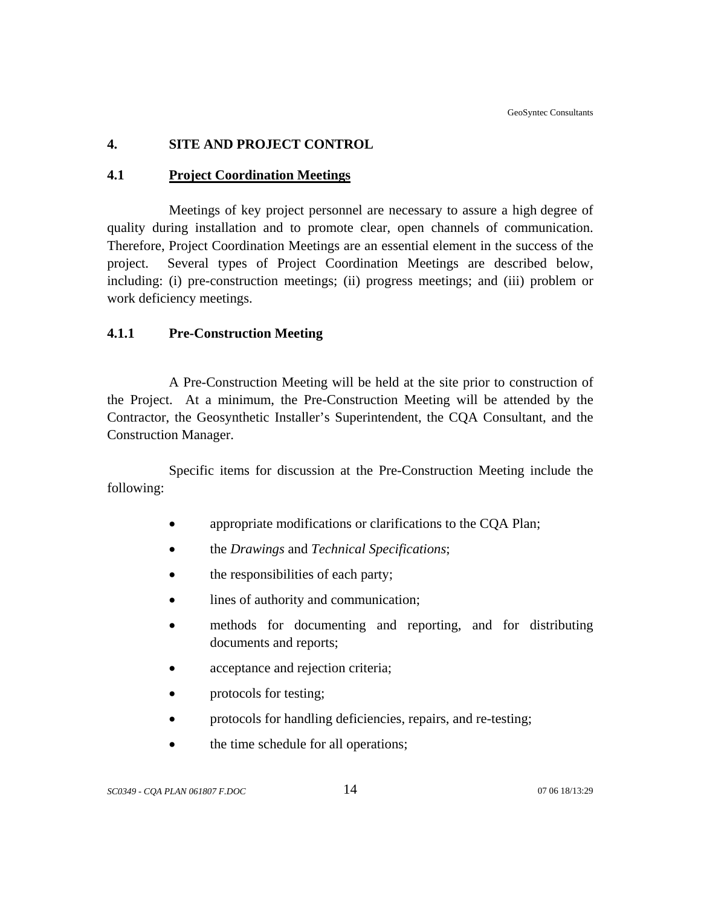# 4. SITE AND PROJECT CONTROL

## 4.1 Project Coordination Meetings

Meetings of key project personnel are necessary to assure a high degree of quality during installation and to promote clear, open channels of communication. Therefore, Project Coordination Meetings are an essential element in the success of the project. Several types of Project Coordination Meetings are described below, including: (i) pre-construction meetings; (ii) progress meetings; and (iii) problem or work deficiency meetings.

### 4.1.1 Pre-Construction Meeting

A Pre-Construction Meeting will be held at the site prior to construction of the Project. At a minimum, the Pre-Construction Meeting will be attended by the Contractor, the Geosynthetic Installer's Superintendent, the CQA Consultant, and the Construction Manager.

Specific items for discussion at the Pre-Construction Meeting include the following:

- appropriate modifications or clarifications to the CQA Plan;
- the *Drawings* and *Technical Specifications*;
- the responsibilities of each party;
- lines of authority and communication;
- methods for documenting and reporting, and for distributing documents and reports;
- acceptance and rejection criteria;
- protocols for testing;
- protocols for handling deficiencies, repairs, and re-testing;
- the time schedule for all operations;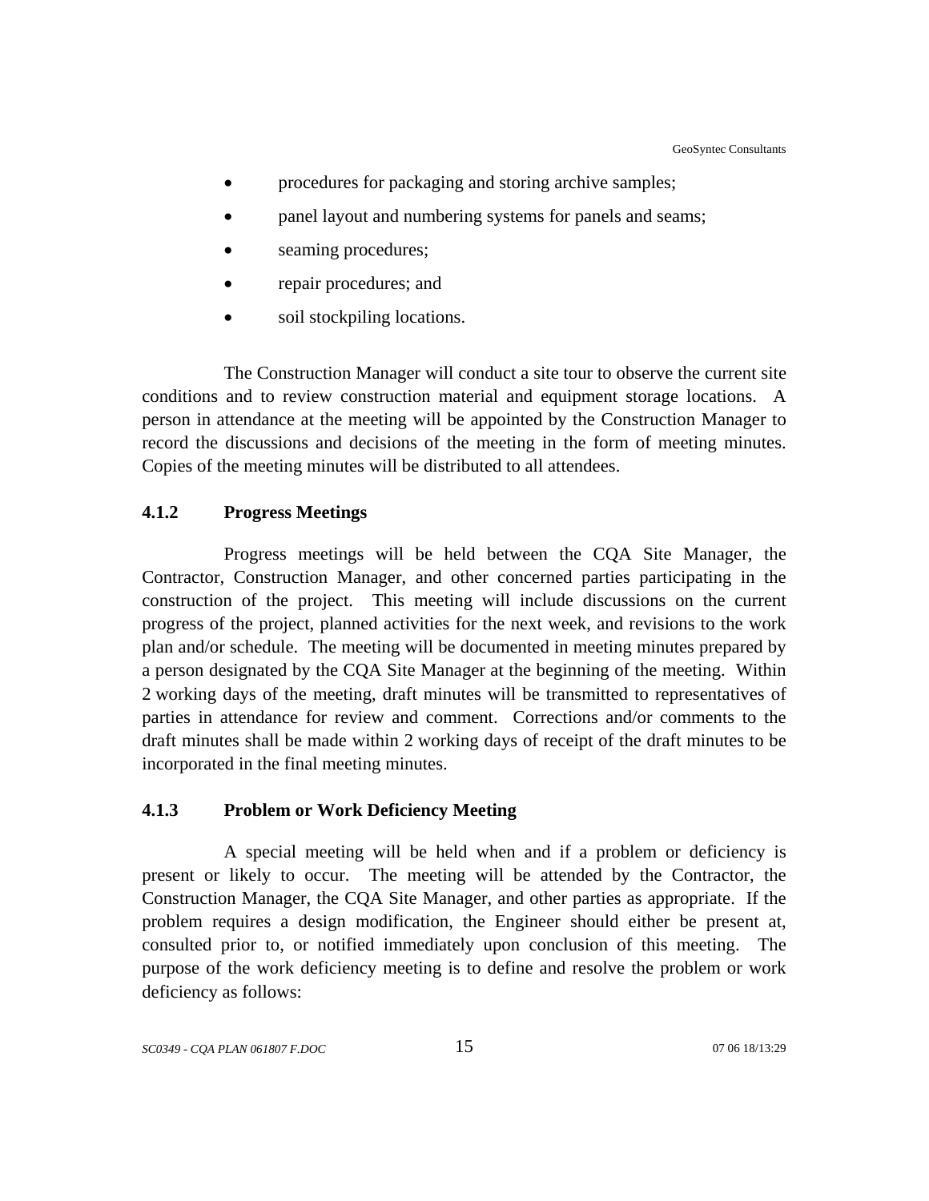- procedures for packaging and storing archive samples;
- panel layout and numbering systems for panels and seams;
- seaming procedures;
- repair procedures; and
- soil stockpiling locations.

The Construction Manager will conduct a site tour to observe the current site conditions and to review construction material and equipment storage locations. A person in attendance at the meeting will be appointed by the Construction Manager to record the discussions and decisions of the meeting in the form of meeting minutes. Copies of the meeting minutes will be distributed to all attendees.

#### 4.1.2 Progress Meetings

Progress meetings will be held between the CQA Site Manager, the Contractor, Construction Manager, and other concerned parties participating in the construction of the project. This meeting will include discussions on the current progress of the project, planned activities for the next week, and revisions to the work plan and/or schedule. The meeting will be documented in meeting minutes prepared by a person designated by the CQA Site Manager at the beginning of the meeting. Within 2 working days of the meeting, draft minutes will be transmitted to representatives of parties in attendance for review and comment. Corrections and/or comments to the draft minutes shall be made within 2 working days of receipt of the draft minutes to be incorporated in the final meeting minutes.

#### 4.1.3 Problem or Work Deficiency Meeting

A special meeting will be held when and if a problem or deficiency is present or likely to occur. The meeting will be attended by the Contractor, the Construction Manager, the CQA Site Manager, and other parties as appropriate. If the problem requires a design modification, the Engineer should either be present at, consulted prior to, or notified immediately upon conclusion of this meeting. The purpose of the work deficiency meeting is to define and resolve the problem or work deficiency as follows: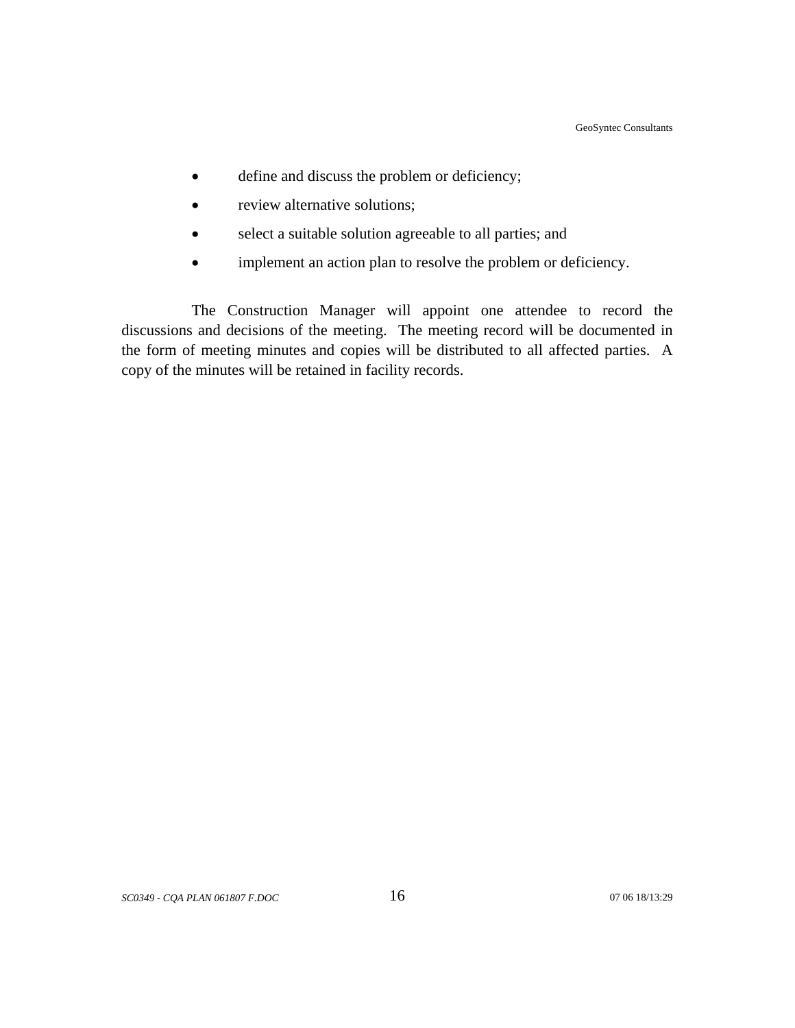- define and discuss the problem or deficiency;
- review alternative solutions;
- select a suitable solution agreeable to all parties; and
- implement an action plan to resolve the problem or deficiency.

The Construction Manager will appoint one attendee to record the discussions and decisions of the meeting. The meeting record will be documented in the form of meeting minutes and copies will be distributed to all affected parties. A copy of the minutes will be retained in facility records.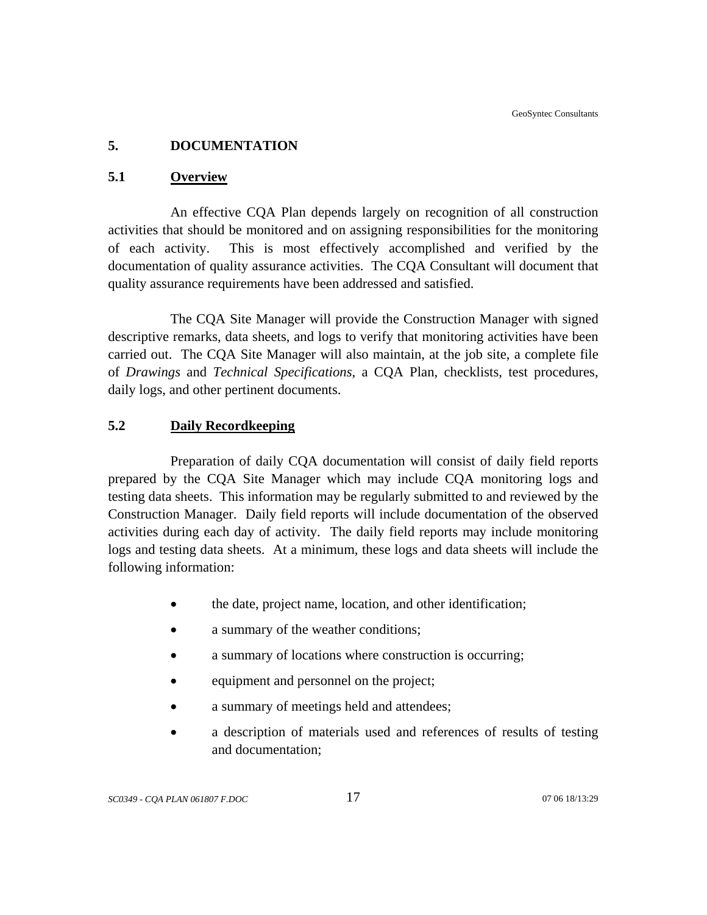## 5. DOCUMENTATION

### 5.1 Overview

An effective CQA Plan depends largely on recognition of all construction activities that should be monitored and on assigning responsibilities for the monitoring of each activity. This is most effectively accomplished and verified by the documentation of quality assurance activities. The CQA Consultant will document that quality assurance requirements have been addressed and satisfied.

The CQA Site Manager will provide the Construction Manager with signed descriptive remarks, data sheets, and logs to verify that monitoring activities have been carried out. The CQA Site Manager will also maintain, at the job site, a complete file of *Drawings* and *Technical Specifications*, a CQA Plan, checklists, test procedures, daily logs, and other pertinent documents.

### 5.2 Daily Recordkeeping

Preparation of daily CQA documentation will consist of daily field reports prepared by the CQA Site Manager which may include CQA monitoring logs and testing data sheets. This information may be regularly submitted to and reviewed by the Construction Manager. Daily field reports will include documentation of the observed activities during each day of activity. The daily field reports may include monitoring logs and testing data sheets. At a minimum, these logs and data sheets will include the following information:

- the date, project name, location, and other identification;
- a summary of the weather conditions;
- a summary of locations where construction is occurring;
- equipment and personnel on the project;
- a summary of meetings held and attendees;
- a description of materials used and references of results of testing and documentation;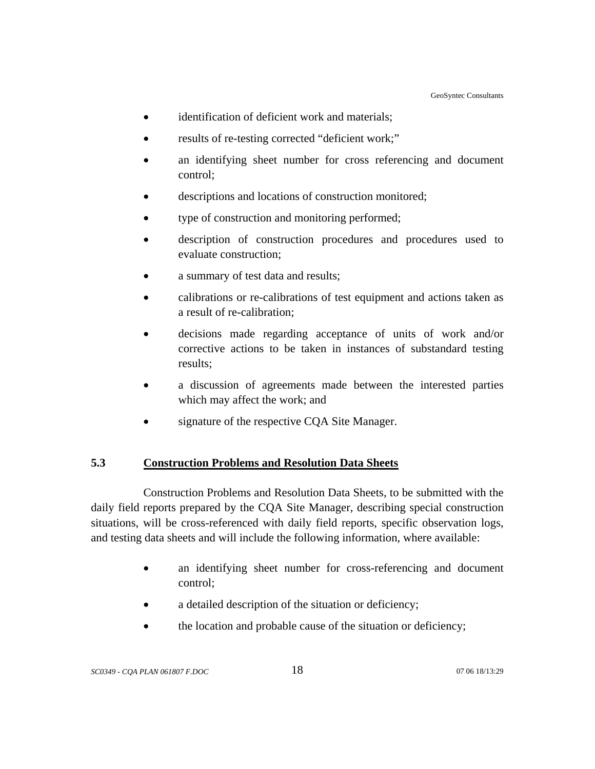- identification of deficient work and materials;
- results of re-testing corrected "deficient work;"
- an identifying sheet number for cross referencing and document control;
- descriptions and locations of construction monitored;
- type of construction and monitoring performed;
- description of construction procedures and procedures used to evaluate construction;
- a summary of test data and results;
- calibrations or re-calibrations of test equipment and actions taken as a result of re-calibration;
- decisions made regarding acceptance of units of work and/or corrective actions to be taken in instances of substandard testing results;
- a discussion of agreements made between the interested parties which may affect the work; and
- signature of the respective CQA Site Manager.

## 5.3 Construction Problems and Resolution Data Sheets

Construction Problems and Resolution Data Sheets, to be submitted with the daily field reports prepared by the CQA Site Manager, describing special construction situations, will be cross-referenced with daily field reports, specific observation logs, and testing data sheets and will include the following information, where available:

- an identifying sheet number for cross-referencing and document control;
- a detailed description of the situation or deficiency;
- the location and probable cause of the situation or deficiency;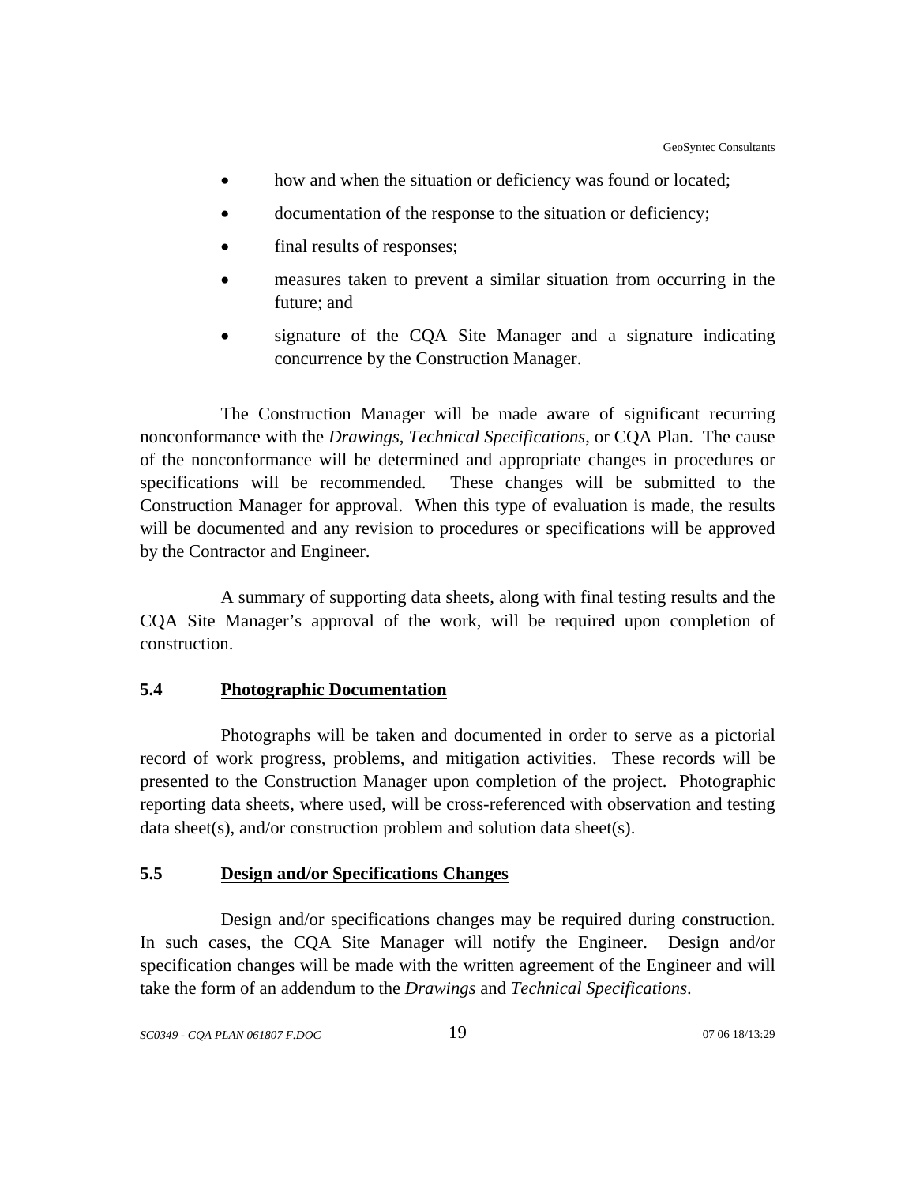- how and when the situation or deficiency was found or located;
- documentation of the response to the situation or deficiency;
- final results of responses;
- measures taken to prevent a similar situation from occurring in the future; and
- signature of the CQA Site Manager and a signature indicating concurrence by the Construction Manager.

The Construction Manager will be made aware of significant recurring nonconformance with the *Drawings*, *Technical Specifications*, or CQA Plan. The cause of the nonconformance will be determined and appropriate changes in procedures or specifications will be recommended. These changes will be submitted to the Construction Manager for approval. When this type of evaluation is made, the results will be documented and any revision to procedures or specifications will be approved by the Contractor and Engineer.

A summary of supporting data sheets, along with final testing results and the CQA Site Manager's approval of the work, will be required upon completion of construction.

## 5.4 Photographic Documentation

Photographs will be taken and documented in order to serve as a pictorial record of work progress, problems, and mitigation activities. These records will be presented to the Construction Manager upon completion of the project. Photographic reporting data sheets, where used, will be cross-referenced with observation and testing data sheet(s), and/or construction problem and solution data sheet(s).

## 5.5 Design and/or Specifications Changes

Design and/or specifications changes may be required during construction. In such cases, the CQA Site Manager will notify the Engineer. Design and/or specification changes will be made with the written agreement of the Engineer and will take the form of an addendum to the *Drawings* and *Technical Specifications*.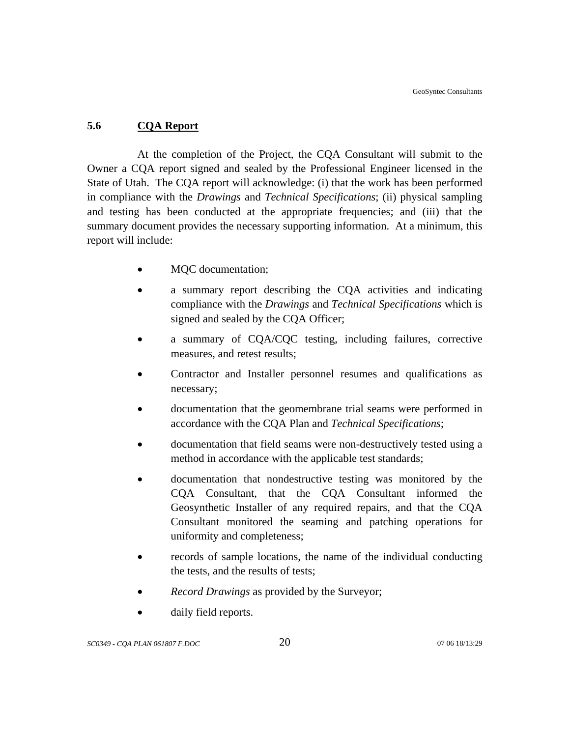## 5.6 CQA Report

At the completion of the Project, the CQA Consultant will submit to the Owner a CQA report signed and sealed by the Professional Engineer licensed in the State of Utah. The CQA report will acknowledge: (i) that the work has been performed in compliance with the *Drawings* and *Technical Specifications*; (ii) physical sampling and testing has been conducted at the appropriate frequencies; and (iii) that the summary document provides the necessary supporting information. At a minimum, this report will include:

- MQC documentation;
- a summary report describing the CQA activities and indicating compliance with the *Drawings* and *Technical Specifications* which is signed and sealed by the CQA Officer;
- a summary of CQA/CQC testing, including failures, corrective measures, and retest results;
- Contractor and Installer personnel resumes and qualifications as necessary;
- documentation that the geomembrane trial seams were performed in accordance with the CQA Plan and *Technical Specifications*;
- documentation that field seams were non-destructively tested using a method in accordance with the applicable test standards;
- documentation that nondestructive testing was monitored by the CQA Consultant, that the CQA Consultant informed the Geosynthetic Installer of any required repairs, and that the CQA Consultant monitored the seaming and patching operations for uniformity and completeness;
- records of sample locations, the name of the individual conducting the tests, and the results of tests;
- *Record Drawings* as provided by the Surveyor;
- daily field reports.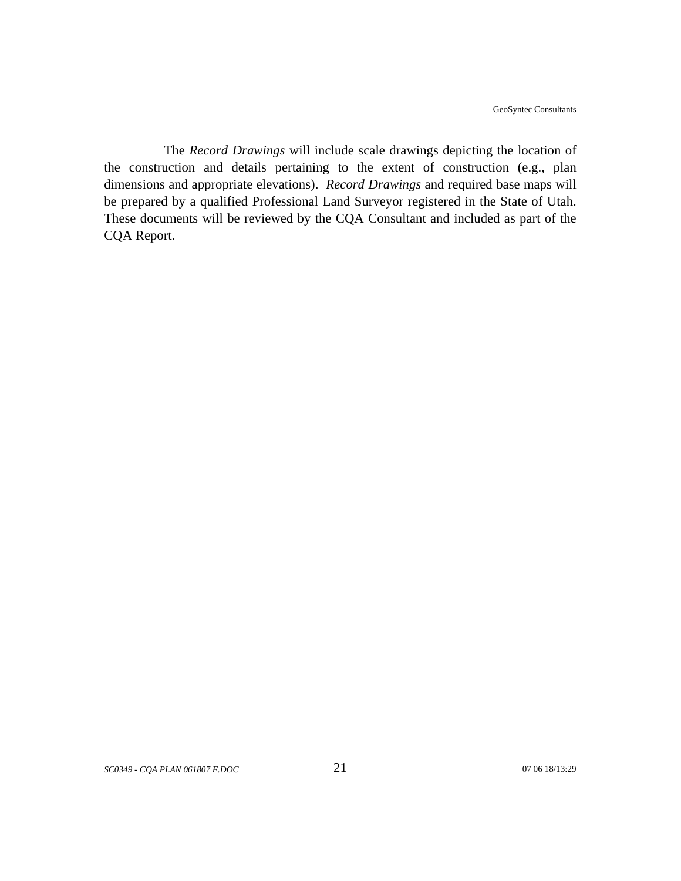The *Record Drawings* will include scale drawings depicting the location of the construction and details pertaining to the extent of construction (e.g., plan dimensions and appropriate elevations). *Record Drawings* and required base maps will be prepared by a qualified Professional Land Surveyor registered in the State of Utah. These documents will be reviewed by the CQA Consultant and included as part of the CQA Report.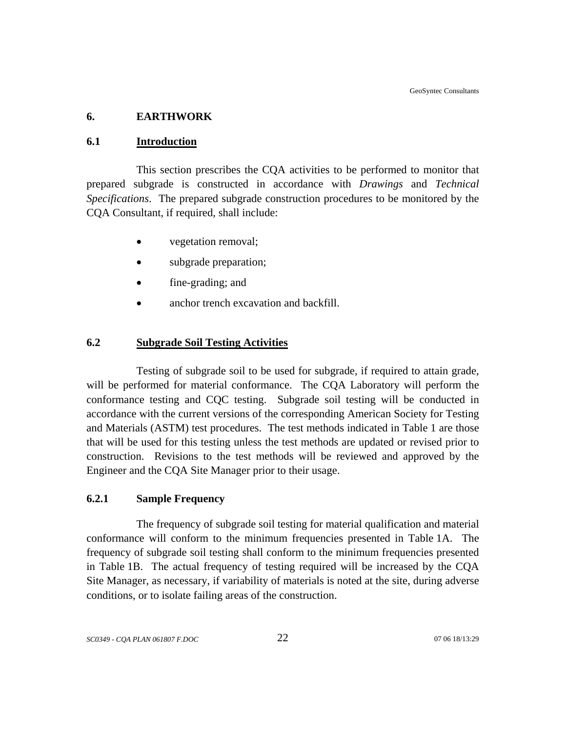# 6. EARTHWORK

## 6.1 Introduction

This section prescribes the CQA activities to be performed to monitor that prepared subgrade is constructed in accordance with *Drawings* and *Technical Specifications*. The prepared subgrade construction procedures to be monitored by the CQA Consultant, if required, shall include:

- vegetation removal;
- subgrade preparation;
- fine-grading; and
- anchor trench excavation and backfill.

## 6.2 Subgrade Soil Testing Activities

Testing of subgrade soil to be used for subgrade, if required to attain grade, will be performed for material conformance. The CQA Laboratory will perform the conformance testing and CQC testing. Subgrade soil testing will be conducted in accordance with the current versions of the corresponding American Society for Testing and Materials (ASTM) test procedures. The test methods indicated in Table 1 are those that will be used for this testing unless the test methods are updated or revised prior to construction. Revisions to the test methods will be reviewed and approved by the Engineer and the CQA Site Manager prior to their usage.

### 6.2.1 Sample Frequency

The frequency of subgrade soil testing for material qualification and material conformance will conform to the minimum frequencies presented in Table 1A. The frequency of subgrade soil testing shall conform to the minimum frequencies presented in Table 1B. The actual frequency of testing required will be increased by the CQA Site Manager, as necessary, if variability of materials is noted at the site, during adverse conditions, or to isolate failing areas of the construction.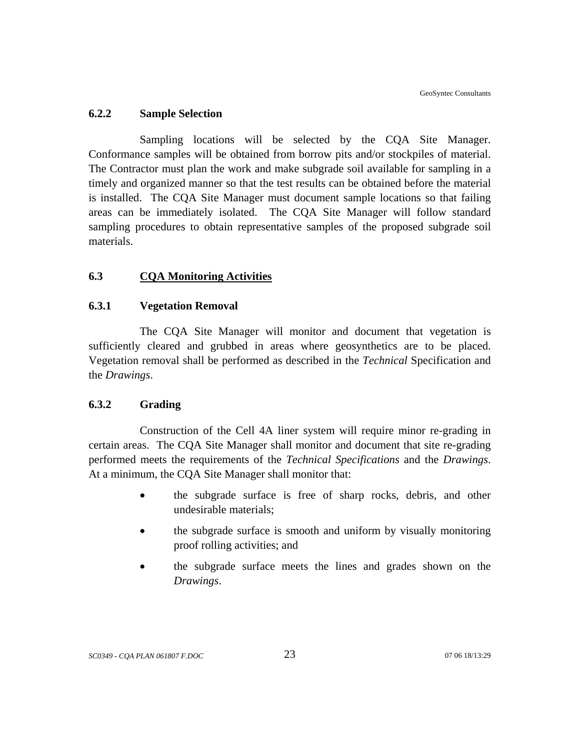### 6.2.2 Sample Selection

Sampling locations will be selected by the CQA Site Manager. Conformance samples will be obtained from borrow pits and/or stockpiles of material. The Contractor must plan the work and make subgrade soil available for sampling in a timely and organized manner so that the test results can be obtained before the material is installed. The CQA Site Manager must document sample locations so that failing areas can be immediately isolated. The CQA Site Manager will follow standard sampling procedures to obtain representative samples of the proposed subgrade soil materials.

## 6.3 CQA Monitoring Activities

### 6.3.1 Vegetation Removal

The CQA Site Manager will monitor and document that vegetation is sufficiently cleared and grubbed in areas where geosynthetics are to be placed. Vegetation removal shall be performed as described in the *Technical* Specification and the *Drawings*.

### 6.3.2 Grading

Construction of the Cell 4A liner system will require minor re-grading in certain areas. The CQA Site Manager shall monitor and document that site re-grading performed meets the requirements of the *Technical Specifications* and the *Drawings*. At a minimum, the CQA Site Manager shall monitor that:

- the subgrade surface is free of sharp rocks, debris, and other undesirable materials;
- the subgrade surface is smooth and uniform by visually monitoring proof rolling activities; and
- the subgrade surface meets the lines and grades shown on the *Drawings*.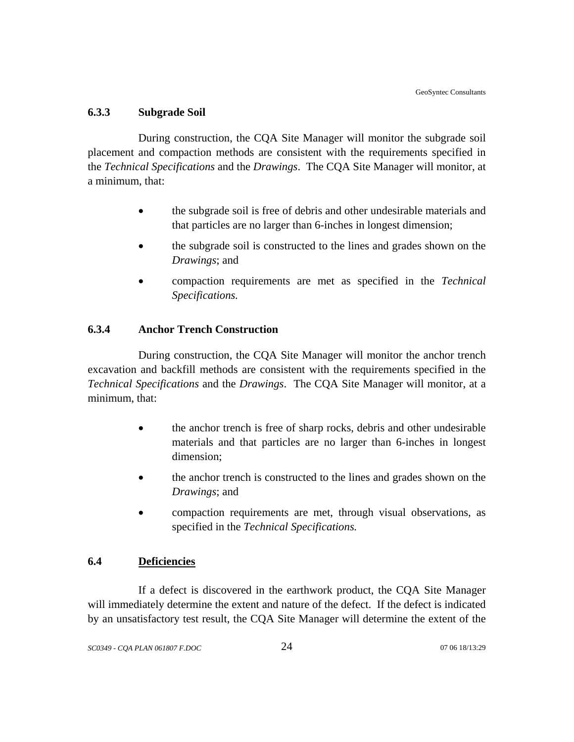### 6.3.3 Subgrade Soil

During construction, the CQA Site Manager will monitor the subgrade soil placement and compaction methods are consistent with the requirements specified in the *Technical Specifications* and the *Drawings*. The CQA Site Manager will monitor, at a minimum, that:

- the subgrade soil is free of debris and other undesirable materials and that particles are no larger than 6-inches in longest dimension;
- the subgrade soil is constructed to the lines and grades shown on the *Drawings*; and
- compaction requirements are met as specified in the *Technical Specifications.*

### 6.3.4 Anchor Trench Construction

During construction, the CQA Site Manager will monitor the anchor trench excavation and backfill methods are consistent with the requirements specified in the *Technical Specifications* and the *Drawings*. The CQA Site Manager will monitor, at a minimum, that:

- the anchor trench is free of sharp rocks, debris and other undesirable materials and that particles are no larger than 6-inches in longest dimension;
- the anchor trench is constructed to the lines and grades shown on the *Drawings*; and
- compaction requirements are met, through visual observations, as specified in the *Technical Specifications.*

## 6.4 Deficiencies

If a defect is discovered in the earthwork product, the CQA Site Manager will immediately determine the extent and nature of the defect. If the defect is indicated by an unsatisfactory test result, the CQA Site Manager will determine the extent of the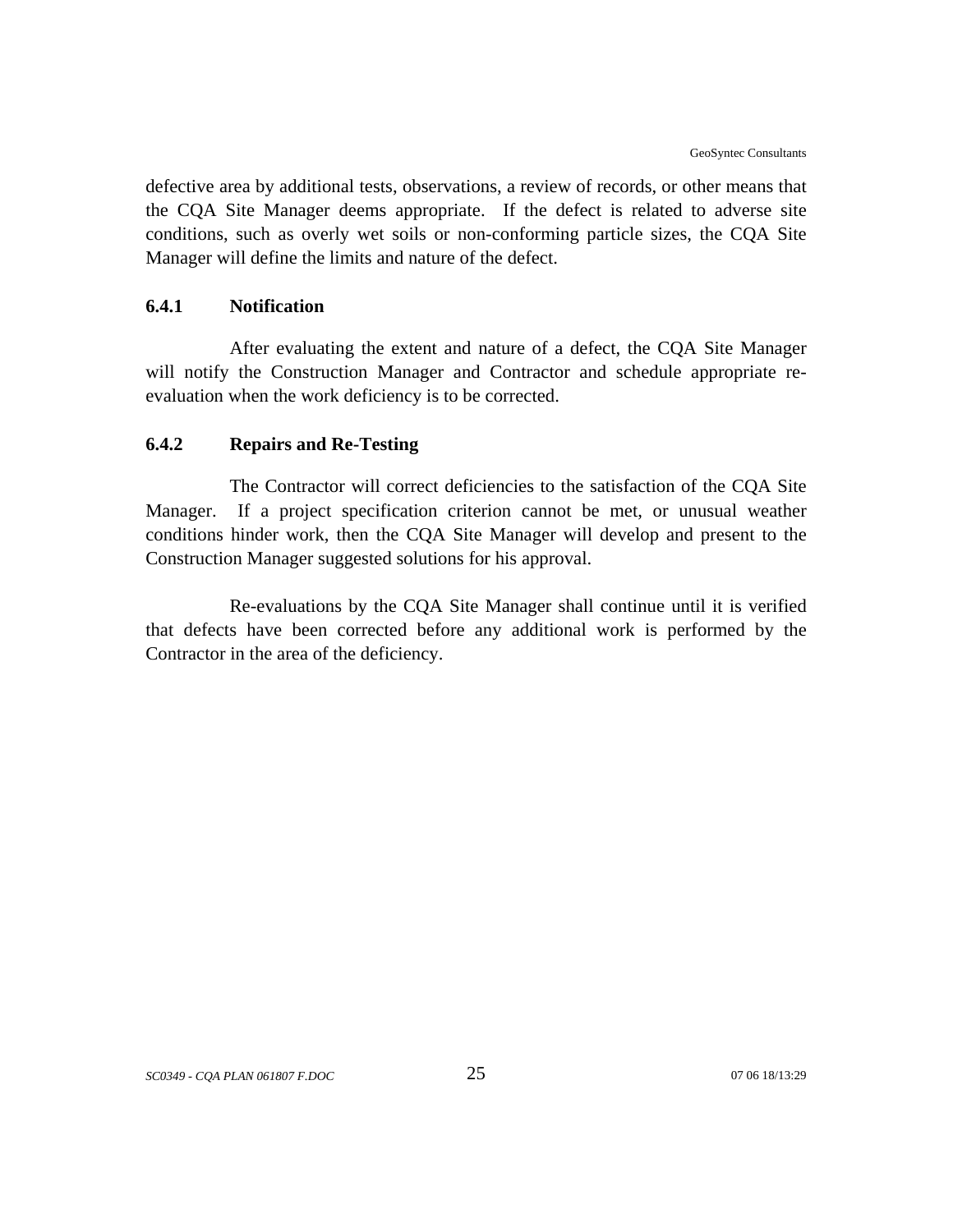defective area by additional tests, observations, a review of records, or other means that the CQA Site Manager deems appropriate. If the defect is related to adverse site conditions, such as overly wet soils or non-conforming particle sizes, the CQA Site Manager will define the limits and nature of the defect.

### 6.4.1 Notification

After evaluating the extent and nature of a defect, the CQA Site Manager will notify the Construction Manager and Contractor and schedule appropriate re-evaluation when the work deficiency is to be corrected.

### 6.4.2 Repairs and Re-Testing

The Contractor will correct deficiencies to the satisfaction of the CQA Site Manager. If a project specification criterion cannot be met, or unusual weather conditions hinder work, then the CQA Site Manager will develop and present to the Construction Manager suggested solutions for his approval.

Re-evaluations by the CQA Site Manager shall continue until it is verified that defects have been corrected before any additional work is performed by the Contractor in the area of the deficiency.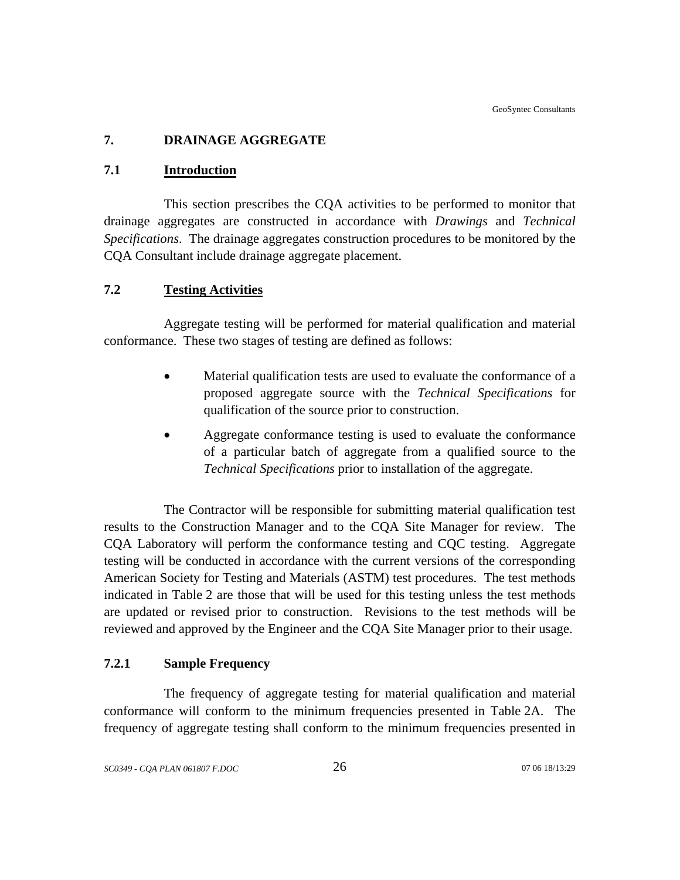## 7. DRAINAGE AGGREGATE

### 7.1 Introduction

This section prescribes the CQA activities to be performed to monitor that drainage aggregates are constructed in accordance with *Drawings* and *Technical Specifications*. The drainage aggregates construction procedures to be monitored by the CQA Consultant include drainage aggregate placement.

### 7.2 Testing Activities

Aggregate testing will be performed for material qualification and material conformance. These two stages of testing are defined as follows:

- Material qualification tests are used to evaluate the conformance of a proposed aggregate source with the *Technical Specifications* for qualification of the source prior to construction.
- Aggregate conformance testing is used to evaluate the conformance of a particular batch of aggregate from a qualified source to the *Technical Specifications* prior to installation of the aggregate.

The Contractor will be responsible for submitting material qualification test results to the Construction Manager and to the CQA Site Manager for review. The CQA Laboratory will perform the conformance testing and CQC testing. Aggregate testing will be conducted in accordance with the current versions of the corresponding American Society for Testing and Materials (ASTM) test procedures. The test methods indicated in Table 2 are those that will be used for this testing unless the test methods are updated or revised prior to construction. Revisions to the test methods will be reviewed and approved by the Engineer and the CQA Site Manager prior to their usage.

#### 7.2.1 Sample Frequency

The frequency of aggregate testing for material qualification and material conformance will conform to the minimum frequencies presented in Table 2A. The frequency of aggregate testing shall conform to the minimum frequencies presented in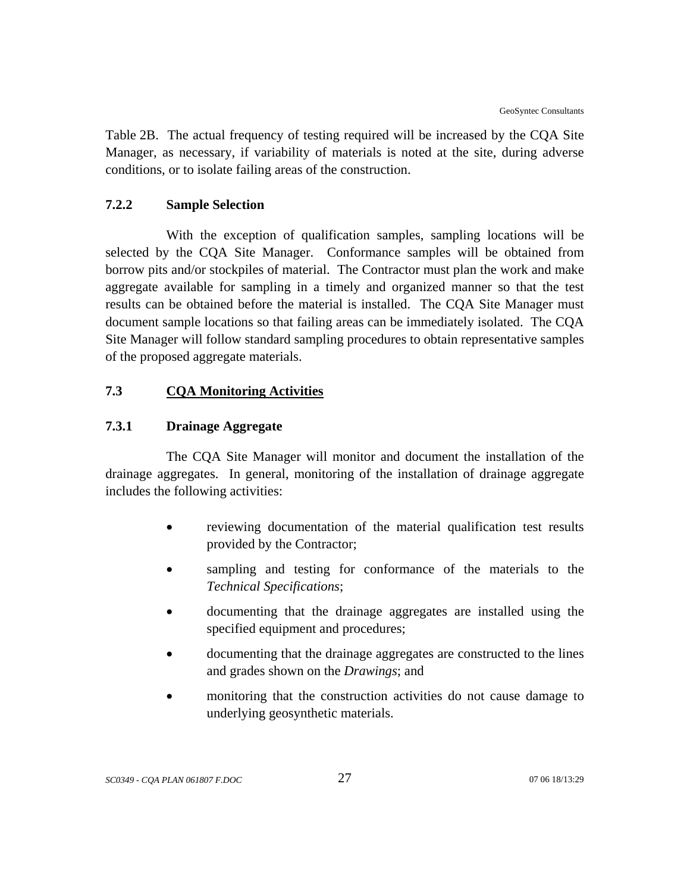Table 2B. The actual frequency of testing required will be increased by the CQA Site Manager, as necessary, if variability of materials is noted at the site, during adverse conditions, or to isolate failing areas of the construction.

### 7.2.2 Sample Selection

With the exception of qualification samples, sampling locations will be selected by the CQA Site Manager. Conformance samples will be obtained from borrow pits and/or stockpiles of material. The Contractor must plan the work and make aggregate available for sampling in a timely and organized manner so that the test results can be obtained before the material is installed. The CQA Site Manager must document sample locations so that failing areas can be immediately isolated. The CQA Site Manager will follow standard sampling procedures to obtain representative samples of the proposed aggregate materials.

## 7.3 CQA Monitoring Activities

### 7.3.1 Drainage Aggregate

The CQA Site Manager will monitor and document the installation of the drainage aggregates. In general, monitoring of the installation of drainage aggregate includes the following activities:

- reviewing documentation of the material qualification test results provided by the Contractor;
- sampling and testing for conformance of the materials to the *Technical Specifications*;
- documenting that the drainage aggregates are installed using the specified equipment and procedures;
- documenting that the drainage aggregates are constructed to the lines and grades shown on the *Drawings*; and
- monitoring that the construction activities do not cause damage to underlying geosynthetic materials.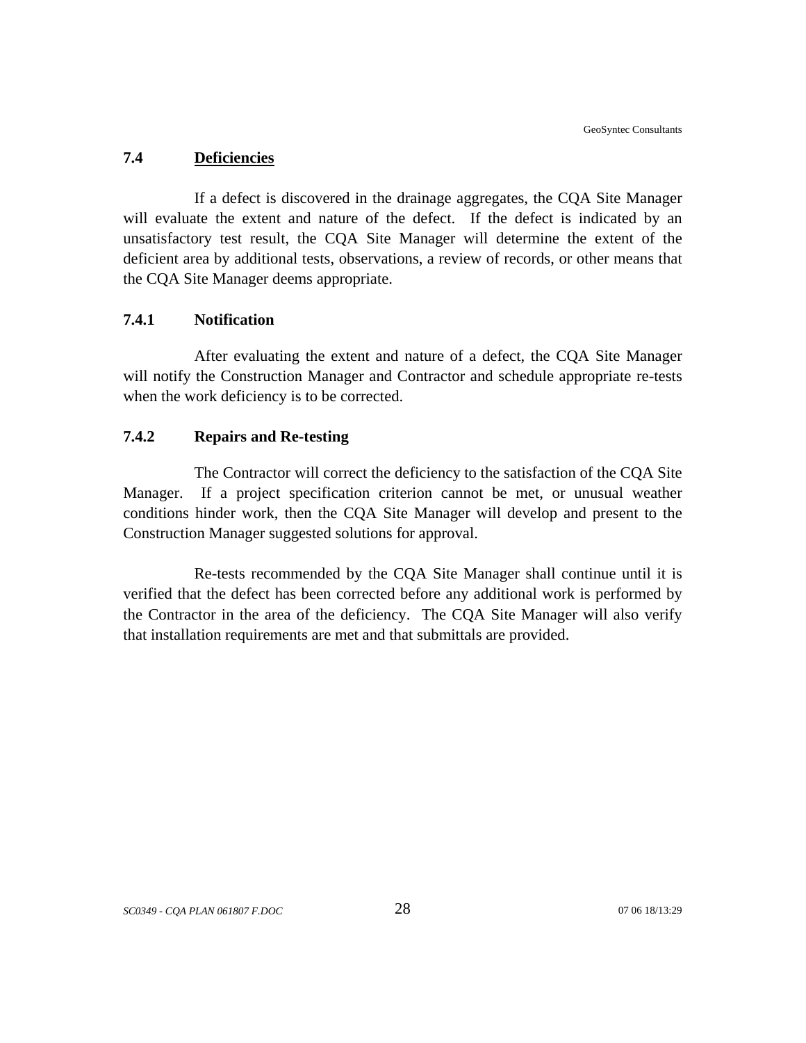## 7.4 Deficiencies

If a defect is discovered in the drainage aggregates, the CQA Site Manager will evaluate the extent and nature of the defect. If the defect is indicated by an unsatisfactory test result, the CQA Site Manager will determine the extent of the deficient area by additional tests, observations, a review of records, or other means that the CQA Site Manager deems appropriate.

### 7.4.1 Notification

After evaluating the extent and nature of a defect, the CQA Site Manager will notify the Construction Manager and Contractor and schedule appropriate re-tests when the work deficiency is to be corrected.

### 7.4.2 Repairs and Re-testing

The Contractor will correct the deficiency to the satisfaction of the CQA Site Manager. If a project specification criterion cannot be met, or unusual weather conditions hinder work, then the CQA Site Manager will develop and present to the Construction Manager suggested solutions for approval.

Re-tests recommended by the CQA Site Manager shall continue until it is verified that the defect has been corrected before any additional work is performed by the Contractor in the area of the deficiency. The CQA Site Manager will also verify that installation requirements are met and that submittals are provided.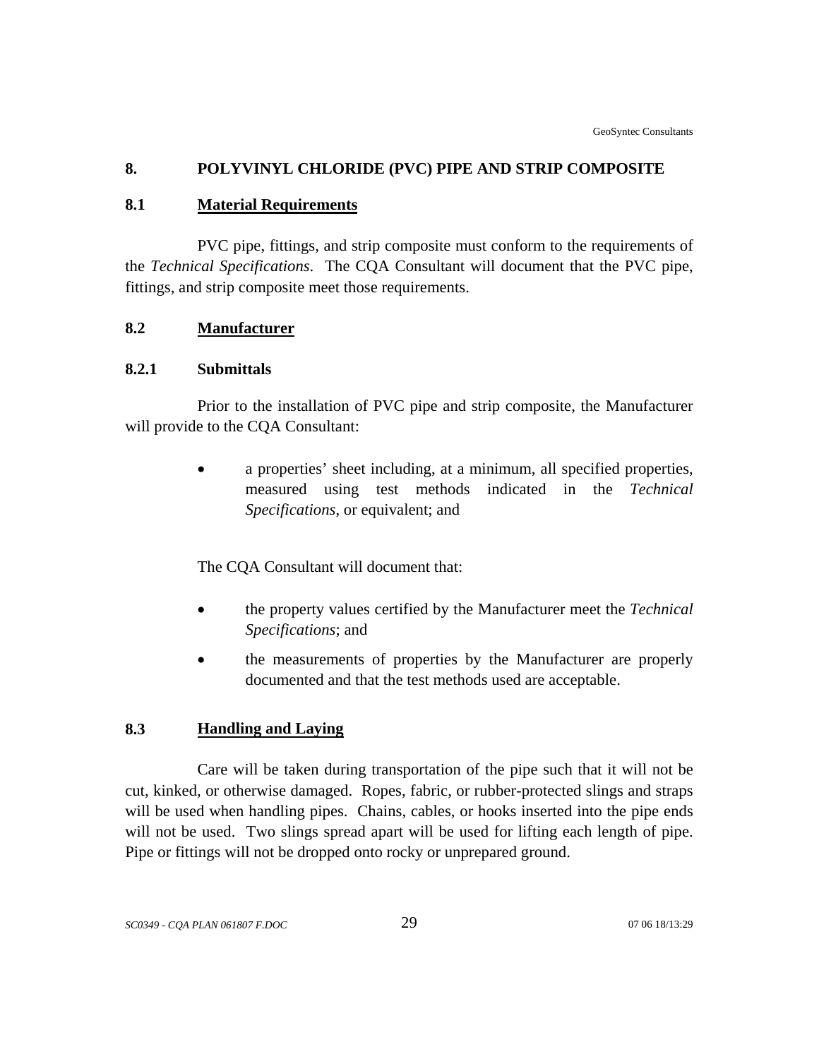# 8. POLYVINYL CHLORIDE (PVC) PIPE AND STRIP COMPOSITE

## 8.1 Material Requirements

PVC pipe, fittings, and strip composite must conform to the requirements of the *Technical Specifications*. The CQA Consultant will document that the PVC pipe, fittings, and strip composite meet those requirements.

## 8.2 Manufacturer

### 8.2.1 Submittals

Prior to the installation of PVC pipe and strip composite, the Manufacturer will provide to the CQA Consultant:

- a properties' sheet including, at a minimum, all specified properties, measured using test methods indicated in the *Technical Specifications*, or equivalent; and

The CQA Consultant will document that:

- the property values certified by the Manufacturer meet the *Technical Specifications*; and
- the measurements of properties by the Manufacturer are properly documented and that the test methods used are acceptable.

## 8.3 Handling and Laying

Care will be taken during transportation of the pipe such that it will not be cut, kinked, or otherwise damaged. Ropes, fabric, or rubber-protected slings and straps will be used when handling pipes. Chains, cables, or hooks inserted into the pipe ends will not be used. Two slings spread apart will be used for lifting each length of pipe. Pipe or fittings will not be dropped onto rocky or unprepared ground.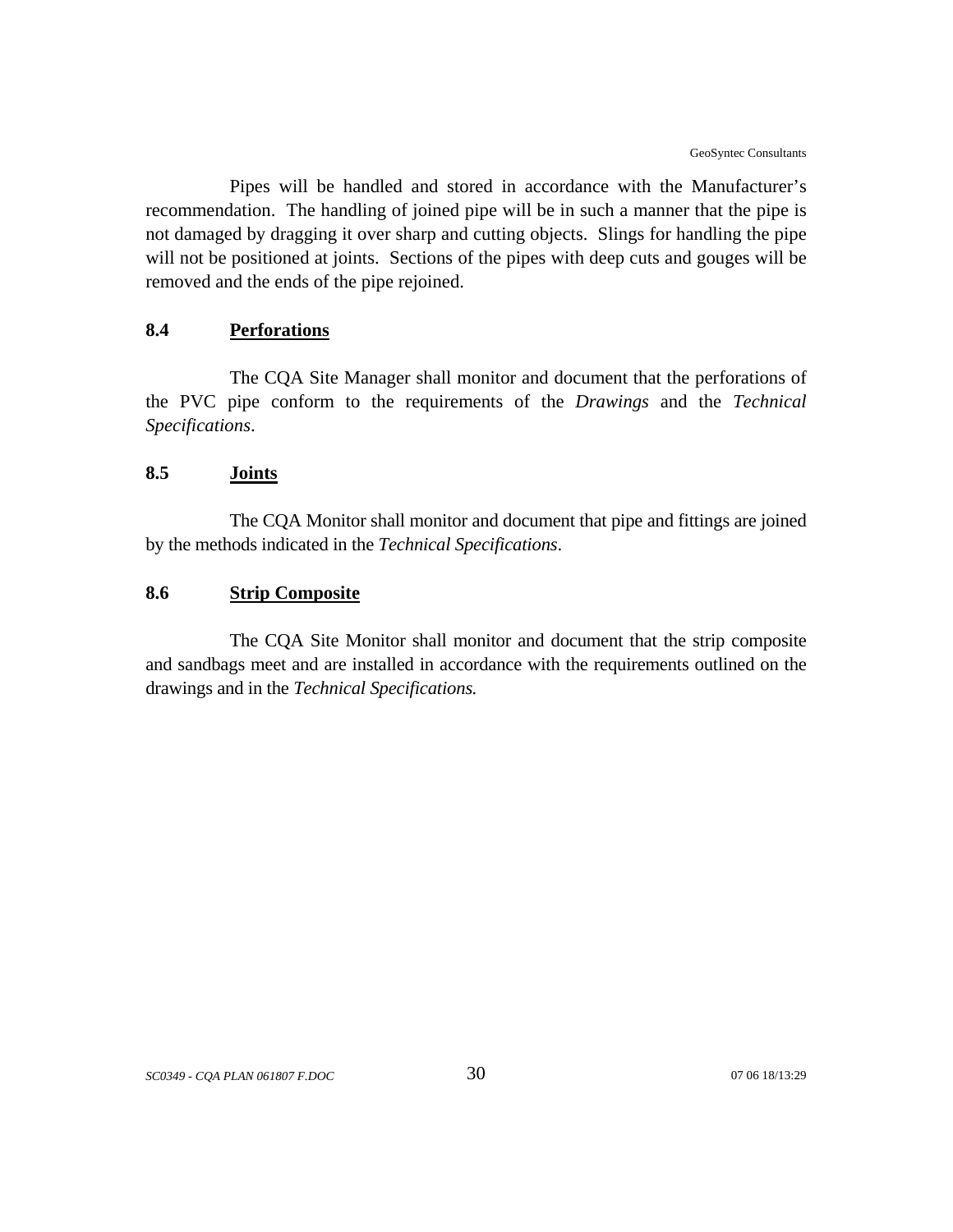Pipes will be handled and stored in accordance with the Manufacturer's recommendation. The handling of joined pipe will be in such a manner that the pipe is not damaged by dragging it over sharp and cutting objects. Slings for handling the pipe will not be positioned at joints. Sections of the pipes with deep cuts and gouges will be removed and the ends of the pipe rejoined.

## 8.4 Perforations

The CQA Site Manager shall monitor and document that the perforations of the PVC pipe conform to the requirements of the *Drawings* and the *Technical Specifications*.

## 8.5 Joints

The CQA Monitor shall monitor and document that pipe and fittings are joined by the methods indicated in the *Technical Specifications*.

## 8.6 Strip Composite

The CQA Site Monitor shall monitor and document that the strip composite and sandbags meet and are installed in accordance with the requirements outlined on the drawings and in the *Technical Specifications.*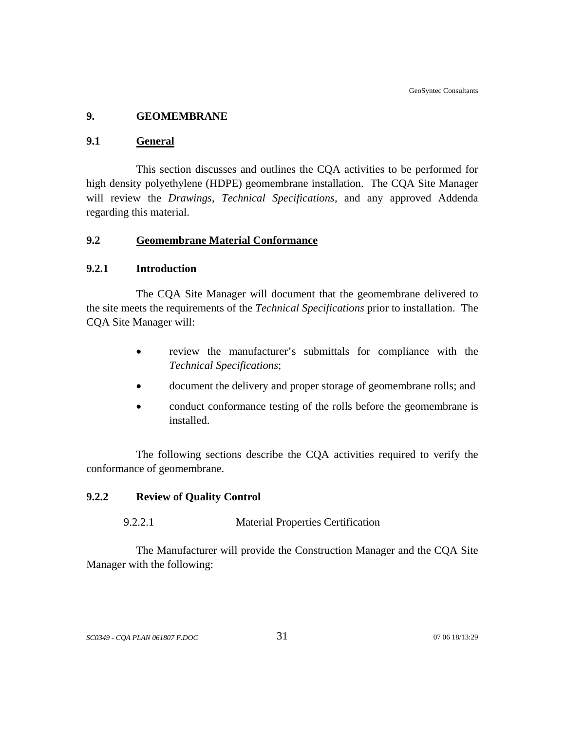# 9. GEOMEMBRANE

## 9.1 General

This section discusses and outlines the CQA activities to be performed for high density polyethylene (HDPE) geomembrane installation. The CQA Site Manager will review the *Drawings*, *Technical Specifications*, and any approved Addenda regarding this material.

## 9.2 Geomembrane Material Conformance

### 9.2.1 Introduction

The CQA Site Manager will document that the geomembrane delivered to the site meets the requirements of the *Technical Specifications* prior to installation. The CQA Site Manager will:

- review the manufacturer's submittals for compliance with the *Technical Specifications*;
- document the delivery and proper storage of geomembrane rolls; and
- conduct conformance testing of the rolls before the geomembrane is installed.

The following sections describe the CQA activities required to verify the conformance of geomembrane.

### 9.2.2 Review of Quality Control

#### 9.2.2.1 Material Properties Certification

The Manufacturer will provide the Construction Manager and the CQA Site Manager with the following: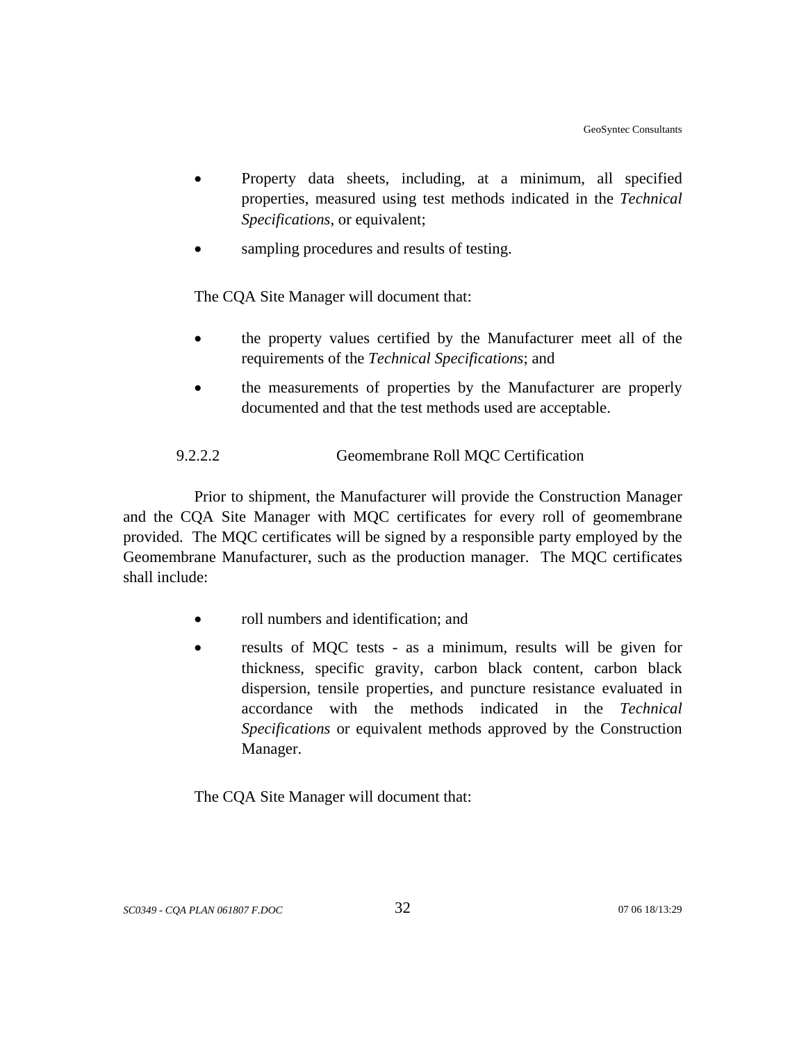- Property data sheets, including, at a minimum, all specified properties, measured using test methods indicated in the *Technical Specifications*, or equivalent;
- sampling procedures and results of testing.

The CQA Site Manager will document that:

- the property values certified by the Manufacturer meet all of the requirements of the *Technical Specifications*; and
- the measurements of properties by the Manufacturer are properly documented and that the test methods used are acceptable.

#### 9.2.2.2 Geomembrane Roll MQC Certification

Prior to shipment, the Manufacturer will provide the Construction Manager and the CQA Site Manager with MQC certificates for every roll of geomembrane provided. The MQC certificates will be signed by a responsible party employed by the Geomembrane Manufacturer, such as the production manager. The MQC certificates shall include:

- roll numbers and identification; and
- results of MQC tests - as a minimum, results will be given for thickness, specific gravity, carbon black content, carbon black dispersion, tensile properties, and puncture resistance evaluated in accordance with the methods indicated in the *Technical Specifications* or equivalent methods approved by the Construction Manager.

The CQA Site Manager will document that: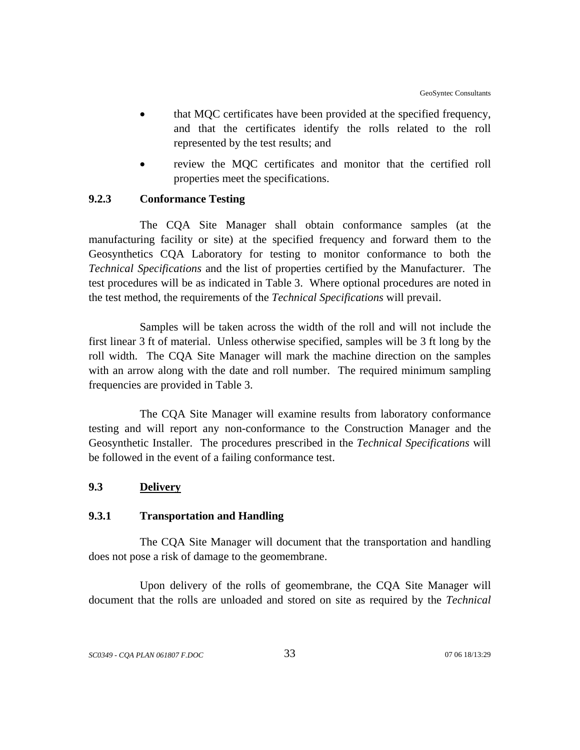- that MQC certificates have been provided at the specified frequency, and that the certificates identify the rolls related to the roll represented by the test results; and
- review the MQC certificates and monitor that the certified roll properties meet the specifications.

### 9.2.3 Conformance Testing

The CQA Site Manager shall obtain conformance samples (at the manufacturing facility or site) at the specified frequency and forward them to the Geosynthetics CQA Laboratory for testing to monitor conformance to both the *Technical Specifications* and the list of properties certified by the Manufacturer. The test procedures will be as indicated in Table 3. Where optional procedures are noted in the test method, the requirements of the *Technical Specifications* will prevail.

Samples will be taken across the width of the roll and will not include the first linear 3 ft of material. Unless otherwise specified, samples will be 3 ft long by the roll width. The CQA Site Manager will mark the machine direction on the samples with an arrow along with the date and roll number. The required minimum sampling frequencies are provided in Table 3.

The CQA Site Manager will examine results from laboratory conformance testing and will report any non-conformance to the Construction Manager and the Geosynthetic Installer. The procedures prescribed in the *Technical Specifications* will be followed in the event of a failing conformance test.

## 9.3 Delivery

### 9.3.1 Transportation and Handling

The CQA Site Manager will document that the transportation and handling does not pose a risk of damage to the geomembrane.

Upon delivery of the rolls of geomembrane, the CQA Site Manager will document that the rolls are unloaded and stored on site as required by the *Technical*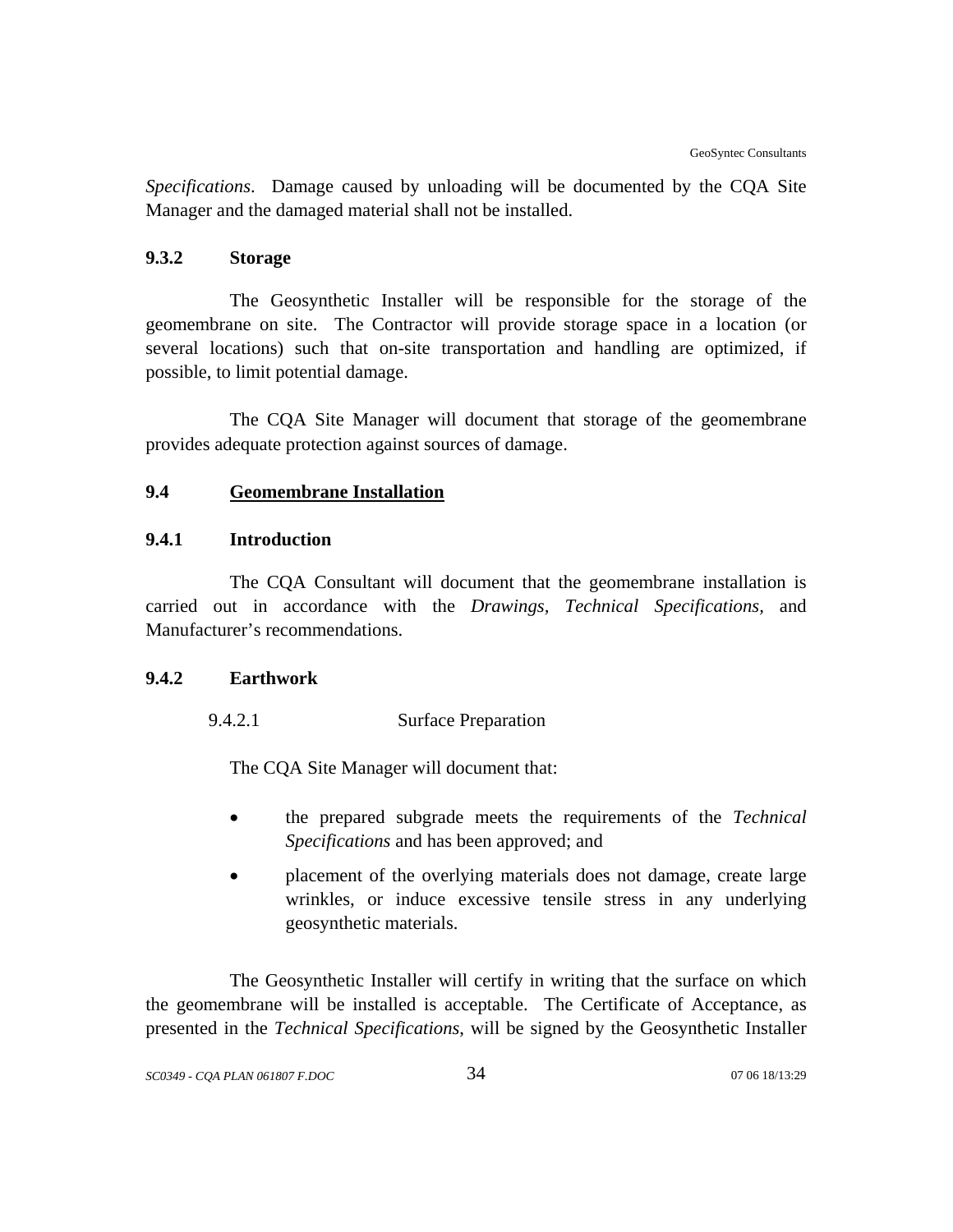*Specifications*. Damage caused by unloading will be documented by the CQA Site Manager and the damaged material shall not be installed.

### 9.3.2 Storage

The Geosynthetic Installer will be responsible for the storage of the geomembrane on site. The Contractor will provide storage space in a location (or several locations) such that on-site transportation and handling are optimized, if possible, to limit potential damage.

The CQA Site Manager will document that storage of the geomembrane provides adequate protection against sources of damage.

## 9.4 Geomembrane Installation

### 9.4.1 Introduction

The CQA Consultant will document that the geomembrane installation is carried out in accordance with the *Drawings, Technical Specifications,* and Manufacturer's recommendations.

### 9.4.2 Earthwork

#### 9.4.2.1 Surface Preparation

The CQA Site Manager will document that:

- the prepared subgrade meets the requirements of the *Technical Specifications* and has been approved; and
- placement of the overlying materials does not damage, create large wrinkles, or induce excessive tensile stress in any underlying geosynthetic materials.

The Geosynthetic Installer will certify in writing that the surface on which the geomembrane will be installed is acceptable. The Certificate of Acceptance, as presented in the *Technical Specifications*, will be signed by the Geosynthetic Installer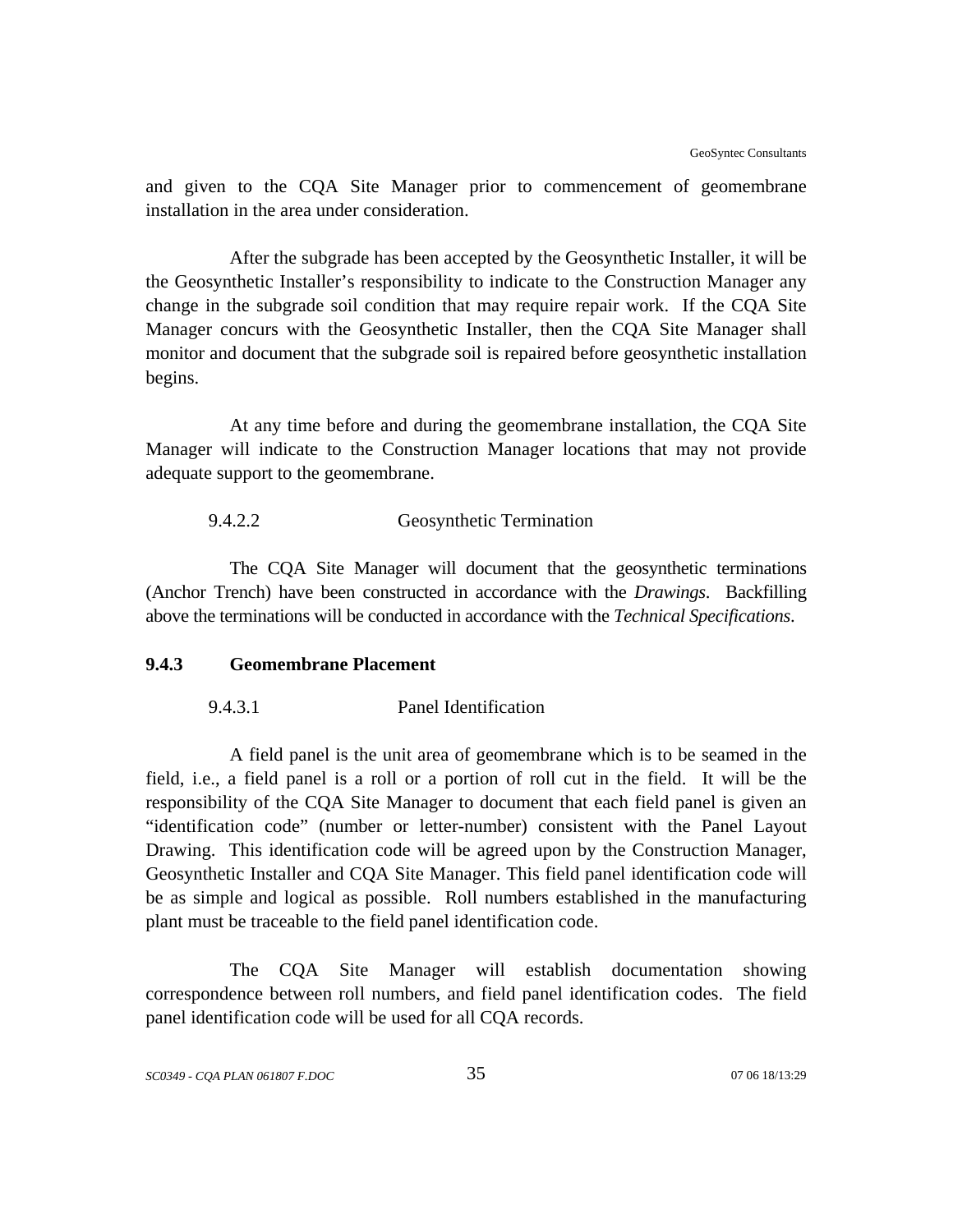and given to the CQA Site Manager prior to commencement of geomembrane installation in the area under consideration.

After the subgrade has been accepted by the Geosynthetic Installer, it will be the Geosynthetic Installer's responsibility to indicate to the Construction Manager any change in the subgrade soil condition that may require repair work. If the CQA Site Manager concurs with the Geosynthetic Installer, then the CQA Site Manager shall monitor and document that the subgrade soil is repaired before geosynthetic installation begins.

At any time before and during the geomembrane installation, the CQA Site Manager will indicate to the Construction Manager locations that may not provide adequate support to the geomembrane.

#### 9.4.2.2 Geosynthetic Termination

The CQA Site Manager will document that the geosynthetic terminations (Anchor Trench) have been constructed in accordance with the *Drawings*. Backfilling above the terminations will be conducted in accordance with the *Technical Specifications*.

### 9.4.3 Geomembrane Placement

#### 9.4.3.1 Panel Identification

A field panel is the unit area of geomembrane which is to be seamed in the field, i.e., a field panel is a roll or a portion of roll cut in the field. It will be the responsibility of the CQA Site Manager to document that each field panel is given an "identification code" (number or letter-number) consistent with the Panel Layout Drawing. This identification code will be agreed upon by the Construction Manager, Geosynthetic Installer and CQA Site Manager. This field panel identification code will be as simple and logical as possible. Roll numbers established in the manufacturing plant must be traceable to the field panel identification code.

The CQA Site Manager will establish documentation showing correspondence between roll numbers, and field panel identification codes. The field panel identification code will be used for all CQA records.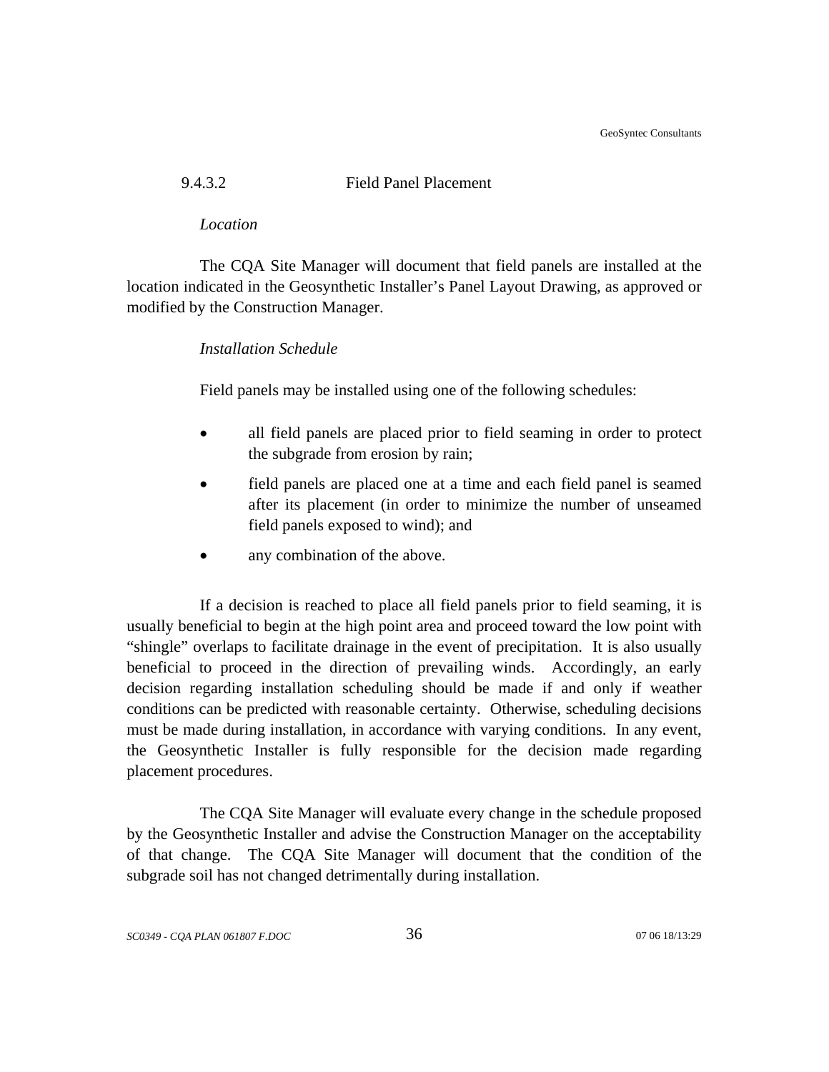#### 9.4.3.2 Field Panel Placement

*Location*

The CQA Site Manager will document that field panels are installed at the location indicated in the Geosynthetic Installer's Panel Layout Drawing, as approved or modified by the Construction Manager.

*Installation Schedule*

Field panels may be installed using one of the following schedules:

- all field panels are placed prior to field seaming in order to protect the subgrade from erosion by rain;
- field panels are placed one at a time and each field panel is seamed after its placement (in order to minimize the number of unseamed field panels exposed to wind); and
- any combination of the above.

If a decision is reached to place all field panels prior to field seaming, it is usually beneficial to begin at the high point area and proceed toward the low point with "shingle" overlaps to facilitate drainage in the event of precipitation. It is also usually beneficial to proceed in the direction of prevailing winds. Accordingly, an early decision regarding installation scheduling should be made if and only if weather conditions can be predicted with reasonable certainty. Otherwise, scheduling decisions must be made during installation, in accordance with varying conditions. In any event, the Geosynthetic Installer is fully responsible for the decision made regarding placement procedures.

The CQA Site Manager will evaluate every change in the schedule proposed by the Geosynthetic Installer and advise the Construction Manager on the acceptability of that change. The CQA Site Manager will document that the condition of the subgrade soil has not changed detrimentally during installation.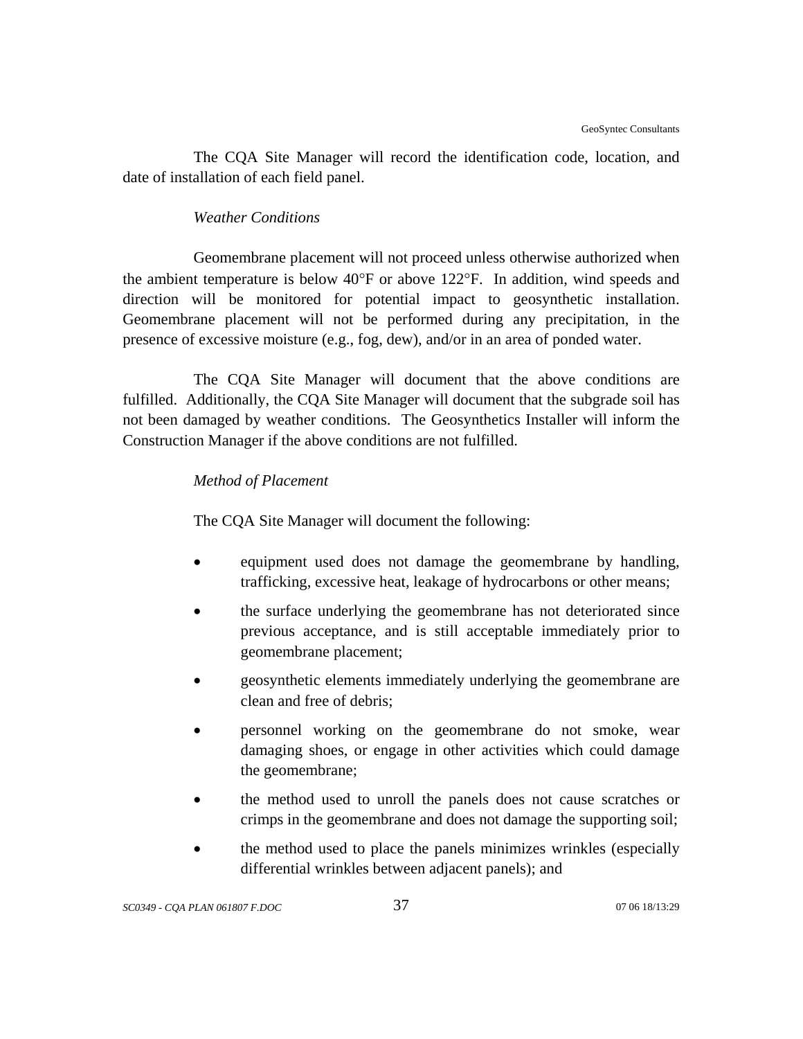The CQA Site Manager will record the identification code, location, and date of installation of each field panel.

*Weather Conditions*

Geomembrane placement will not proceed unless otherwise authorized when the ambient temperature is below 40°F or above 122°F. In addition, wind speeds and direction will be monitored for potential impact to geosynthetic installation. Geomembrane placement will not be performed during any precipitation, in the presence of excessive moisture (e.g., fog, dew), and/or in an area of ponded water.

The CQA Site Manager will document that the above conditions are fulfilled. Additionally, the CQA Site Manager will document that the subgrade soil has not been damaged by weather conditions. The Geosynthetics Installer will inform the Construction Manager if the above conditions are not fulfilled.

*Method of Placement*

The CQA Site Manager will document the following:

- equipment used does not damage the geomembrane by handling, trafficking, excessive heat, leakage of hydrocarbons or other means;
- the surface underlying the geomembrane has not deteriorated since previous acceptance, and is still acceptable immediately prior to geomembrane placement;
- geosynthetic elements immediately underlying the geomembrane are clean and free of debris;
- personnel working on the geomembrane do not smoke, wear damaging shoes, or engage in other activities which could damage the geomembrane;
- the method used to unroll the panels does not cause scratches or crimps in the geomembrane and does not damage the supporting soil;
- the method used to place the panels minimizes wrinkles (especially differential wrinkles between adjacent panels); and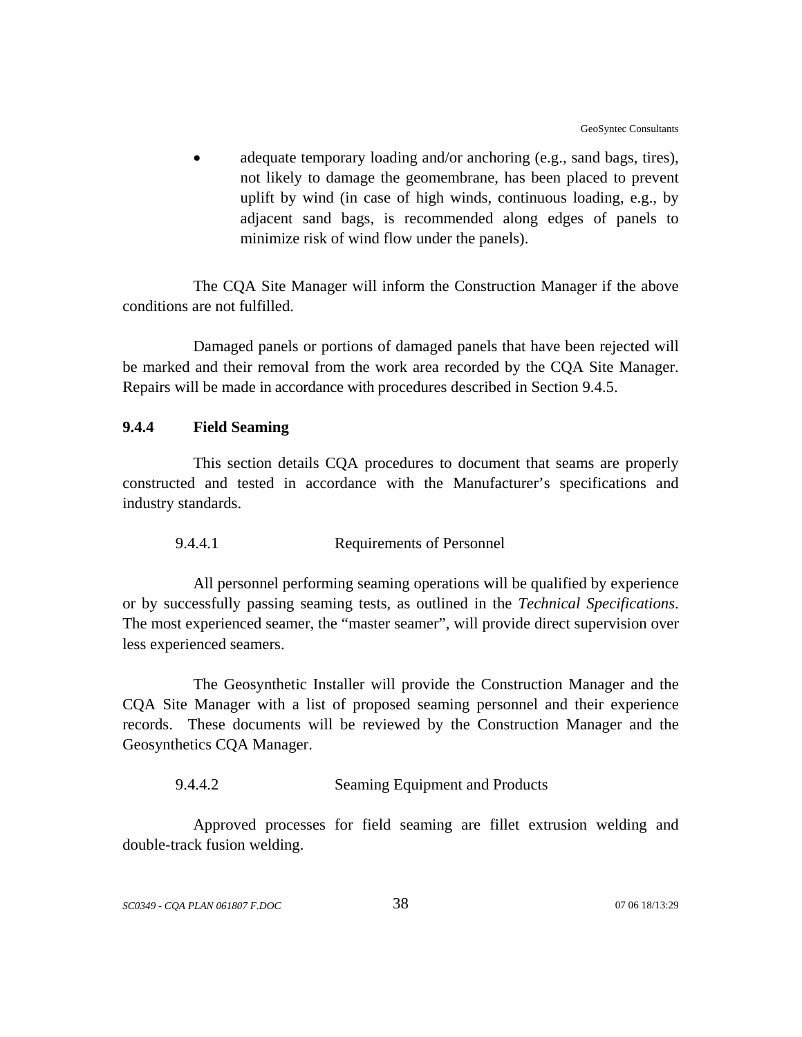- adequate temporary loading and/or anchoring (e.g., sand bags, tires), not likely to damage the geomembrane, has been placed to prevent uplift by wind (in case of high winds, continuous loading, e.g., by adjacent sand bags, is recommended along edges of panels to minimize risk of wind flow under the panels).

The CQA Site Manager will inform the Construction Manager if the above conditions are not fulfilled.

Damaged panels or portions of damaged panels that have been rejected will be marked and their removal from the work area recorded by the CQA Site Manager. Repairs will be made in accordance with procedures described in Section 9.4.5.

### 9.4.4 Field Seaming

This section details CQA procedures to document that seams are properly constructed and tested in accordance with the Manufacturer's specifications and industry standards.

#### 9.4.4.1 Requirements of Personnel

All personnel performing seaming operations will be qualified by experience or by successfully passing seaming tests, as outlined in the *Technical Specifications*. The most experienced seamer, the "master seamer", will provide direct supervision over less experienced seamers.

The Geosynthetic Installer will provide the Construction Manager and the CQA Site Manager with a list of proposed seaming personnel and their experience records. These documents will be reviewed by the Construction Manager and the Geosynthetics CQA Manager.

#### 9.4.4.2 Seaming Equipment and Products

Approved processes for field seaming are fillet extrusion welding and double-track fusion welding.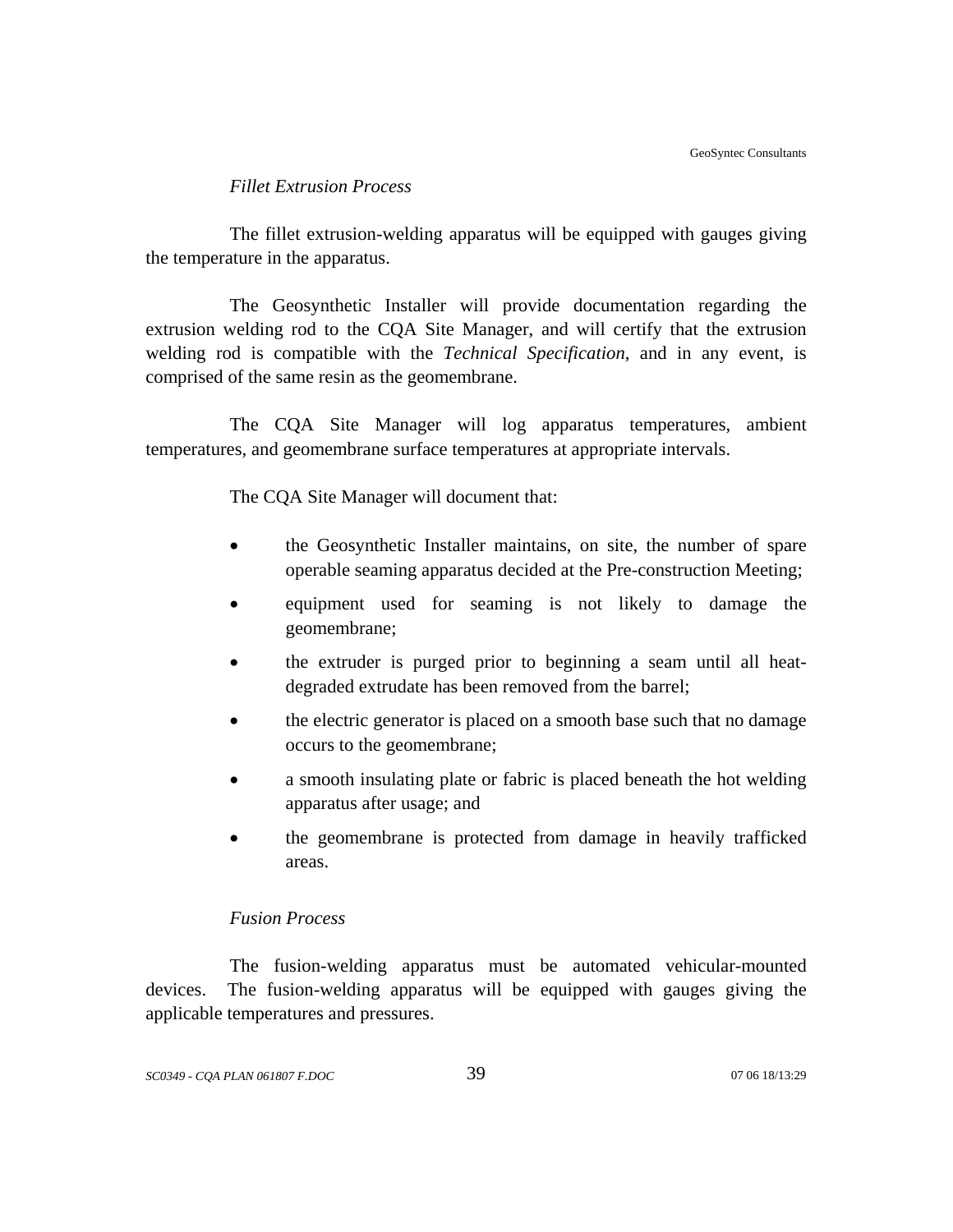*Fillet Extrusion Process*

The fillet extrusion-welding apparatus will be equipped with gauges giving the temperature in the apparatus.

The Geosynthetic Installer will provide documentation regarding the extrusion welding rod to the CQA Site Manager, and will certify that the extrusion welding rod is compatible with the *Technical Specification*, and in any event, is comprised of the same resin as the geomembrane.

The CQA Site Manager will log apparatus temperatures, ambient temperatures, and geomembrane surface temperatures at appropriate intervals.

The CQA Site Manager will document that:

- the Geosynthetic Installer maintains, on site, the number of spare operable seaming apparatus decided at the Pre-construction Meeting;
- equipment used for seaming is not likely to damage the geomembrane;
- the extruder is purged prior to beginning a seam until all heat-degraded extrudate has been removed from the barrel;
- the electric generator is placed on a smooth base such that no damage occurs to the geomembrane;
- a smooth insulating plate or fabric is placed beneath the hot welding apparatus after usage; and
- the geomembrane is protected from damage in heavily trafficked areas.

*Fusion Process*

The fusion-welding apparatus must be automated vehicular-mounted devices. The fusion-welding apparatus will be equipped with gauges giving the applicable temperatures and pressures.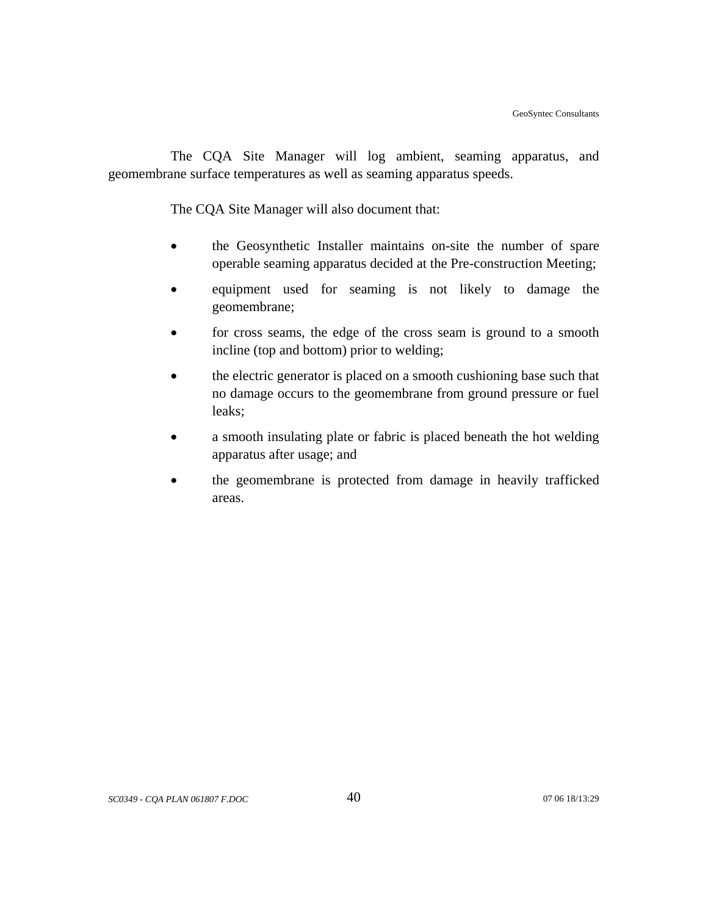The CQA Site Manager will log ambient, seaming apparatus, and geomembrane surface temperatures as well as seaming apparatus speeds.

The CQA Site Manager will also document that:

- the Geosynthetic Installer maintains on-site the number of spare operable seaming apparatus decided at the Pre-construction Meeting;
- equipment used for seaming is not likely to damage the geomembrane;
- for cross seams, the edge of the cross seam is ground to a smooth incline (top and bottom) prior to welding;
- the electric generator is placed on a smooth cushioning base such that no damage occurs to the geomembrane from ground pressure or fuel leaks;
- a smooth insulating plate or fabric is placed beneath the hot welding apparatus after usage; and
- the geomembrane is protected from damage in heavily trafficked areas.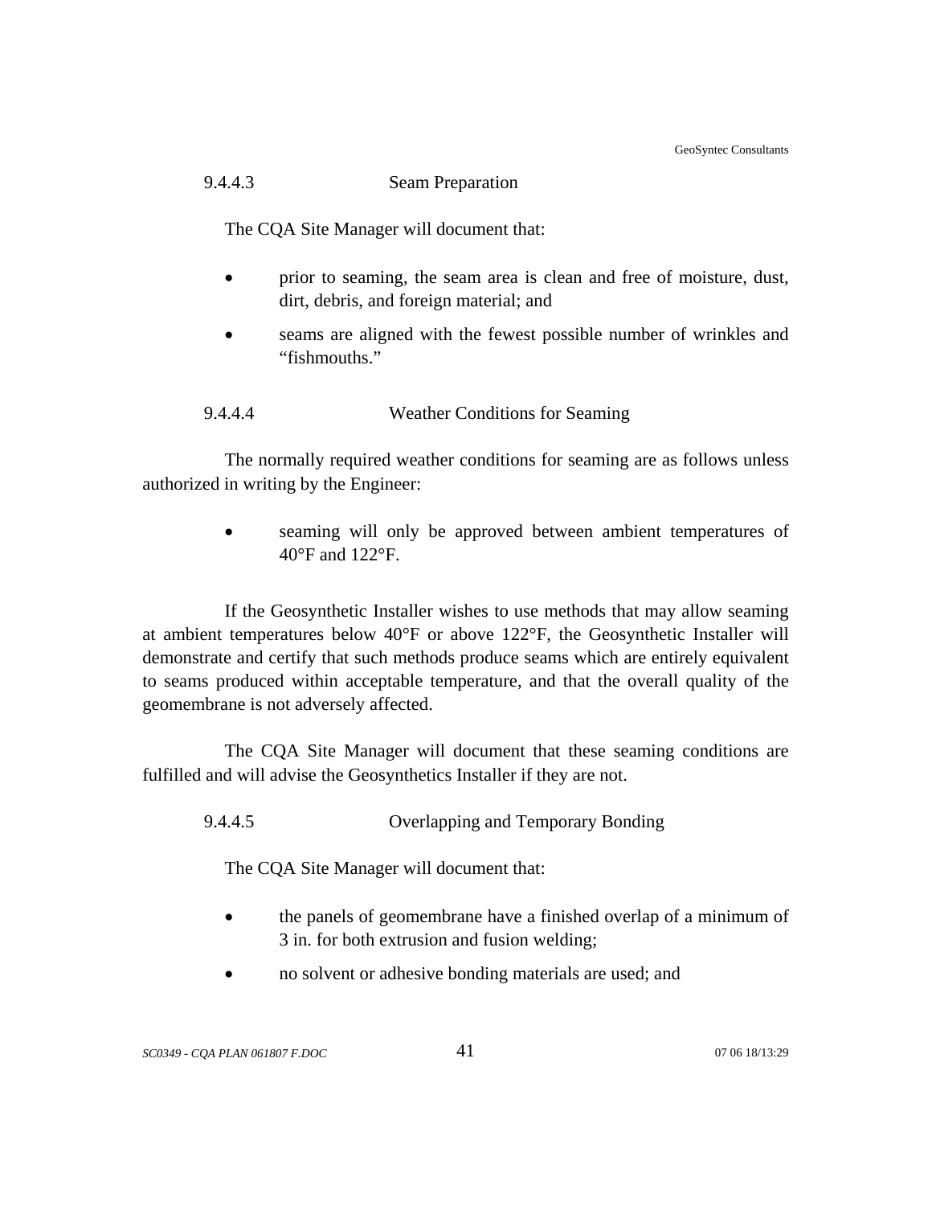#### 9.4.4.3 Seam Preparation

The CQA Site Manager will document that:

- prior to seaming, the seam area is clean and free of moisture, dust, dirt, debris, and foreign material; and
- seams are aligned with the fewest possible number of wrinkles and "fishmouths."

#### 9.4.4.4 Weather Conditions for Seaming

The normally required weather conditions for seaming are as follows unless authorized in writing by the Engineer:

- seaming will only be approved between ambient temperatures of 40°F and 122°F.

If the Geosynthetic Installer wishes to use methods that may allow seaming at ambient temperatures below 40°F or above 122°F, the Geosynthetic Installer will demonstrate and certify that such methods produce seams which are entirely equivalent to seams produced within acceptable temperature, and that the overall quality of the geomembrane is not adversely affected.

The CQA Site Manager will document that these seaming conditions are fulfilled and will advise the Geosynthetics Installer if they are not.

#### 9.4.4.5 Overlapping and Temporary Bonding

The CQA Site Manager will document that:

- the panels of geomembrane have a finished overlap of a minimum of 3 in. for both extrusion and fusion welding;
- no solvent or adhesive bonding materials are used; and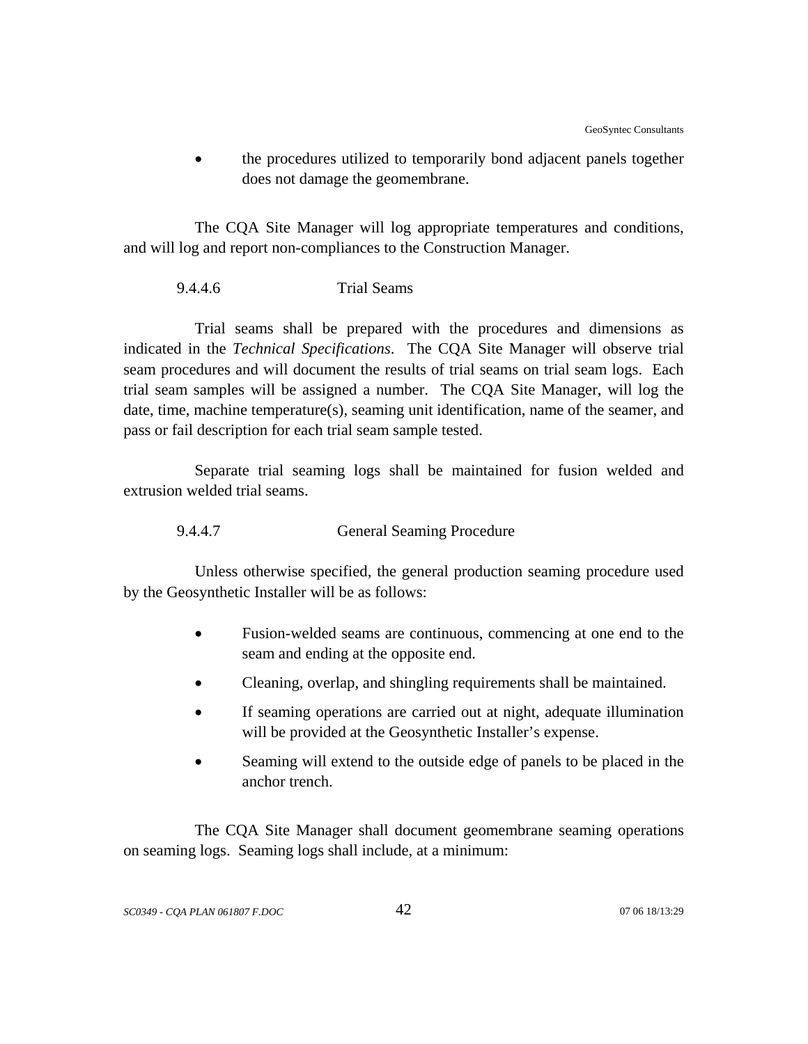- the procedures utilized to temporarily bond adjacent panels together does not damage the geomembrane.

The CQA Site Manager will log appropriate temperatures and conditions, and will log and report non-compliances to the Construction Manager.

#### 9.4.4.6 Trial Seams

Trial seams shall be prepared with the procedures and dimensions as indicated in the *Technical Specifications*. The CQA Site Manager will observe trial seam procedures and will document the results of trial seams on trial seam logs. Each trial seam samples will be assigned a number. The CQA Site Manager, will log the date, time, machine temperature(s), seaming unit identification, name of the seamer, and pass or fail description for each trial seam sample tested.

Separate trial seaming logs shall be maintained for fusion welded and extrusion welded trial seams.

#### 9.4.4.7 General Seaming Procedure

Unless otherwise specified, the general production seaming procedure used by the Geosynthetic Installer will be as follows:

- Fusion-welded seams are continuous, commencing at one end to the seam and ending at the opposite end.
- Cleaning, overlap, and shingling requirements shall be maintained.
- If seaming operations are carried out at night, adequate illumination will be provided at the Geosynthetic Installer's expense.
- Seaming will extend to the outside edge of panels to be placed in the anchor trench.

The CQA Site Manager shall document geomembrane seaming operations on seaming logs. Seaming logs shall include, at a minimum: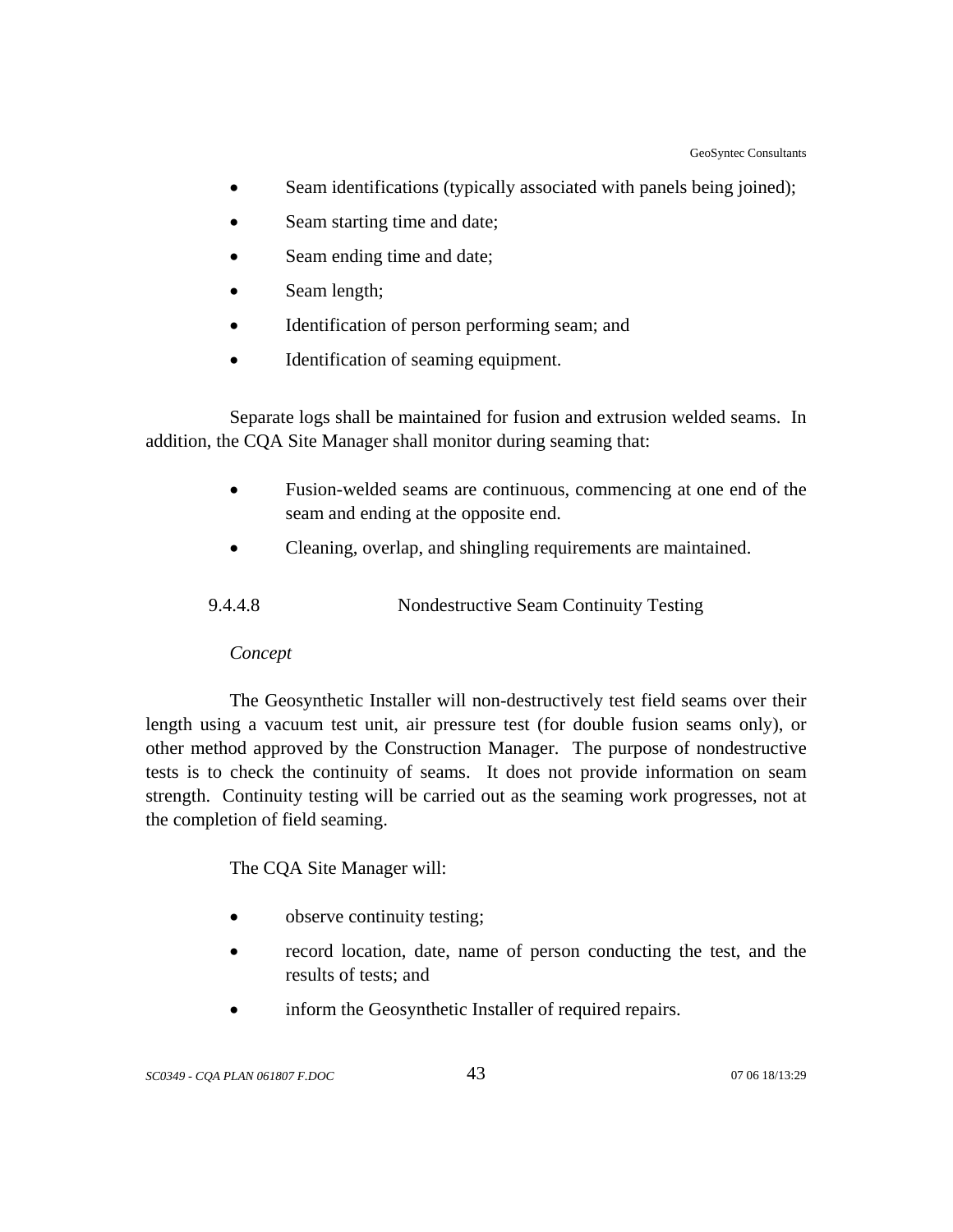- Seam identifications (typically associated with panels being joined);
- Seam starting time and date;
- Seam ending time and date;
- Seam length;
- Identification of person performing seam; and
- Identification of seaming equipment.

Separate logs shall be maintained for fusion and extrusion welded seams. In addition, the CQA Site Manager shall monitor during seaming that:

- Fusion-welded seams are continuous, commencing at one end of the seam and ending at the opposite end.
- Cleaning, overlap, and shingling requirements are maintained.

#### 9.4.4.8 Nondestructive Seam Continuity Testing

*Concept*

The Geosynthetic Installer will non-destructively test field seams over their length using a vacuum test unit, air pressure test (for double fusion seams only), or other method approved by the Construction Manager. The purpose of nondestructive tests is to check the continuity of seams. It does not provide information on seam strength. Continuity testing will be carried out as the seaming work progresses, not at the completion of field seaming.

The CQA Site Manager will:

- observe continuity testing;
- record location, date, name of person conducting the test, and the results of tests; and
- inform the Geosynthetic Installer of required repairs.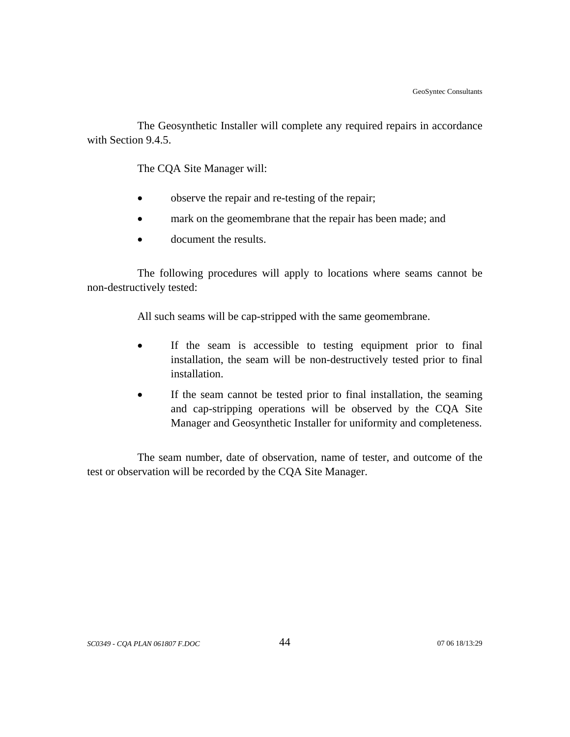The Geosynthetic Installer will complete any required repairs in accordance with Section 9.4.5.

The CQA Site Manager will:

- observe the repair and re-testing of the repair;
- mark on the geomembrane that the repair has been made; and
- document the results.

The following procedures will apply to locations where seams cannot be non-destructively tested:

All such seams will be cap-stripped with the same geomembrane.

- If the seam is accessible to testing equipment prior to final installation, the seam will be non-destructively tested prior to final installation.
- If the seam cannot be tested prior to final installation, the seaming and cap-stripping operations will be observed by the CQA Site Manager and Geosynthetic Installer for uniformity and completeness.

The seam number, date of observation, name of tester, and outcome of the test or observation will be recorded by the CQA Site Manager.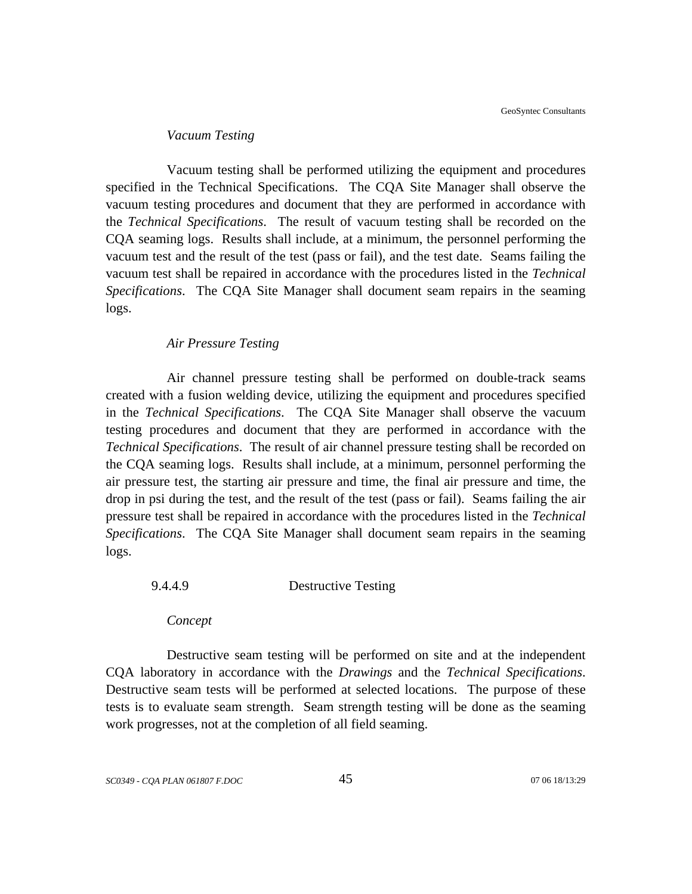*Vacuum Testing*

Vacuum testing shall be performed utilizing the equipment and procedures specified in the Technical Specifications. The CQA Site Manager shall observe the vacuum testing procedures and document that they are performed in accordance with the *Technical Specifications*. The result of vacuum testing shall be recorded on the CQA seaming logs. Results shall include, at a minimum, the personnel performing the vacuum test and the result of the test (pass or fail), and the test date. Seams failing the vacuum test shall be repaired in accordance with the procedures listed in the *Technical Specifications*. The CQA Site Manager shall document seam repairs in the seaming logs.

*Air Pressure Testing*

Air channel pressure testing shall be performed on double-track seams created with a fusion welding device, utilizing the equipment and procedures specified in the *Technical Specifications*. The CQA Site Manager shall observe the vacuum testing procedures and document that they are performed in accordance with the *Technical Specifications*. The result of air channel pressure testing shall be recorded on the CQA seaming logs. Results shall include, at a minimum, personnel performing the air pressure test, the starting air pressure and time, the final air pressure and time, the drop in psi during the test, and the result of the test (pass or fail). Seams failing the air pressure test shall be repaired in accordance with the procedures listed in the *Technical Specifications*. The CQA Site Manager shall document seam repairs in the seaming logs.

#### 9.4.4.9 Destructive Testing

*Concept*

Destructive seam testing will be performed on site and at the independent CQA laboratory in accordance with the *Drawings* and the *Technical Specifications*. Destructive seam tests will be performed at selected locations. The purpose of these tests is to evaluate seam strength. Seam strength testing will be done as the seaming work progresses, not at the completion of all field seaming.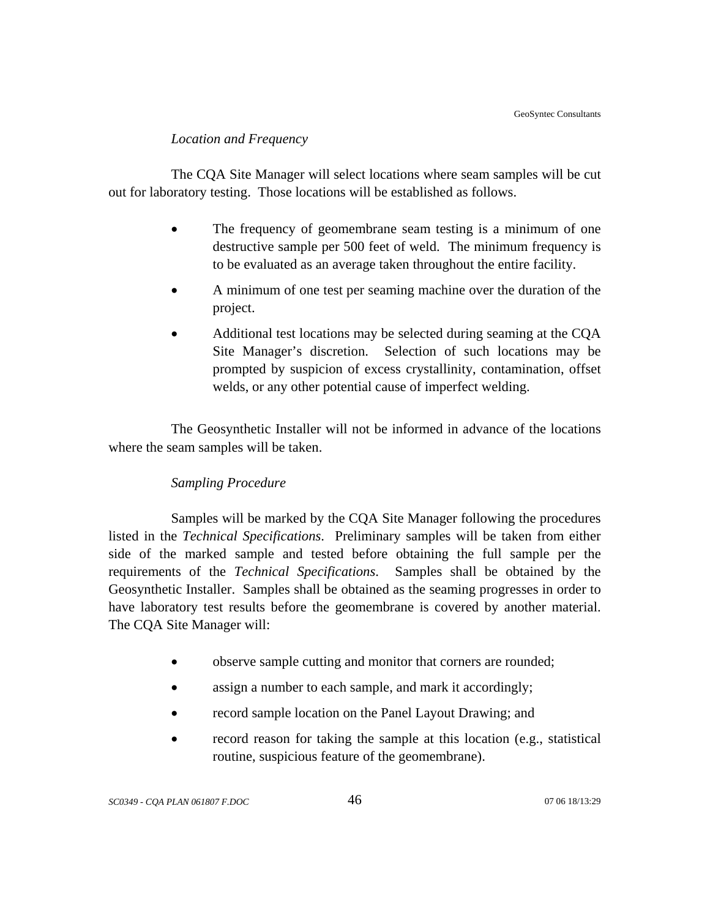*Location and Frequency*

The CQA Site Manager will select locations where seam samples will be cut out for laboratory testing. Those locations will be established as follows.

- The frequency of geomembrane seam testing is a minimum of one destructive sample per 500 feet of weld. The minimum frequency is to be evaluated as an average taken throughout the entire facility.
- A minimum of one test per seaming machine over the duration of the project.
- Additional test locations may be selected during seaming at the CQA Site Manager's discretion. Selection of such locations may be prompted by suspicion of excess crystallinity, contamination, offset welds, or any other potential cause of imperfect welding.

The Geosynthetic Installer will not be informed in advance of the locations where the seam samples will be taken.

*Sampling Procedure*

Samples will be marked by the CQA Site Manager following the procedures listed in the *Technical Specifications*. Preliminary samples will be taken from either side of the marked sample and tested before obtaining the full sample per the requirements of the *Technical Specifications*. Samples shall be obtained by the Geosynthetic Installer. Samples shall be obtained as the seaming progresses in order to have laboratory test results before the geomembrane is covered by another material. The CQA Site Manager will:

- observe sample cutting and monitor that corners are rounded;
- assign a number to each sample, and mark it accordingly;
- record sample location on the Panel Layout Drawing; and
- record reason for taking the sample at this location (e.g., statistical routine, suspicious feature of the geomembrane).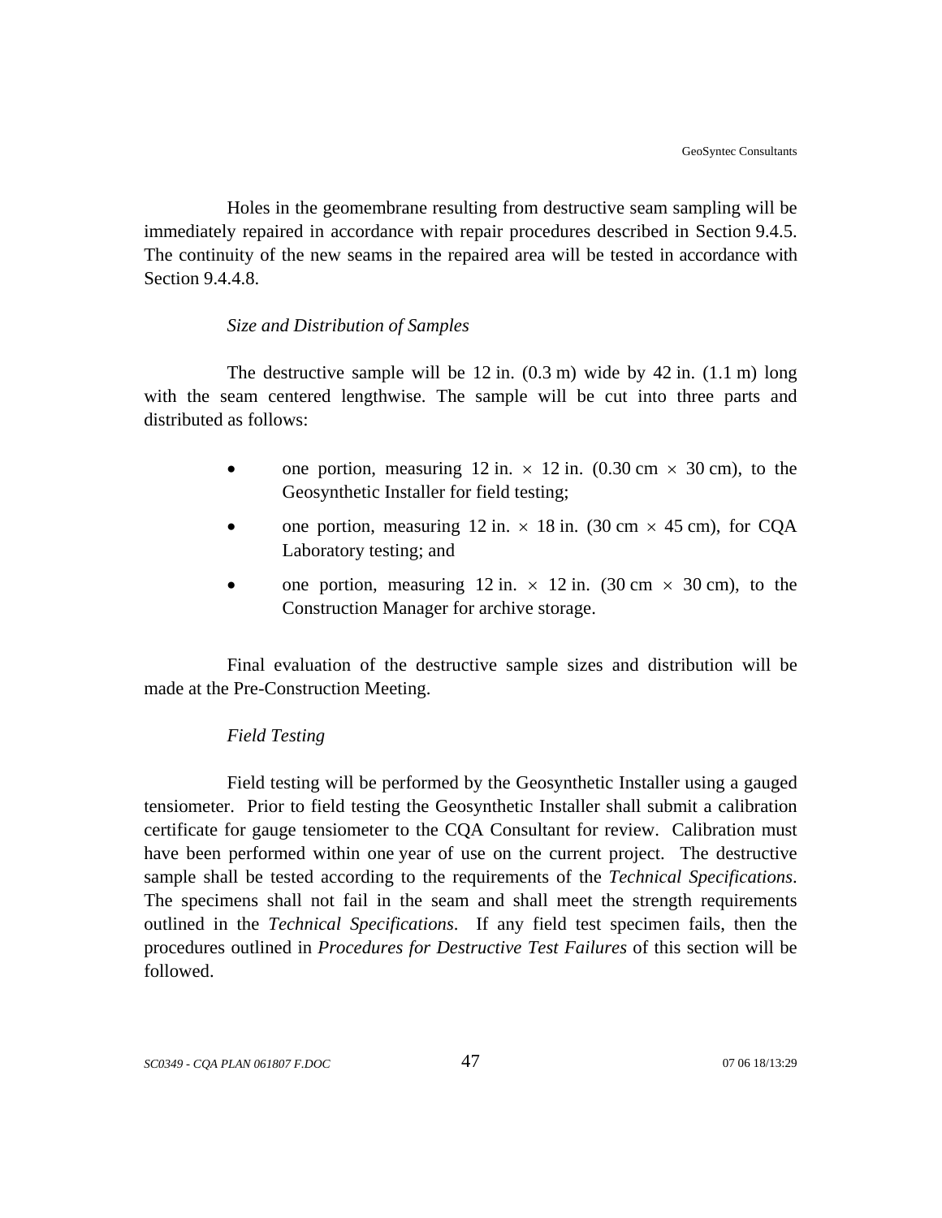Holes in the geomembrane resulting from destructive seam sampling will be immediately repaired in accordance with repair procedures described in Section 9.4.5. The continuity of the new seams in the repaired area will be tested in accordance with Section 9.4.4.8.

*Size and Distribution of Samples*

The destructive sample will be 12 in. (0.3 m) wide by 42 in. (1.1 m) long with the seam centered lengthwise. The sample will be cut into three parts and distributed as follows:

- one portion, measuring 12 in. × 12 in. (0.30 cm × 30 cm), to the Geosynthetic Installer for field testing;
- one portion, measuring 12 in. × 18 in. (30 cm × 45 cm), for CQA Laboratory testing; and
- one portion, measuring 12 in. × 12 in. (30 cm × 30 cm), to the Construction Manager for archive storage.

Final evaluation of the destructive sample sizes and distribution will be made at the Pre-Construction Meeting.

*Field Testing*

Field testing will be performed by the Geosynthetic Installer using a gauged tensiometer. Prior to field testing the Geosynthetic Installer shall submit a calibration certificate for gauge tensiometer to the CQA Consultant for review. Calibration must have been performed within one year of use on the current project. The destructive sample shall be tested according to the requirements of the *Technical Specifications*. The specimens shall not fail in the seam and shall meet the strength requirements outlined in the *Technical Specifications*. If any field test specimen fails, then the procedures outlined in *Procedures for Destructive Test Failures* of this section will be followed.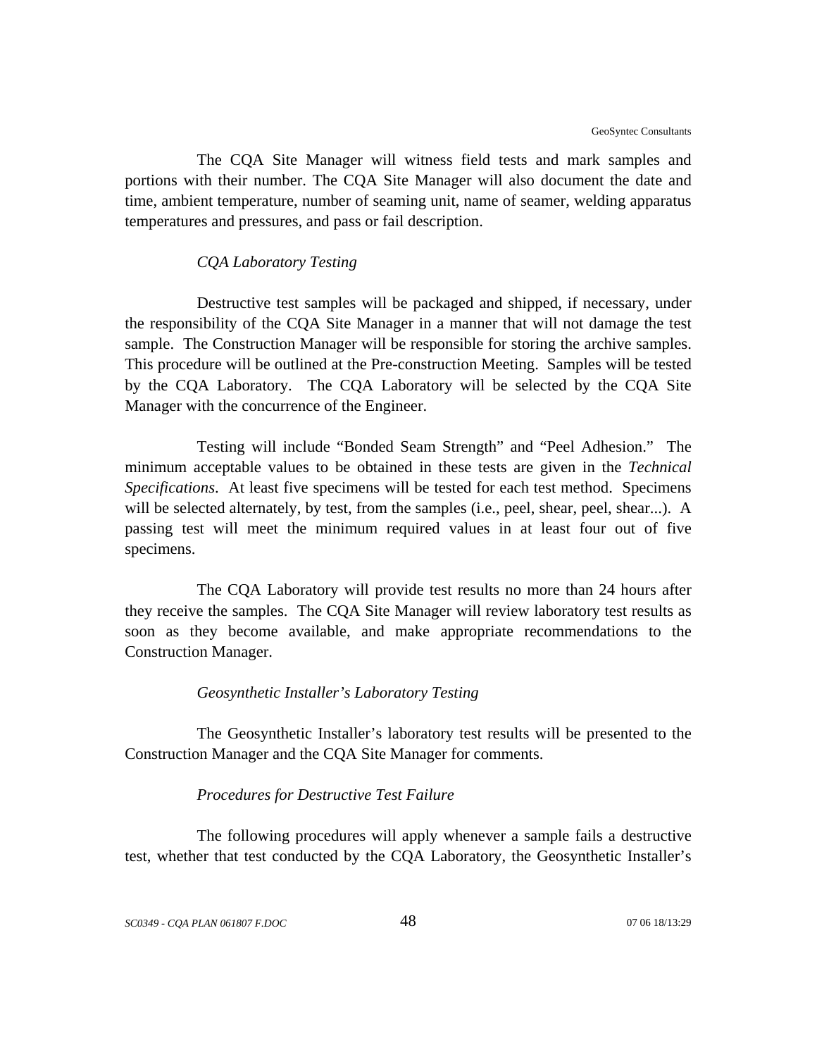The CQA Site Manager will witness field tests and mark samples and portions with their number. The CQA Site Manager will also document the date and time, ambient temperature, number of seaming unit, name of seamer, welding apparatus temperatures and pressures, and pass or fail description.

*CQA Laboratory Testing*

Destructive test samples will be packaged and shipped, if necessary, under the responsibility of the CQA Site Manager in a manner that will not damage the test sample. The Construction Manager will be responsible for storing the archive samples. This procedure will be outlined at the Pre-construction Meeting. Samples will be tested by the CQA Laboratory. The CQA Laboratory will be selected by the CQA Site Manager with the concurrence of the Engineer.

Testing will include "Bonded Seam Strength" and "Peel Adhesion." The minimum acceptable values to be obtained in these tests are given in the *Technical Specifications*. At least five specimens will be tested for each test method. Specimens will be selected alternately, by test, from the samples (i.e., peel, shear, peel, shear...). A passing test will meet the minimum required values in at least four out of five specimens.

The CQA Laboratory will provide test results no more than 24 hours after they receive the samples. The CQA Site Manager will review laboratory test results as soon as they become available, and make appropriate recommendations to the Construction Manager.

*Geosynthetic Installer's Laboratory Testing*

The Geosynthetic Installer's laboratory test results will be presented to the Construction Manager and the CQA Site Manager for comments.

*Procedures for Destructive Test Failure*

The following procedures will apply whenever a sample fails a destructive test, whether that test conducted by the CQA Laboratory, the Geosynthetic Installer's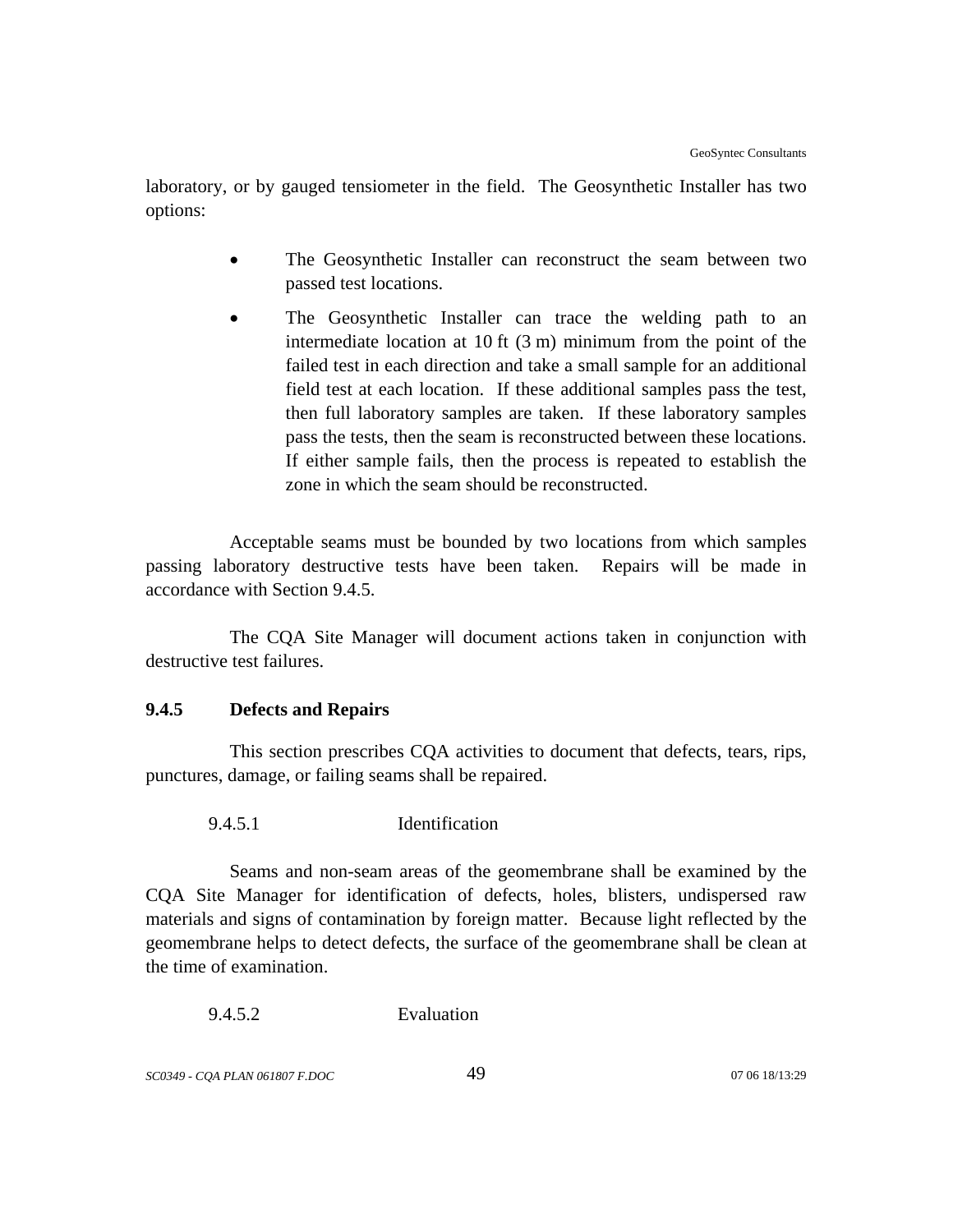laboratory, or by gauged tensiometer in the field. The Geosynthetic Installer has two options:

- The Geosynthetic Installer can reconstruct the seam between two passed test locations.
- The Geosynthetic Installer can trace the welding path to an intermediate location at 10 ft (3 m) minimum from the point of the failed test in each direction and take a small sample for an additional field test at each location. If these additional samples pass the test, then full laboratory samples are taken. If these laboratory samples pass the tests, then the seam is reconstructed between these locations. If either sample fails, then the process is repeated to establish the zone in which the seam should be reconstructed.

Acceptable seams must be bounded by two locations from which samples passing laboratory destructive tests have been taken. Repairs will be made in accordance with Section 9.4.5.

The CQA Site Manager will document actions taken in conjunction with destructive test failures.

### 9.4.5 Defects and Repairs

This section prescribes CQA activities to document that defects, tears, rips, punctures, damage, or failing seams shall be repaired.

#### 9.4.5.1 Identification

Seams and non-seam areas of the geomembrane shall be examined by the CQA Site Manager for identification of defects, holes, blisters, undispersed raw materials and signs of contamination by foreign matter. Because light reflected by the geomembrane helps to detect defects, the surface of the geomembrane shall be clean at the time of examination.

#### 9.4.5.2 Evaluation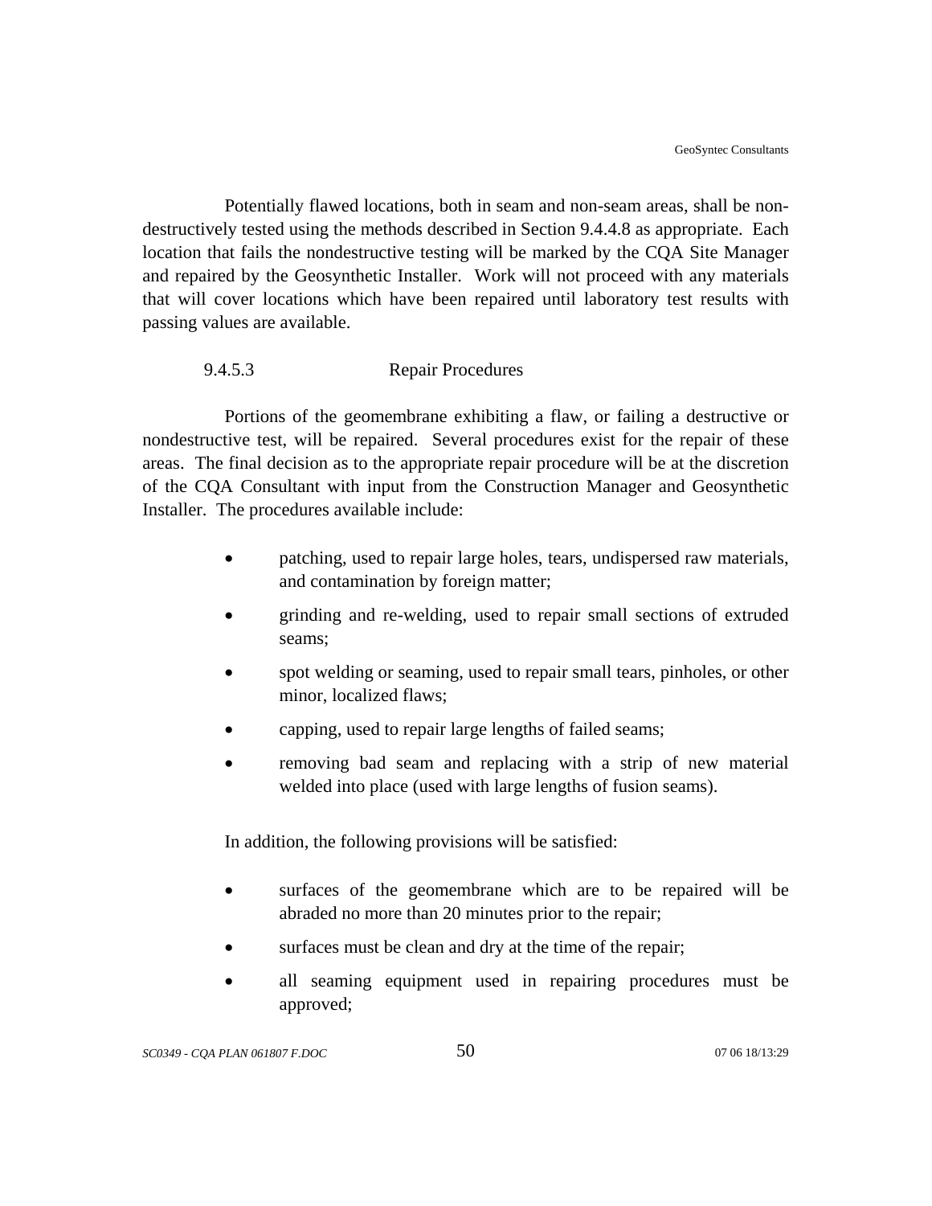Potentially flawed locations, both in seam and non-seam areas, shall be non-destructively tested using the methods described in Section 9.4.4.8 as appropriate. Each location that fails the nondestructive testing will be marked by the CQA Site Manager and repaired by the Geosynthetic Installer. Work will not proceed with any materials that will cover locations which have been repaired until laboratory test results with passing values are available.

#### 9.4.5.3 Repair Procedures

Portions of the geomembrane exhibiting a flaw, or failing a destructive or nondestructive test, will be repaired. Several procedures exist for the repair of these areas. The final decision as to the appropriate repair procedure will be at the discretion of the CQA Consultant with input from the Construction Manager and Geosynthetic Installer. The procedures available include:

- patching, used to repair large holes, tears, undispersed raw materials, and contamination by foreign matter;
- grinding and re-welding, used to repair small sections of extruded seams;
- spot welding or seaming, used to repair small tears, pinholes, or other minor, localized flaws;
- capping, used to repair large lengths of failed seams;
- removing bad seam and replacing with a strip of new material welded into place (used with large lengths of fusion seams).

In addition, the following provisions will be satisfied:

- surfaces of the geomembrane which are to be repaired will be abraded no more than 20 minutes prior to the repair;
- surfaces must be clean and dry at the time of the repair;
- all seaming equipment used in repairing procedures must be approved;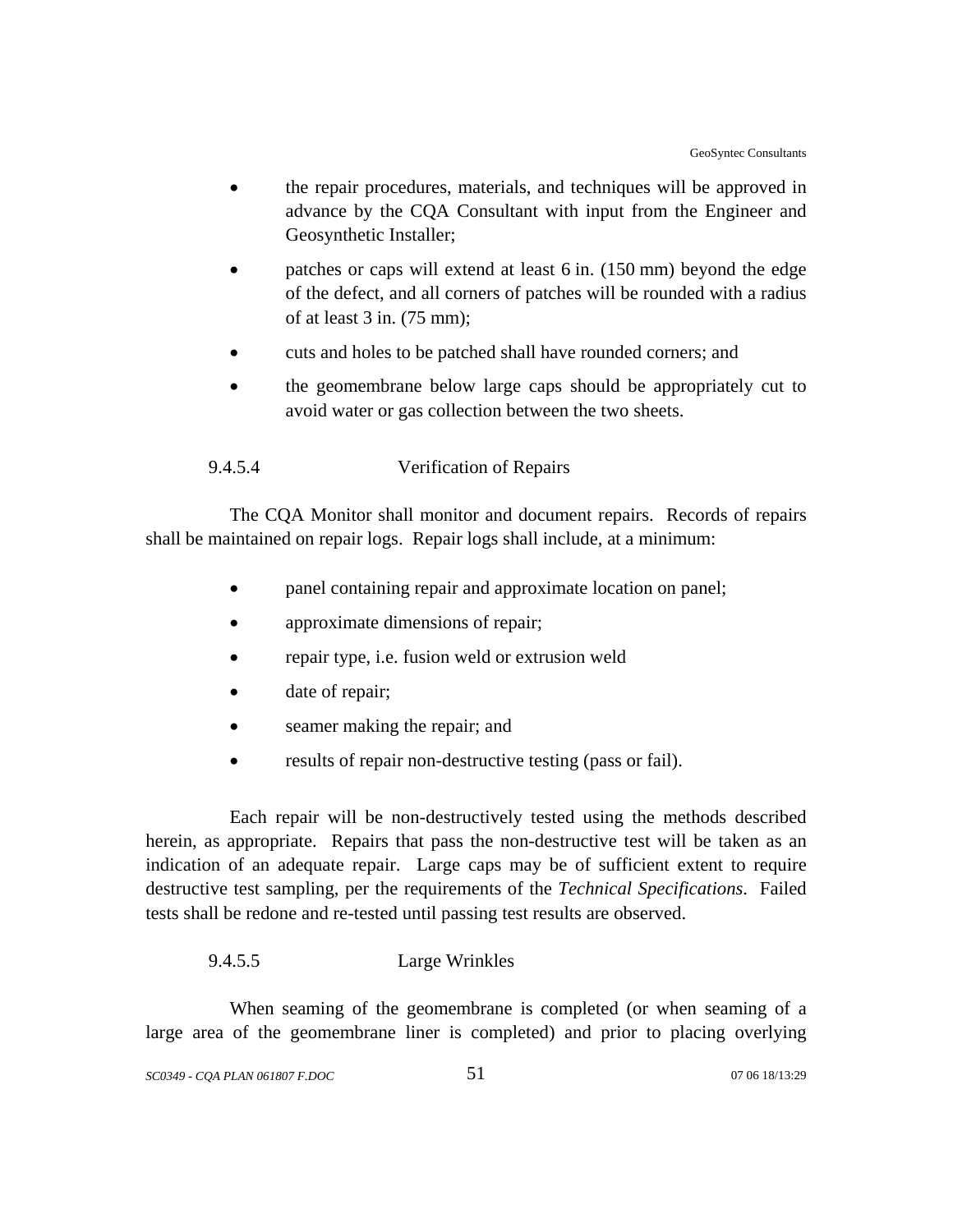- the repair procedures, materials, and techniques will be approved in advance by the CQA Consultant with input from the Engineer and Geosynthetic Installer;
- patches or caps will extend at least 6 in. (150 mm) beyond the edge of the defect, and all corners of patches will be rounded with a radius of at least 3 in. (75 mm);
- cuts and holes to be patched shall have rounded corners; and
- the geomembrane below large caps should be appropriately cut to avoid water or gas collection between the two sheets.

#### 9.4.5.4 Verification of Repairs

The CQA Monitor shall monitor and document repairs. Records of repairs shall be maintained on repair logs. Repair logs shall include, at a minimum:

- panel containing repair and approximate location on panel;
- approximate dimensions of repair;
- repair type, i.e. fusion weld or extrusion weld
- date of repair;
- seamer making the repair; and
- results of repair non-destructive testing (pass or fail).

Each repair will be non-destructively tested using the methods described herein, as appropriate. Repairs that pass the non-destructive test will be taken as an indication of an adequate repair. Large caps may be of sufficient extent to require destructive test sampling, per the requirements of the *Technical Specifications*. Failed tests shall be redone and re-tested until passing test results are observed.

#### 9.4.5.5 Large Wrinkles

When seaming of the geomembrane is completed (or when seaming of a large area of the geomembrane liner is completed) and prior to placing overlying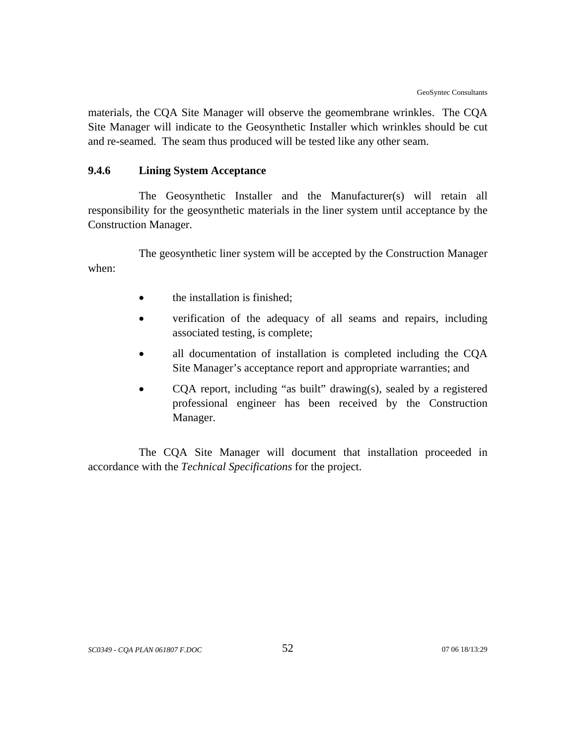materials, the CQA Site Manager will observe the geomembrane wrinkles. The CQA Site Manager will indicate to the Geosynthetic Installer which wrinkles should be cut and re-seamed. The seam thus produced will be tested like any other seam.

#### 9.4.6 Lining System Acceptance

The Geosynthetic Installer and the Manufacturer(s) will retain all responsibility for the geosynthetic materials in the liner system until acceptance by the Construction Manager.

The geosynthetic liner system will be accepted by the Construction Manager when:

- the installation is finished;
- verification of the adequacy of all seams and repairs, including associated testing, is complete;
- all documentation of installation is completed including the CQA Site Manager's acceptance report and appropriate warranties; and
- CQA report, including "as built" drawing(s), sealed by a registered professional engineer has been received by the Construction Manager.

The CQA Site Manager will document that installation proceeded in accordance with the *Technical Specifications* for the project.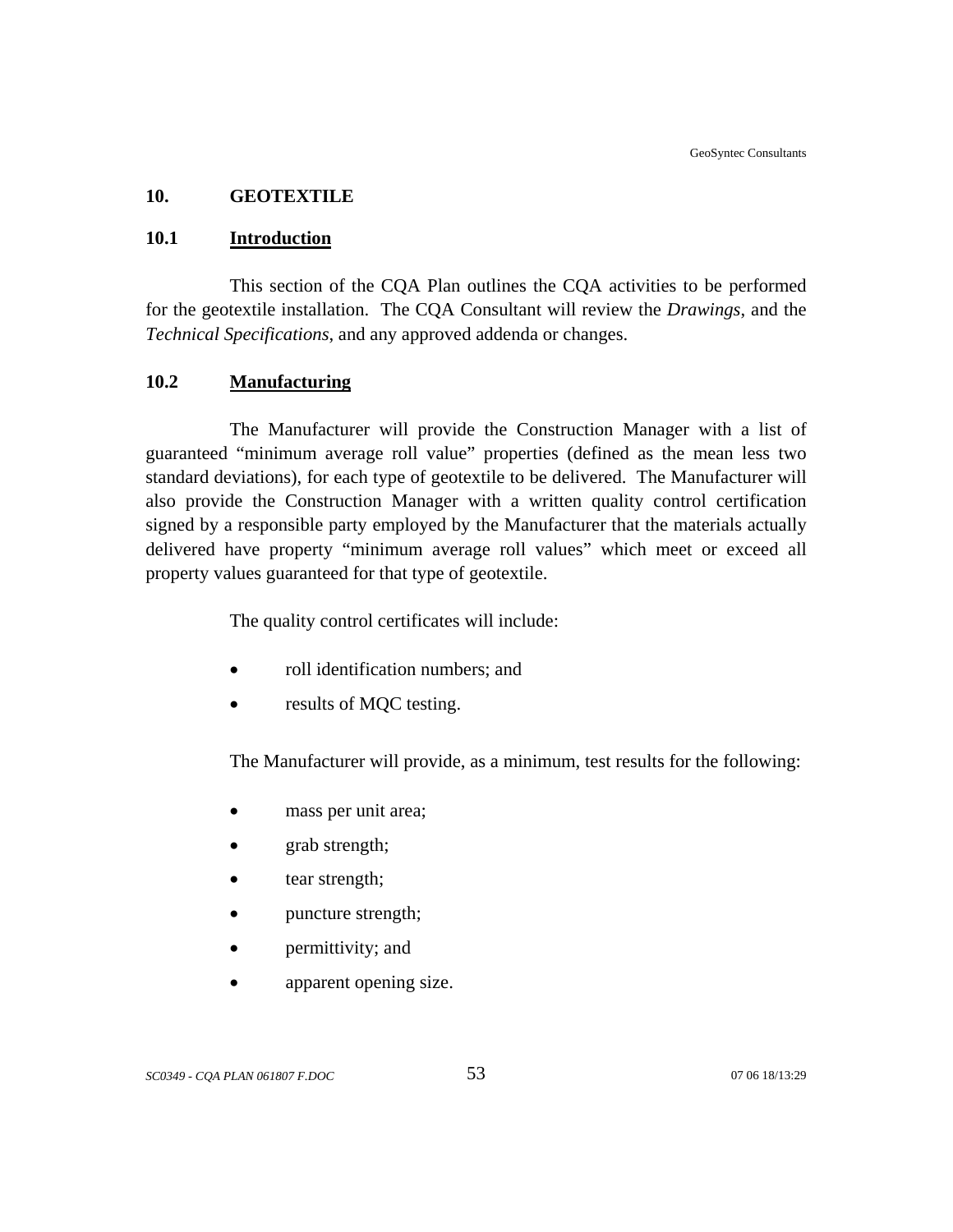# 10. GEOTEXTILE

## 10.1 Introduction

This section of the CQA Plan outlines the CQA activities to be performed for the geotextile installation. The CQA Consultant will review the *Drawings*, and the *Technical Specifications*, and any approved addenda or changes.

## 10.2 Manufacturing

The Manufacturer will provide the Construction Manager with a list of guaranteed "minimum average roll value" properties (defined as the mean less two standard deviations), for each type of geotextile to be delivered. The Manufacturer will also provide the Construction Manager with a written quality control certification signed by a responsible party employed by the Manufacturer that the materials actually delivered have property "minimum average roll values" which meet or exceed all property values guaranteed for that type of geotextile.

The quality control certificates will include:

- roll identification numbers; and
- results of MQC testing.

The Manufacturer will provide, as a minimum, test results for the following:

- mass per unit area;
- grab strength;
- tear strength;
- puncture strength;
- permittivity; and
- apparent opening size.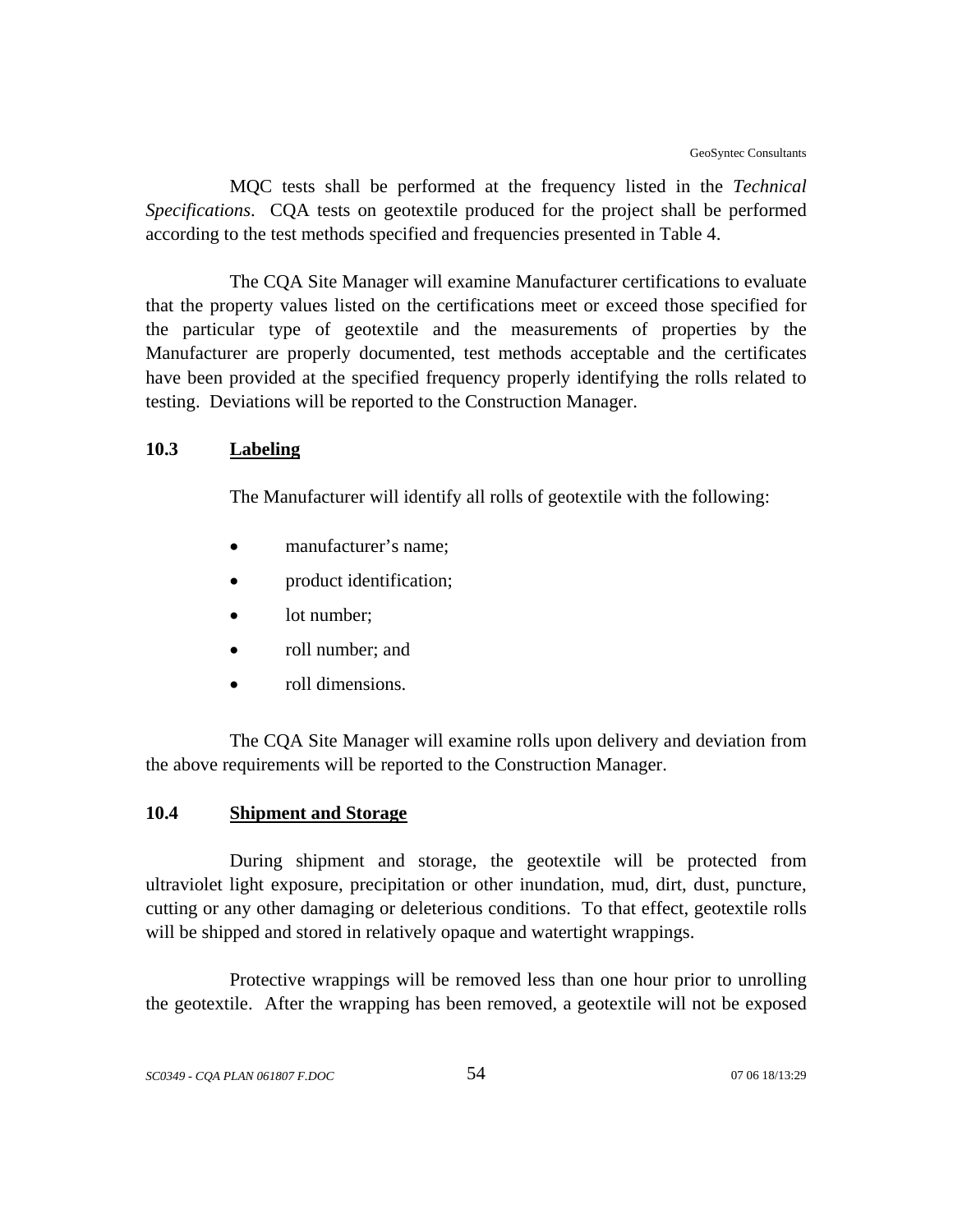MQC tests shall be performed at the frequency listed in the *Technical Specifications*. CQA tests on geotextile produced for the project shall be performed according to the test methods specified and frequencies presented in Table 4.

The CQA Site Manager will examine Manufacturer certifications to evaluate that the property values listed on the certifications meet or exceed those specified for the particular type of geotextile and the measurements of properties by the Manufacturer are properly documented, test methods acceptable and the certificates have been provided at the specified frequency properly identifying the rolls related to testing. Deviations will be reported to the Construction Manager.

### 10.3 Labeling

The Manufacturer will identify all rolls of geotextile with the following:

- manufacturer's name;
- product identification;
- lot number;
- roll number; and
- roll dimensions.

The CQA Site Manager will examine rolls upon delivery and deviation from the above requirements will be reported to the Construction Manager.

### 10.4 Shipment and Storage

During shipment and storage, the geotextile will be protected from ultraviolet light exposure, precipitation or other inundation, mud, dirt, dust, puncture, cutting or any other damaging or deleterious conditions. To that effect, geotextile rolls will be shipped and stored in relatively opaque and watertight wrappings.

Protective wrappings will be removed less than one hour prior to unrolling the geotextile. After the wrapping has been removed, a geotextile will not be exposed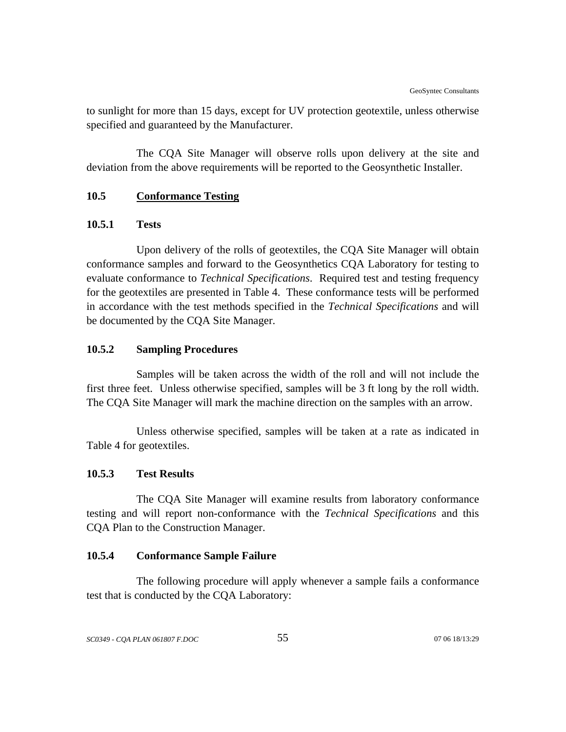to sunlight for more than 15 days, except for UV protection geotextile, unless otherwise specified and guaranteed by the Manufacturer.

The CQA Site Manager will observe rolls upon delivery at the site and deviation from the above requirements will be reported to the Geosynthetic Installer.

## 10.5 Conformance Testing

### 10.5.1 Tests

Upon delivery of the rolls of geotextiles, the CQA Site Manager will obtain conformance samples and forward to the Geosynthetics CQA Laboratory for testing to evaluate conformance to *Technical Specifications*. Required test and testing frequency for the geotextiles are presented in Table 4. These conformance tests will be performed in accordance with the test methods specified in the *Technical Specifications* and will be documented by the CQA Site Manager.

### 10.5.2 Sampling Procedures

Samples will be taken across the width of the roll and will not include the first three feet. Unless otherwise specified, samples will be 3 ft long by the roll width. The CQA Site Manager will mark the machine direction on the samples with an arrow.

Unless otherwise specified, samples will be taken at a rate as indicated in Table 4 for geotextiles.

### 10.5.3 Test Results

The CQA Site Manager will examine results from laboratory conformance testing and will report non-conformance with the *Technical Specifications* and this CQA Plan to the Construction Manager.

### 10.5.4 Conformance Sample Failure

The following procedure will apply whenever a sample fails a conformance test that is conducted by the CQA Laboratory: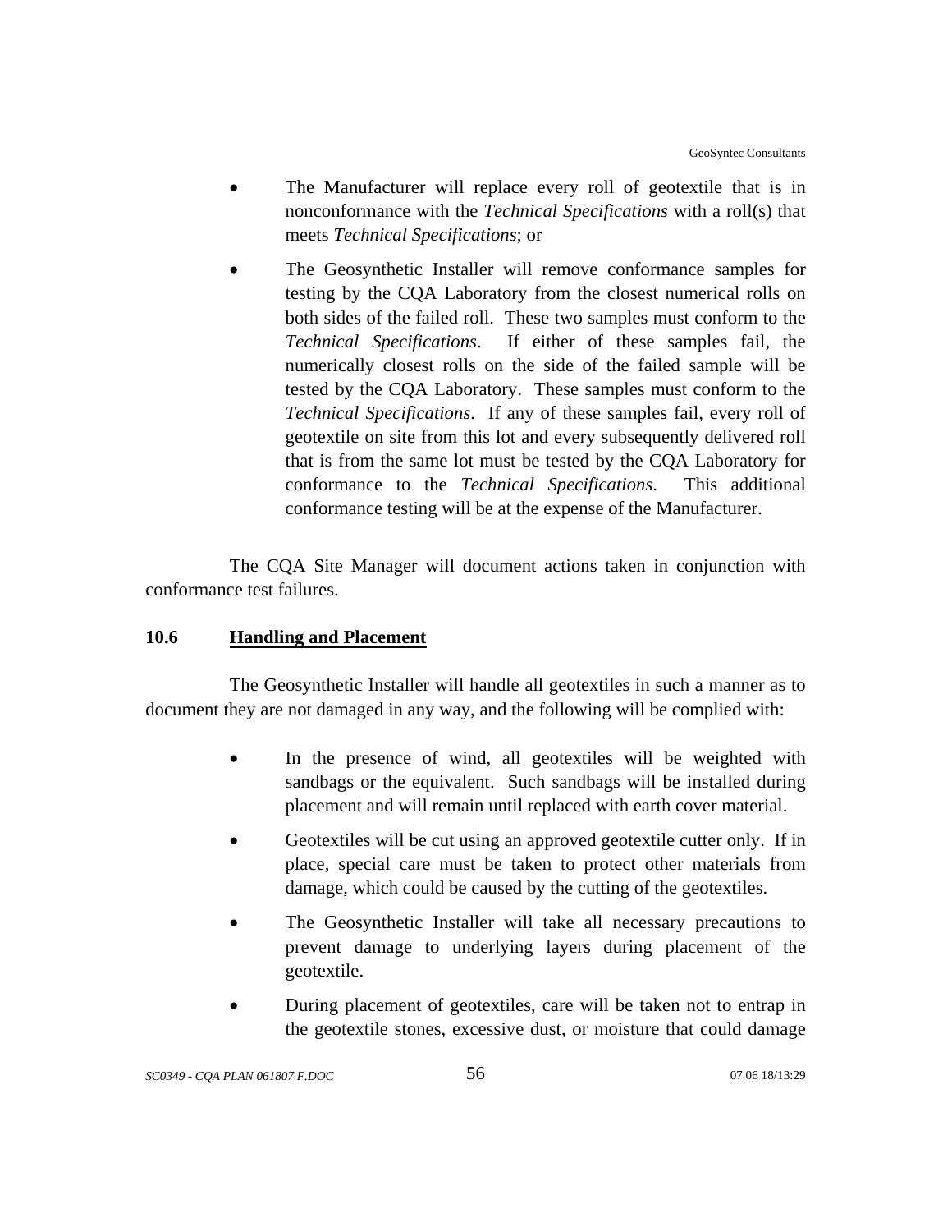- The Manufacturer will replace every roll of geotextile that is in nonconformance with the *Technical Specifications* with a roll(s) that meets *Technical Specifications*; or

- The Geosynthetic Installer will remove conformance samples for testing by the CQA Laboratory from the closest numerical rolls on both sides of the failed roll. These two samples must conform to the *Technical Specifications*. If either of these samples fail, the numerically closest rolls on the side of the failed sample will be tested by the CQA Laboratory. These samples must conform to the *Technical Specifications*. If any of these samples fail, every roll of geotextile on site from this lot and every subsequently delivered roll that is from the same lot must be tested by the CQA Laboratory for conformance to the *Technical Specifications*. This additional conformance testing will be at the expense of the Manufacturer.

The CQA Site Manager will document actions taken in conjunction with conformance test failures.

## 10.6 Handling and Placement

The Geosynthetic Installer will handle all geotextiles in such a manner as to document they are not damaged in any way, and the following will be complied with:

- In the presence of wind, all geotextiles will be weighted with sandbags or the equivalent. Such sandbags will be installed during placement and will remain until replaced with earth cover material.

- Geotextiles will be cut using an approved geotextile cutter only. If in place, special care must be taken to protect other materials from damage, which could be caused by the cutting of the geotextiles.

- The Geosynthetic Installer will take all necessary precautions to prevent damage to underlying layers during placement of the geotextile.

- During placement of geotextiles, care will be taken not to entrap in the geotextile stones, excessive dust, or moisture that could damage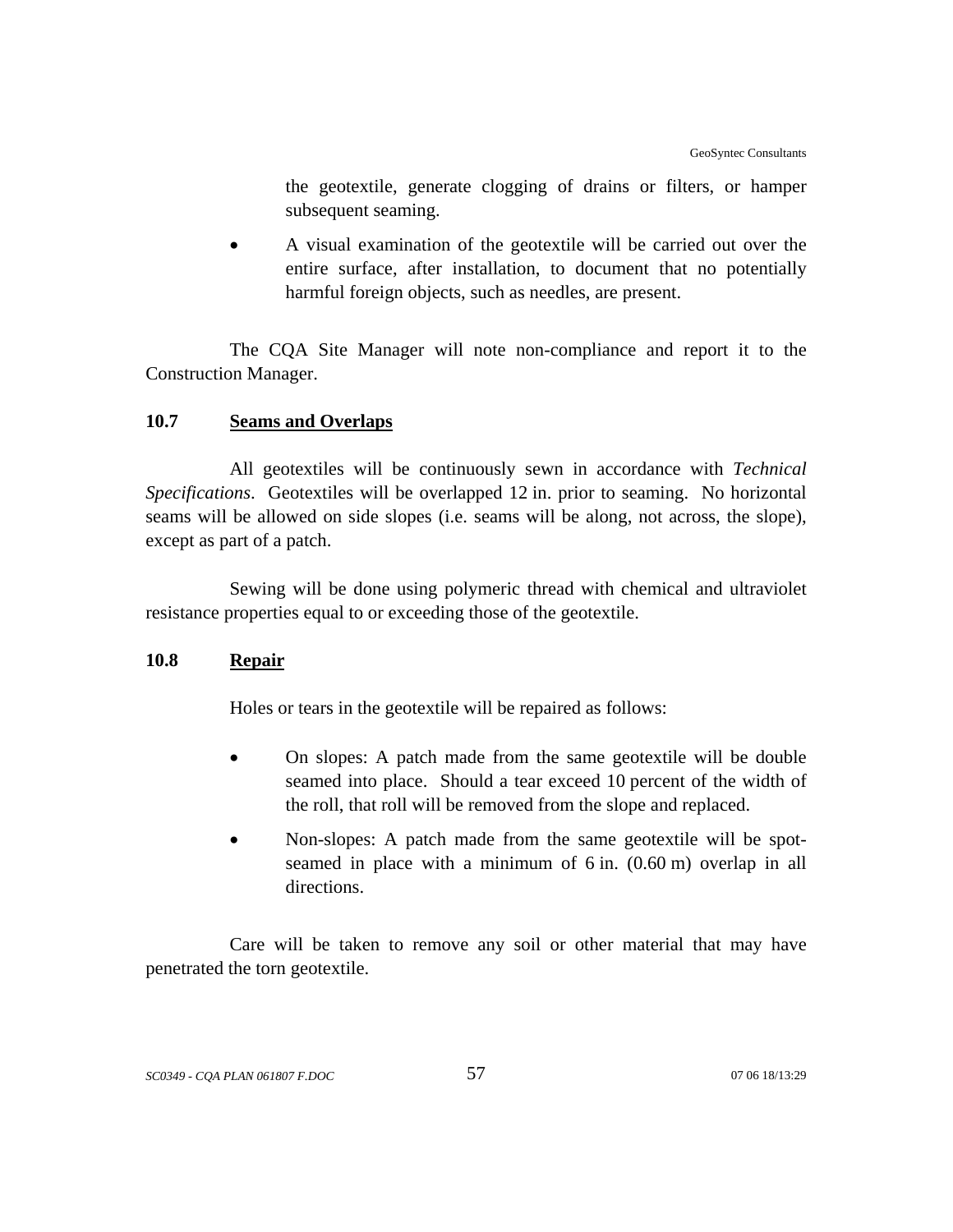the geotextile, generate clogging of drains or filters, or hamper subsequent seaming.

- A visual examination of the geotextile will be carried out over the entire surface, after installation, to document that no potentially harmful foreign objects, such as needles, are present.

The CQA Site Manager will note non-compliance and report it to the Construction Manager.

## 10.7 Seams and Overlaps

All geotextiles will be continuously sewn in accordance with *Technical Specifications*. Geotextiles will be overlapped 12 in. prior to seaming. No horizontal seams will be allowed on side slopes (i.e. seams will be along, not across, the slope), except as part of a patch.

Sewing will be done using polymeric thread with chemical and ultraviolet resistance properties equal to or exceeding those of the geotextile.

## 10.8 Repair

Holes or tears in the geotextile will be repaired as follows:

- On slopes: A patch made from the same geotextile will be double seamed into place. Should a tear exceed 10 percent of the width of the roll, that roll will be removed from the slope and replaced.
- Non-slopes: A patch made from the same geotextile will be spot-seamed in place with a minimum of 6 in. (0.60 m) overlap in all directions.

Care will be taken to remove any soil or other material that may have penetrated the torn geotextile.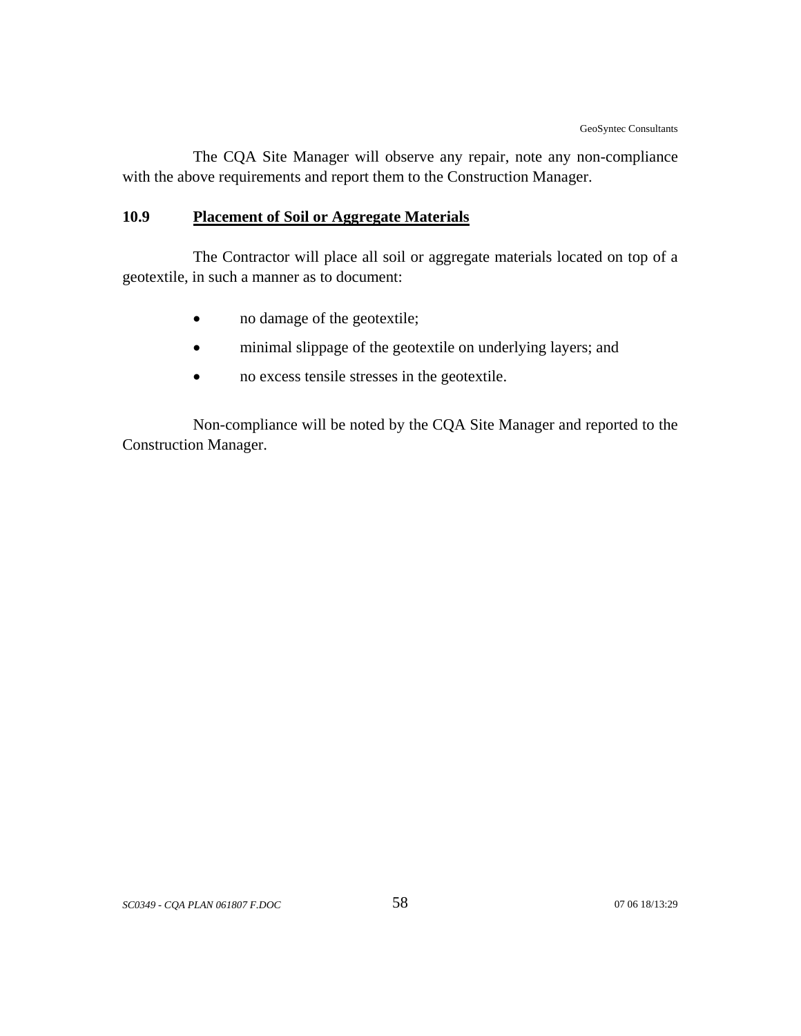The CQA Site Manager will observe any repair, note any non-compliance with the above requirements and report them to the Construction Manager.

### 10.9 Placement of Soil or Aggregate Materials

The Contractor will place all soil or aggregate materials located on top of a geotextile, in such a manner as to document:

- no damage of the geotextile;
- minimal slippage of the geotextile on underlying layers; and
- no excess tensile stresses in the geotextile.

Non-compliance will be noted by the CQA Site Manager and reported to the Construction Manager.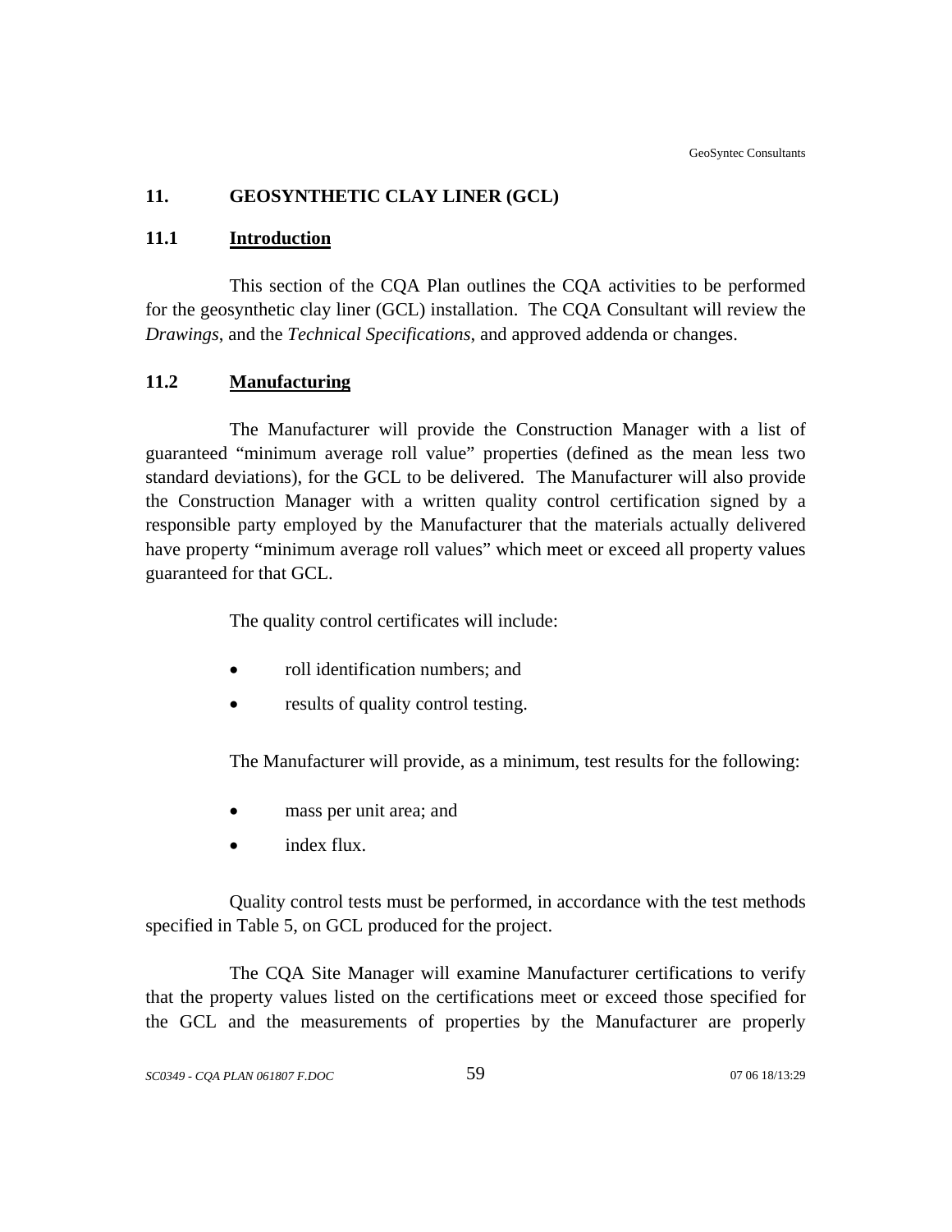## 11. GEOSYNTHETIC CLAY LINER (GCL)

### 11.1 Introduction

This section of the CQA Plan outlines the CQA activities to be performed for the geosynthetic clay liner (GCL) installation. The CQA Consultant will review the *Drawings*, and the *Technical Specifications*, and approved addenda or changes.

### 11.2 Manufacturing

The Manufacturer will provide the Construction Manager with a list of guaranteed "minimum average roll value" properties (defined as the mean less two standard deviations), for the GCL to be delivered. The Manufacturer will also provide the Construction Manager with a written quality control certification signed by a responsible party employed by the Manufacturer that the materials actually delivered have property "minimum average roll values" which meet or exceed all property values guaranteed for that GCL.

The quality control certificates will include:

- roll identification numbers; and
- results of quality control testing.

The Manufacturer will provide, as a minimum, test results for the following:

- mass per unit area; and
- index flux.

Quality control tests must be performed, in accordance with the test methods specified in Table 5, on GCL produced for the project.

The CQA Site Manager will examine Manufacturer certifications to verify that the property values listed on the certifications meet or exceed those specified for the GCL and the measurements of properties by the Manufacturer are properly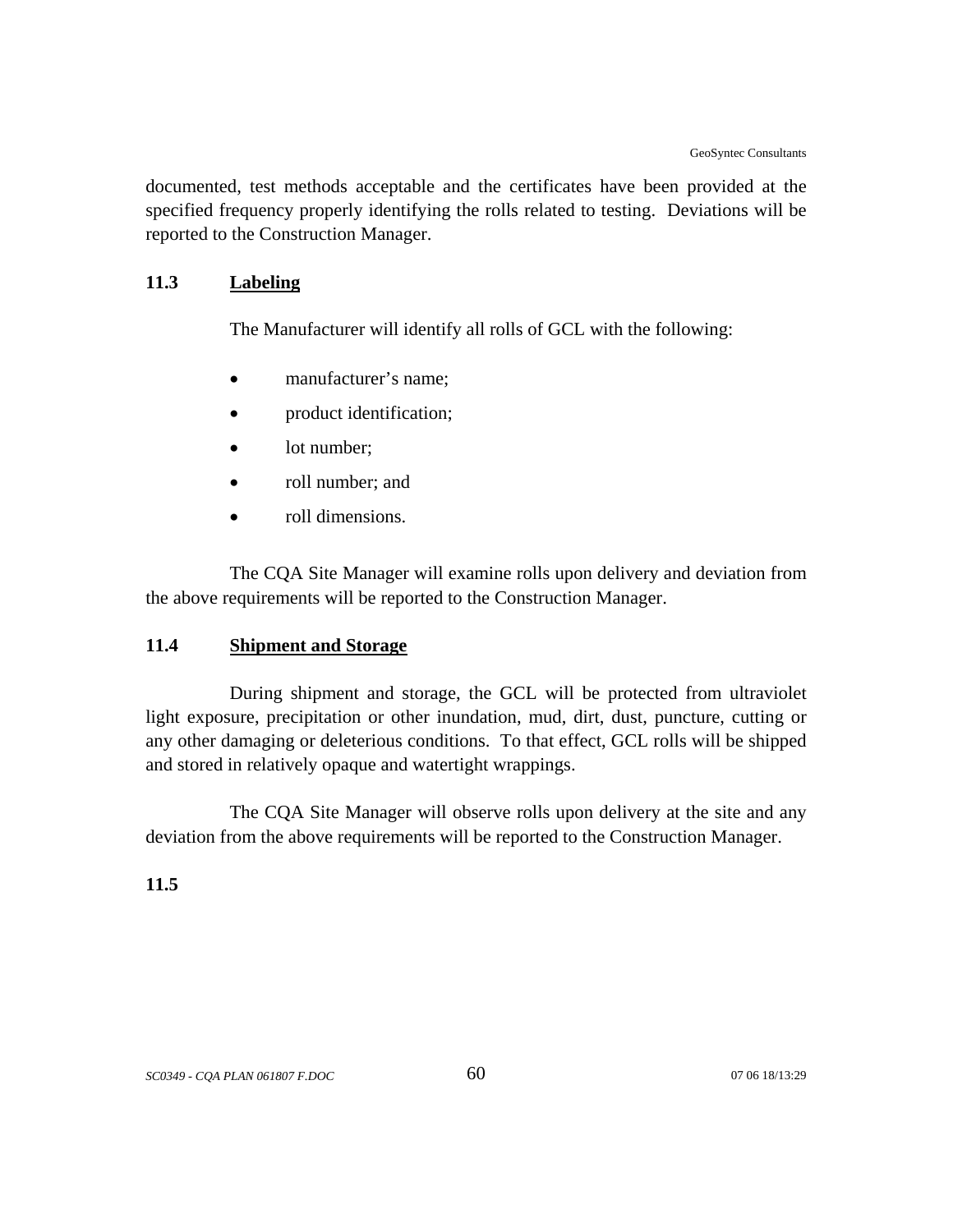documented, test methods acceptable and the certificates have been provided at the specified frequency properly identifying the rolls related to testing. Deviations will be reported to the Construction Manager.

### 11.3 Labeling

The Manufacturer will identify all rolls of GCL with the following:

- manufacturer's name;
- product identification;
- lot number;
- roll number; and
- roll dimensions.

The CQA Site Manager will examine rolls upon delivery and deviation from the above requirements will be reported to the Construction Manager.

### 11.4 Shipment and Storage

During shipment and storage, the GCL will be protected from ultraviolet light exposure, precipitation or other inundation, mud, dirt, dust, puncture, cutting or any other damaging or deleterious conditions. To that effect, GCL rolls will be shipped and stored in relatively opaque and watertight wrappings.

The CQA Site Manager will observe rolls upon delivery at the site and any deviation from the above requirements will be reported to the Construction Manager.

### 11.5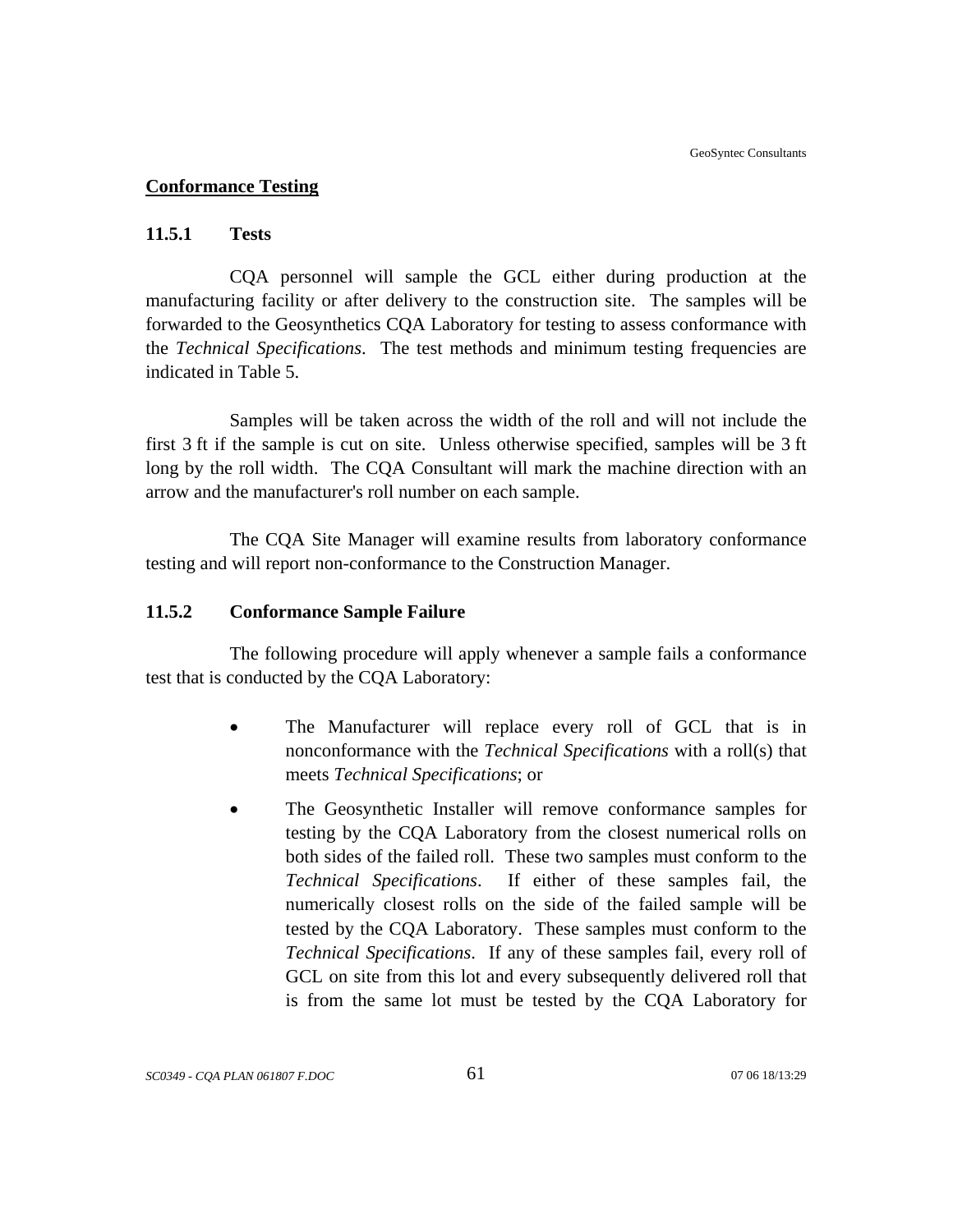## Conformance Testing

### 11.5.1 Tests

CQA personnel will sample the GCL either during production at the manufacturing facility or after delivery to the construction site. The samples will be forwarded to the Geosynthetics CQA Laboratory for testing to assess conformance with the *Technical Specifications*. The test methods and minimum testing frequencies are indicated in Table 5.

Samples will be taken across the width of the roll and will not include the first 3 ft if the sample is cut on site. Unless otherwise specified, samples will be 3 ft long by the roll width. The CQA Consultant will mark the machine direction with an arrow and the manufacturer's roll number on each sample.

The CQA Site Manager will examine results from laboratory conformance testing and will report non-conformance to the Construction Manager.

### 11.5.2 Conformance Sample Failure

The following procedure will apply whenever a sample fails a conformance test that is conducted by the CQA Laboratory:

- The Manufacturer will replace every roll of GCL that is in nonconformance with the *Technical Specifications* with a roll(s) that meets *Technical Specifications*; or
- The Geosynthetic Installer will remove conformance samples for testing by the CQA Laboratory from the closest numerical rolls on both sides of the failed roll. These two samples must conform to the *Technical Specifications*. If either of these samples fail, the numerically closest rolls on the side of the failed sample will be tested by the CQA Laboratory. These samples must conform to the *Technical Specifications*. If any of these samples fail, every roll of GCL on site from this lot and every subsequently delivered roll that is from the same lot must be tested by the CQA Laboratory for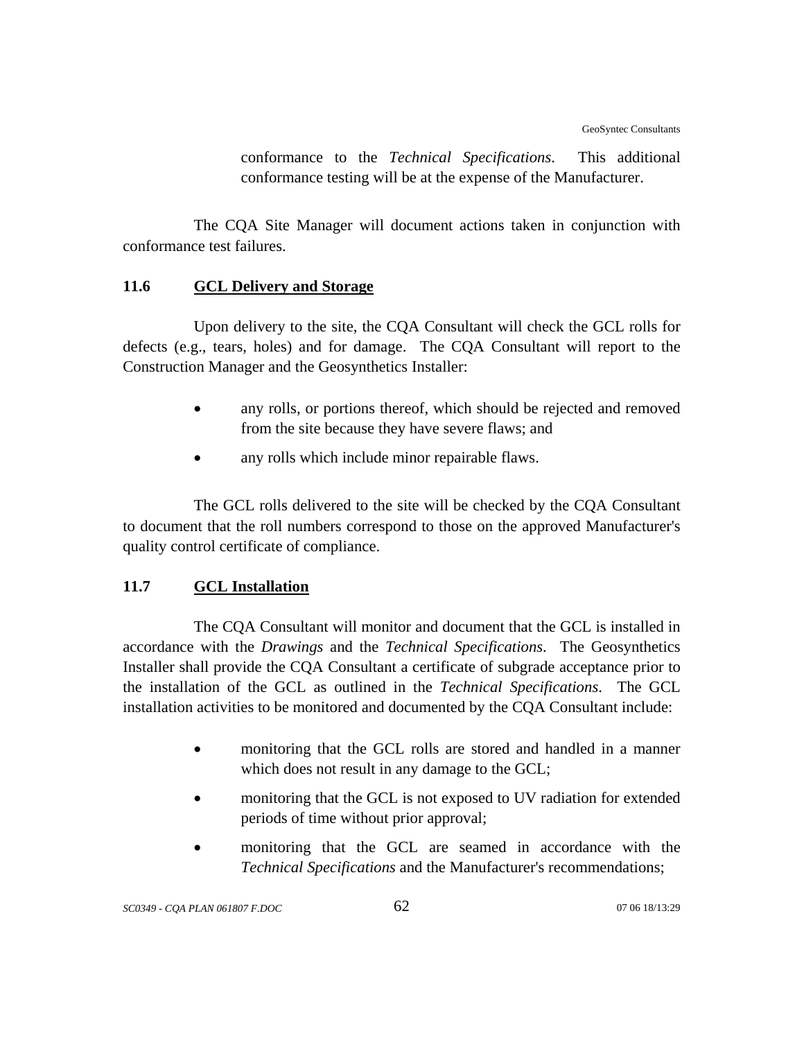conformance to the *Technical Specifications*. This additional conformance testing will be at the expense of the Manufacturer.

The CQA Site Manager will document actions taken in conjunction with conformance test failures.

### 11.6 GCL Delivery and Storage

Upon delivery to the site, the CQA Consultant will check the GCL rolls for defects (e.g., tears, holes) and for damage. The CQA Consultant will report to the Construction Manager and the Geosynthetics Installer:

- any rolls, or portions thereof, which should be rejected and removed from the site because they have severe flaws; and
- any rolls which include minor repairable flaws.

The GCL rolls delivered to the site will be checked by the CQA Consultant to document that the roll numbers correspond to those on the approved Manufacturer's quality control certificate of compliance.

### 11.7 GCL Installation

The CQA Consultant will monitor and document that the GCL is installed in accordance with the *Drawings* and the *Technical Specifications*. The Geosynthetics Installer shall provide the CQA Consultant a certificate of subgrade acceptance prior to the installation of the GCL as outlined in the *Technical Specifications*. The GCL installation activities to be monitored and documented by the CQA Consultant include:

- monitoring that the GCL rolls are stored and handled in a manner which does not result in any damage to the GCL;
- monitoring that the GCL is not exposed to UV radiation for extended periods of time without prior approval;
- monitoring that the GCL are seamed in accordance with the *Technical Specifications* and the Manufacturer's recommendations;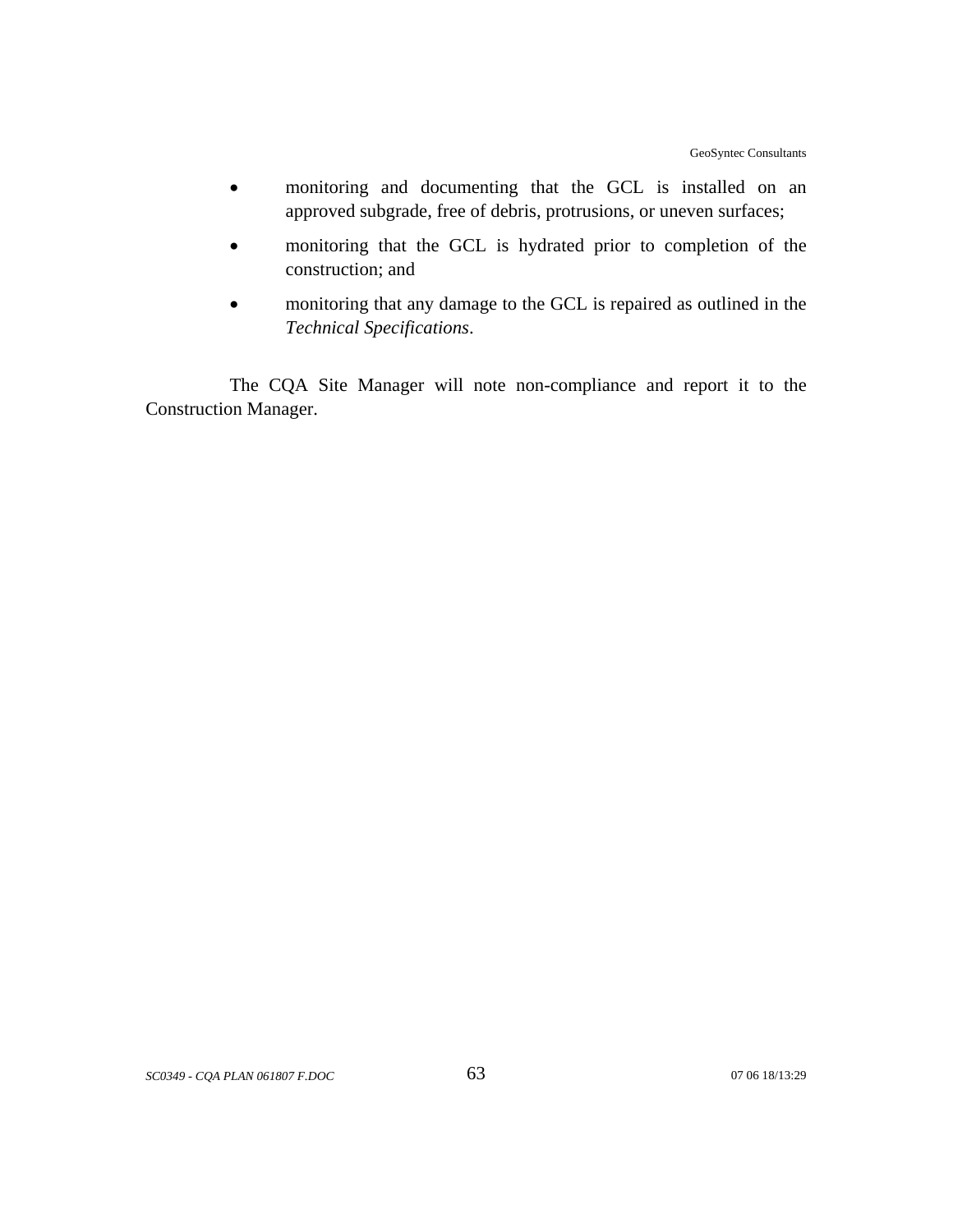- monitoring and documenting that the GCL is installed on an approved subgrade, free of debris, protrusions, or uneven surfaces;
- monitoring that the GCL is hydrated prior to completion of the construction; and
- monitoring that any damage to the GCL is repaired as outlined in the *Technical Specifications*.

The CQA Site Manager will note non-compliance and report it to the Construction Manager.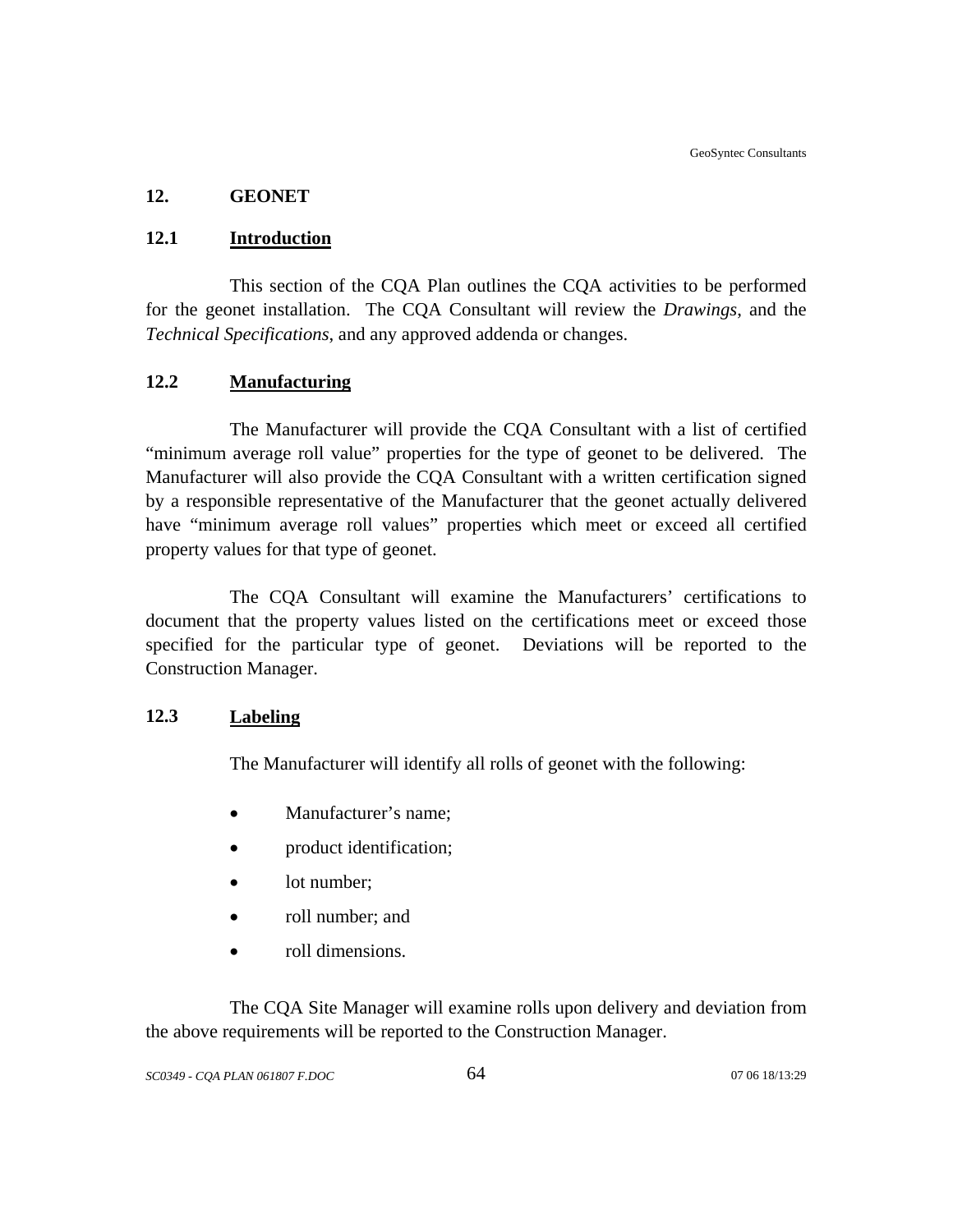## 12. GEONET

### 12.1 Introduction

This section of the CQA Plan outlines the CQA activities to be performed for the geonet installation. The CQA Consultant will review the *Drawings*, and the *Technical Specifications*, and any approved addenda or changes.

### 12.2 Manufacturing

The Manufacturer will provide the CQA Consultant with a list of certified "minimum average roll value" properties for the type of geonet to be delivered. The Manufacturer will also provide the CQA Consultant with a written certification signed by a responsible representative of the Manufacturer that the geonet actually delivered have "minimum average roll values" properties which meet or exceed all certified property values for that type of geonet.

The CQA Consultant will examine the Manufacturers' certifications to document that the property values listed on the certifications meet or exceed those specified for the particular type of geonet. Deviations will be reported to the Construction Manager.

### 12.3 Labeling

The Manufacturer will identify all rolls of geonet with the following:

- Manufacturer's name;
- product identification;
- lot number;
- roll number; and
- roll dimensions.

The CQA Site Manager will examine rolls upon delivery and deviation from the above requirements will be reported to the Construction Manager.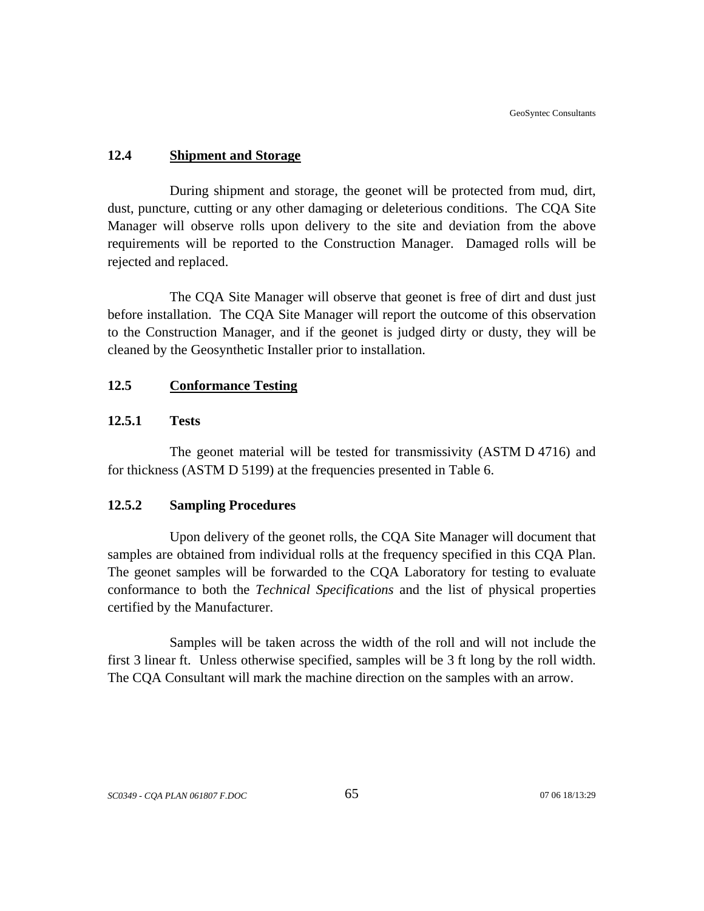## 12.4 Shipment and Storage

During shipment and storage, the geonet will be protected from mud, dirt, dust, puncture, cutting or any other damaging or deleterious conditions. The CQA Site Manager will observe rolls upon delivery to the site and deviation from the above requirements will be reported to the Construction Manager. Damaged rolls will be rejected and replaced.

The CQA Site Manager will observe that geonet is free of dirt and dust just before installation. The CQA Site Manager will report the outcome of this observation to the Construction Manager, and if the geonet is judged dirty or dusty, they will be cleaned by the Geosynthetic Installer prior to installation.

## 12.5 Conformance Testing

### 12.5.1 Tests

The geonet material will be tested for transmissivity (ASTM D 4716) and for thickness (ASTM D 5199) at the frequencies presented in Table 6.

### 12.5.2 Sampling Procedures

Upon delivery of the geonet rolls, the CQA Site Manager will document that samples are obtained from individual rolls at the frequency specified in this CQA Plan. The geonet samples will be forwarded to the CQA Laboratory for testing to evaluate conformance to both the *Technical Specifications* and the list of physical properties certified by the Manufacturer.

Samples will be taken across the width of the roll and will not include the first 3 linear ft. Unless otherwise specified, samples will be 3 ft long by the roll width. The CQA Consultant will mark the machine direction on the samples with an arrow.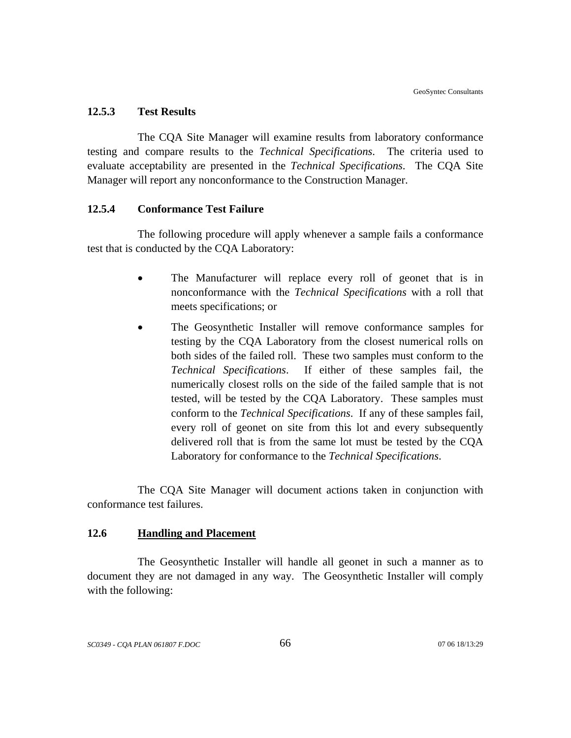### 12.5.3 Test Results

The CQA Site Manager will examine results from laboratory conformance testing and compare results to the *Technical Specifications*. The criteria used to evaluate acceptability are presented in the *Technical Specifications*. The CQA Site Manager will report any nonconformance to the Construction Manager.

### 12.5.4 Conformance Test Failure

The following procedure will apply whenever a sample fails a conformance test that is conducted by the CQA Laboratory:

- The Manufacturer will replace every roll of geonet that is in nonconformance with the *Technical Specifications* with a roll that meets specifications; or
- The Geosynthetic Installer will remove conformance samples for testing by the CQA Laboratory from the closest numerical rolls on both sides of the failed roll. These two samples must conform to the *Technical Specifications*. If either of these samples fail, the numerically closest rolls on the side of the failed sample that is not tested, will be tested by the CQA Laboratory. These samples must conform to the *Technical Specifications*. If any of these samples fail, every roll of geonet on site from this lot and every subsequently delivered roll that is from the same lot must be tested by the CQA Laboratory for conformance to the *Technical Specifications*.

The CQA Site Manager will document actions taken in conjunction with conformance test failures.

## 12.6 Handling and Placement

The Geosynthetic Installer will handle all geonet in such a manner as to document they are not damaged in any way. The Geosynthetic Installer will comply with the following: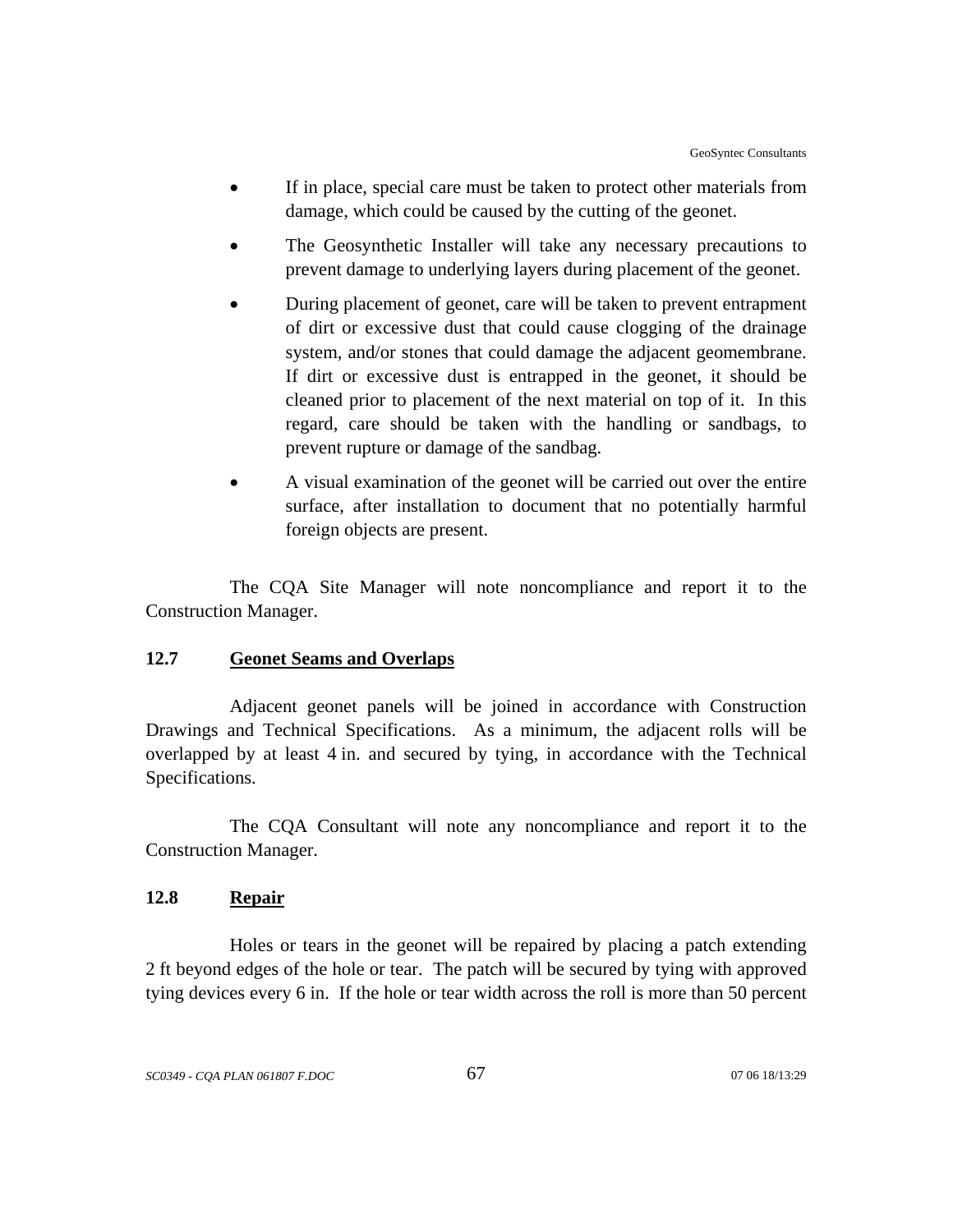- If in place, special care must be taken to protect other materials from damage, which could be caused by the cutting of the geonet.
- The Geosynthetic Installer will take any necessary precautions to prevent damage to underlying layers during placement of the geonet.
- During placement of geonet, care will be taken to prevent entrapment of dirt or excessive dust that could cause clogging of the drainage system, and/or stones that could damage the adjacent geomembrane. If dirt or excessive dust is entrapped in the geonet, it should be cleaned prior to placement of the next material on top of it. In this regard, care should be taken with the handling or sandbags, to prevent rupture or damage of the sandbag.
- A visual examination of the geonet will be carried out over the entire surface, after installation to document that no potentially harmful foreign objects are present.

The CQA Site Manager will note noncompliance and report it to the Construction Manager.

### 12.7 Geonet Seams and Overlaps

Adjacent geonet panels will be joined in accordance with Construction Drawings and Technical Specifications. As a minimum, the adjacent rolls will be overlapped by at least 4 in. and secured by tying, in accordance with the Technical Specifications.

The CQA Consultant will note any noncompliance and report it to the Construction Manager.

### 12.8 Repair

Holes or tears in the geonet will be repaired by placing a patch extending 2 ft beyond edges of the hole or tear. The patch will be secured by tying with approved tying devices every 6 in. If the hole or tear width across the roll is more than 50 percent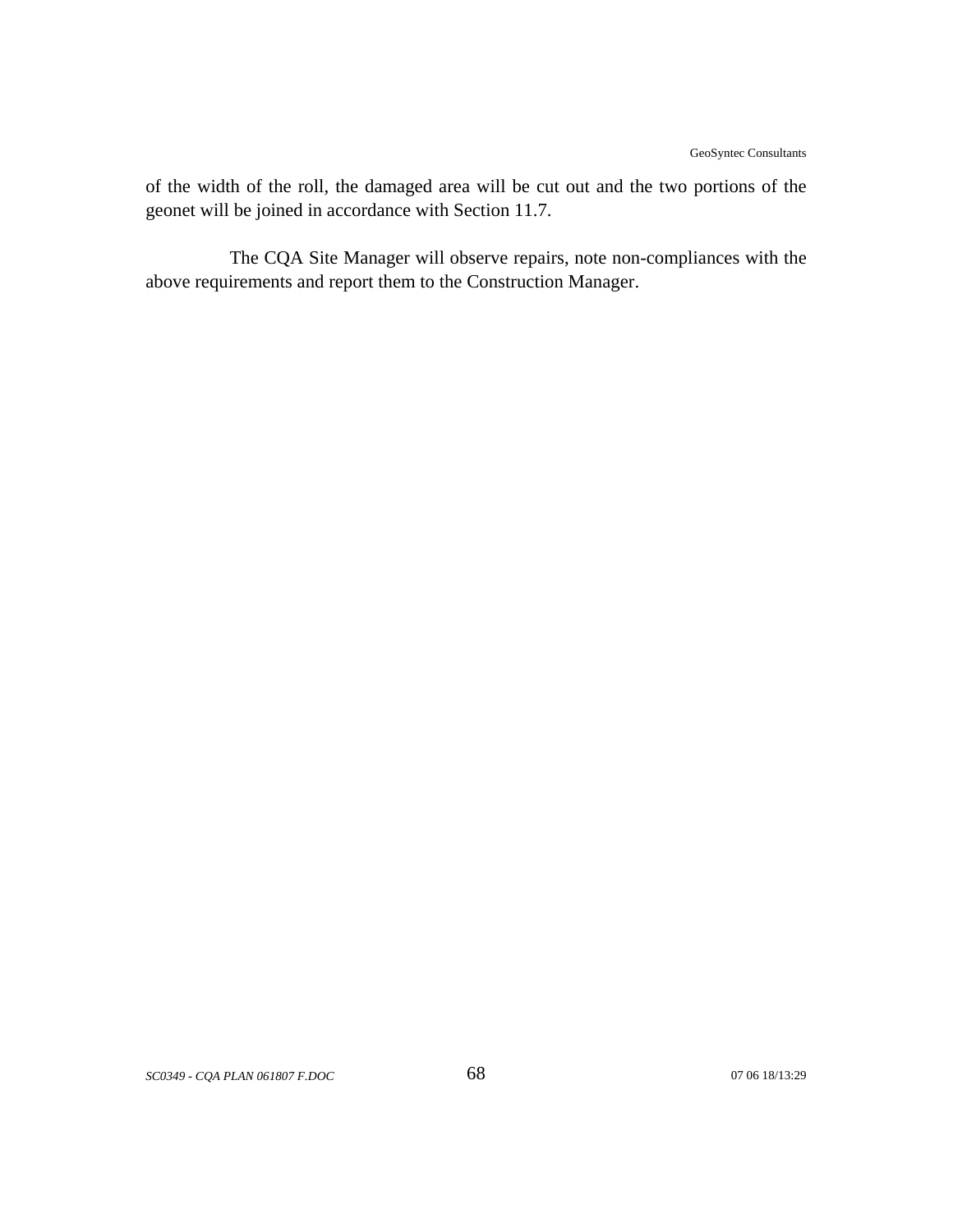of the width of the roll, the damaged area will be cut out and the two portions of the geonet will be joined in accordance with Section 11.7.

The CQA Site Manager will observe repairs, note non-compliances with the above requirements and report them to the Construction Manager.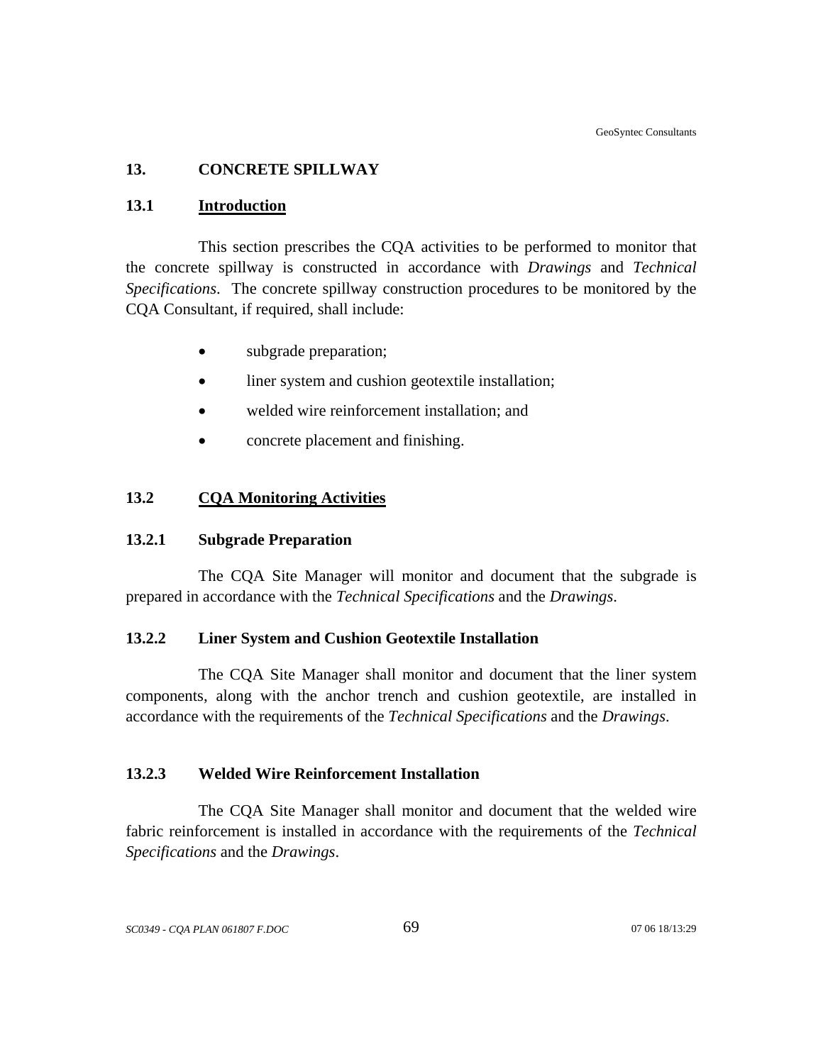# 13. CONCRETE SPILLWAY

## 13.1 Introduction

This section prescribes the CQA activities to be performed to monitor that the concrete spillway is constructed in accordance with *Drawings* and *Technical Specifications*. The concrete spillway construction procedures to be monitored by the CQA Consultant, if required, shall include:

- subgrade preparation;
- liner system and cushion geotextile installation;
- welded wire reinforcement installation; and
- concrete placement and finishing.

## 13.2 CQA Monitoring Activities

### 13.2.1 Subgrade Preparation

The CQA Site Manager will monitor and document that the subgrade is prepared in accordance with the *Technical Specifications* and the *Drawings*.

### 13.2.2 Liner System and Cushion Geotextile Installation

The CQA Site Manager shall monitor and document that the liner system components, along with the anchor trench and cushion geotextile, are installed in accordance with the requirements of the *Technical Specifications* and the *Drawings*.

### 13.2.3 Welded Wire Reinforcement Installation

The CQA Site Manager shall monitor and document that the welded wire fabric reinforcement is installed in accordance with the requirements of the *Technical Specifications* and the *Drawings*.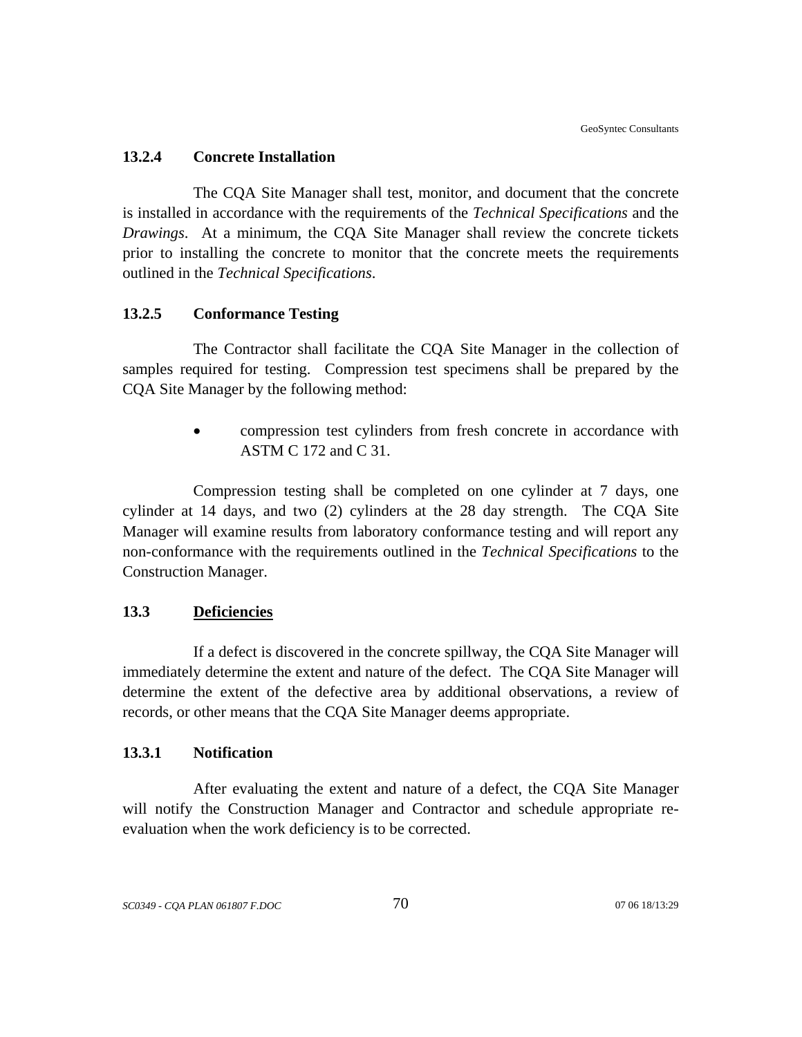### 13.2.4 Concrete Installation

The CQA Site Manager shall test, monitor, and document that the concrete is installed in accordance with the requirements of the *Technical Specifications* and the *Drawings*. At a minimum, the CQA Site Manager shall review the concrete tickets prior to installing the concrete to monitor that the concrete meets the requirements outlined in the *Technical Specifications*.

### 13.2.5 Conformance Testing

The Contractor shall facilitate the CQA Site Manager in the collection of samples required for testing. Compression test specimens shall be prepared by the CQA Site Manager by the following method:

- compression test cylinders from fresh concrete in accordance with ASTM C 172 and C 31.

Compression testing shall be completed on one cylinder at 7 days, one cylinder at 14 days, and two (2) cylinders at the 28 day strength. The CQA Site Manager will examine results from laboratory conformance testing and will report any non-conformance with the requirements outlined in the *Technical Specifications* to the Construction Manager.

## 13.3 <u>Deficiencies</u>

If a defect is discovered in the concrete spillway, the CQA Site Manager will immediately determine the extent and nature of the defect. The CQA Site Manager will determine the extent of the defective area by additional observations, a review of records, or other means that the CQA Site Manager deems appropriate.

### 13.3.1 Notification

After evaluating the extent and nature of a defect, the CQA Site Manager will notify the Construction Manager and Contractor and schedule appropriate re-evaluation when the work deficiency is to be corrected.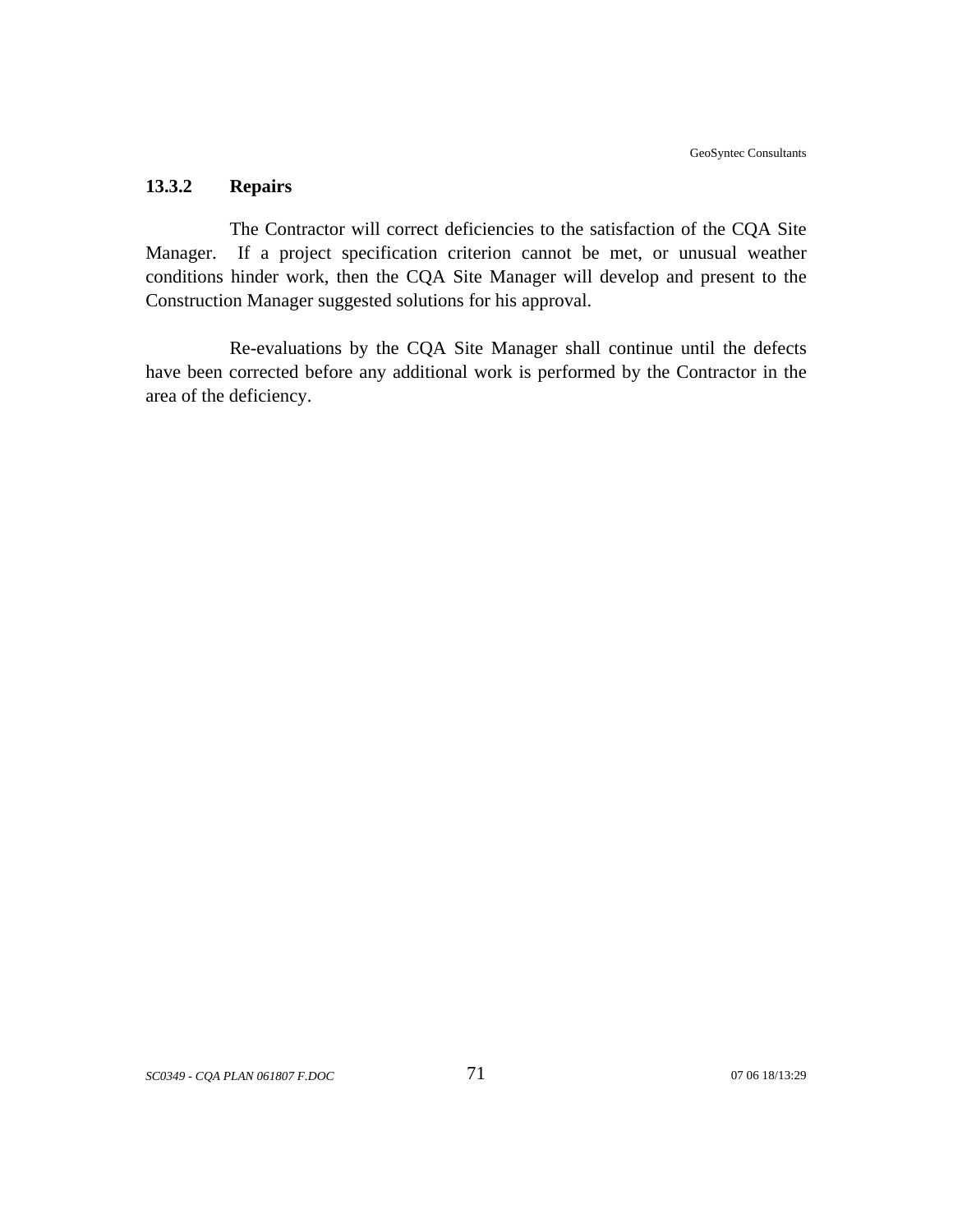### 13.3.2 Repairs

The Contractor will correct deficiencies to the satisfaction of the CQA Site Manager. If a project specification criterion cannot be met, or unusual weather conditions hinder work, then the CQA Site Manager will develop and present to the Construction Manager suggested solutions for his approval.

Re-evaluations by the CQA Site Manager shall continue until the defects have been corrected before any additional work is performed by the Contractor in the area of the deficiency.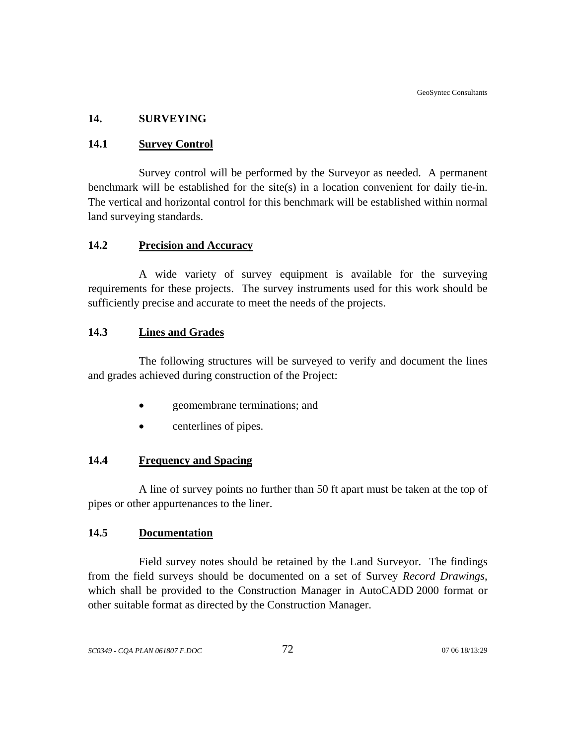## 14. SURVEYING

### 14.1 Survey Control

Survey control will be performed by the Surveyor as needed. A permanent benchmark will be established for the site(s) in a location convenient for daily tie-in. The vertical and horizontal control for this benchmark will be established within normal land surveying standards.

### 14.2 Precision and Accuracy

A wide variety of survey equipment is available for the surveying requirements for these projects. The survey instruments used for this work should be sufficiently precise and accurate to meet the needs of the projects.

### 14.3 Lines and Grades

The following structures will be surveyed to verify and document the lines and grades achieved during construction of the Project:

- geomembrane terminations; and
- centerlines of pipes.

### 14.4 Frequency and Spacing

A line of survey points no further than 50 ft apart must be taken at the top of pipes or other appurtenances to the liner.

### 14.5 Documentation

Field survey notes should be retained by the Land Surveyor. The findings from the field surveys should be documented on a set of Survey *Record Drawings*, which shall be provided to the Construction Manager in AutoCADD 2000 format or other suitable format as directed by the Construction Manager.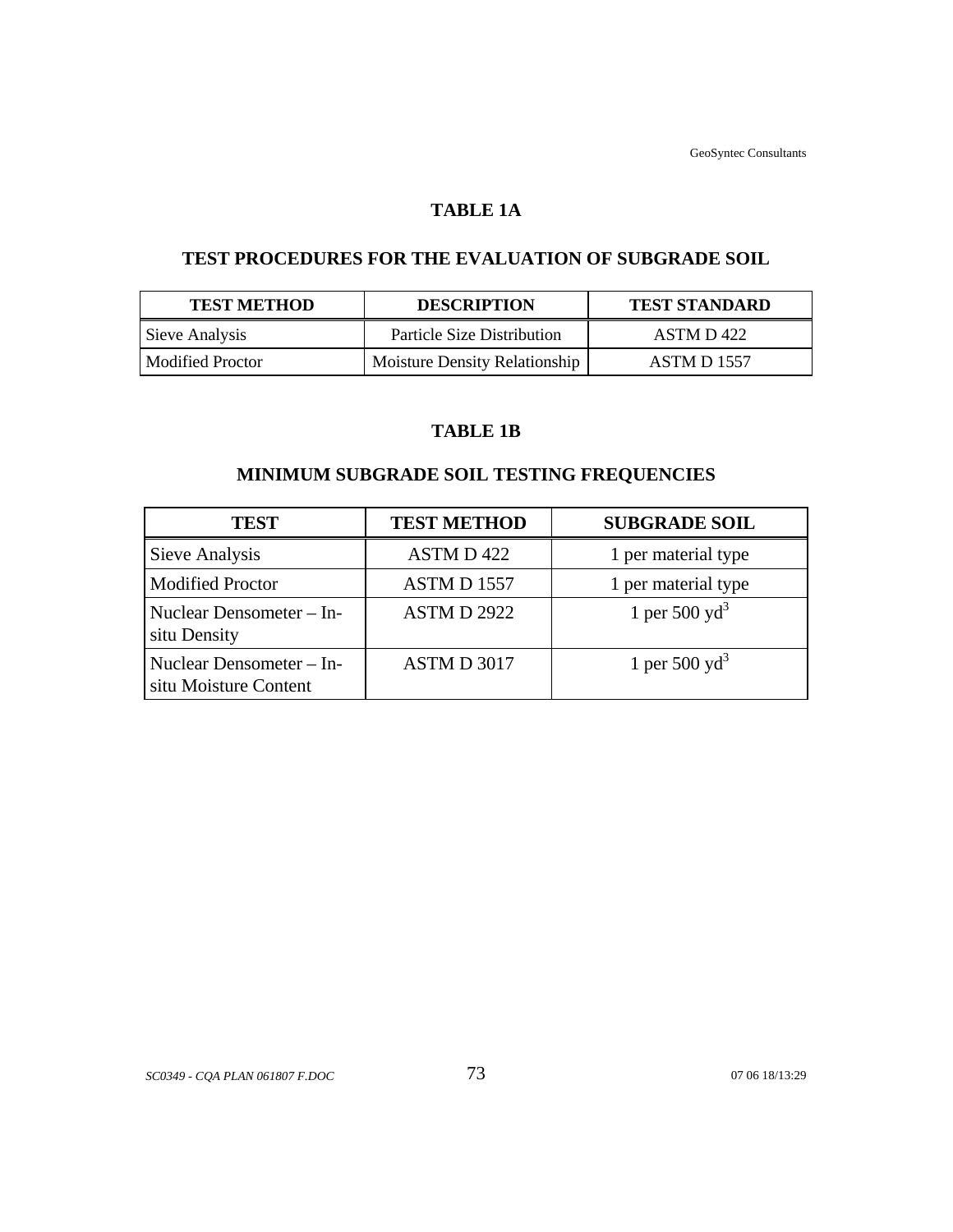## TABLE 1A

## TEST PROCEDURES FOR THE EVALUATION OF SUBGRADE SOIL

| TEST METHOD | DESCRIPTION | TEST STANDARD |
|---|---|---|
| Sieve Analysis | Particle Size Distribution | ASTM D 422 |
| Modified Proctor | Moisture Density Relationship | ASTM D 1557 |

## TABLE 1B

## MINIMUM SUBGRADE SOIL TESTING FREQUENCIES

| TEST | TEST METHOD | SUBGRADE SOIL |
|---|---|---|
| Sieve Analysis | ASTM D 422 | 1 per material type |
| Modified Proctor | ASTM D 1557 | 1 per material type |
| Nuclear Densometer – In-situ Density | ASTM D 2922 | 1 per 500 $yd^3$ |
| Nuclear Densometer – In-situ Moisture Content | ASTM D 3017 | 1 per 500 $yd^3$ |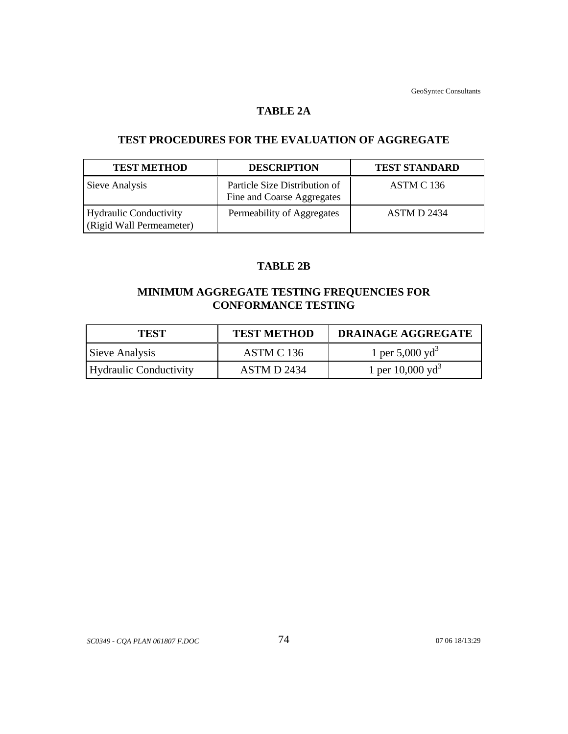## TABLE 2A

## TEST PROCEDURES FOR THE EVALUATION OF AGGREGATE

| TEST METHOD | DESCRIPTION | TEST STANDARD |
|---|---|---|
| Sieve Analysis | Particle Size Distribution of Fine and Coarse Aggregates | ASTM C 136 |
| Hydraulic Conductivity (Rigid Wall Permeameter) | Permeability of Aggregates | ASTM D 2434 |

## TABLE 2B

## MINIMUM AGGREGATE TESTING FREQUENCIES FOR CONFORMANCE TESTING

| TEST | TEST METHOD | DRAINAGE AGGREGATE |
|---|---|---|
| Sieve Analysis | ASTM C 136 | 1 per 5,000 $yd^3$ |
| Hydraulic Conductivity | ASTM D 2434 | 1 per 10,000 $yd^3$ |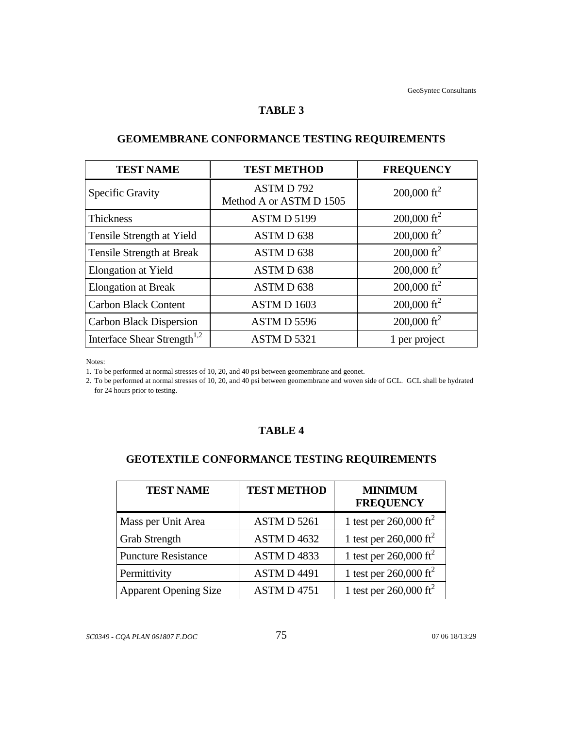## TABLE 3

## GEOMEMBRANE CONFORMANCE TESTING REQUIREMENTS

| TEST NAME | TEST METHOD | FREQUENCY |
|---|---|---|
| Specific Gravity | ASTM D 792 Method A or ASTM D 1505 | 200,000 $ft^2$ |
| Thickness | ASTM D 5199 | 200,000 $ft^2$ |
| Tensile Strength at Yield | ASTM D 638 | 200,000 $ft^2$ |
| Tensile Strength at Break | ASTM D 638 | 200,000 $ft^2$ |
| Elongation at Yield | ASTM D 638 | 200,000 $ft^2$ |
| Elongation at Break | ASTM D 638 | 200,000 $ft^2$ |
| Carbon Black Content | ASTM D 1603 | 200,000 $ft^2$ |
| Carbon Black Dispersion | ASTM D 5596 | 200,000 $ft^2$ |
| Interface Shear Strength[1,2] | ASTM D 5321 | 1 per project |

Notes:

1. To be performed at normal stresses of 10, 20, and 40 psi between geomembrane and geonet.
2. To be performed at normal stresses of 10, 20, and 40 psi between geomembrane and woven side of GCL. GCL shall be hydrated for 24 hours prior to testing.

## TABLE 4

## GEOTEXTILE CONFORMANCE TESTING REQUIREMENTS

| TEST NAME | TEST METHOD | MINIMUM FREQUENCY |
|---|---|---|
| Mass per Unit Area | ASTM D 5261 | 1 test per 260,000 $ft^2$ |
| Grab Strength | ASTM D 4632 | 1 test per 260,000 $ft^2$ |
| Puncture Resistance | ASTM D 4833 | 1 test per 260,000 $ft^2$ |
| Permittivity | ASTM D 4491 | 1 test per 260,000 $ft^2$ |
| Apparent Opening Size | ASTM D 4751 | 1 test per 260,000 $ft^2$ |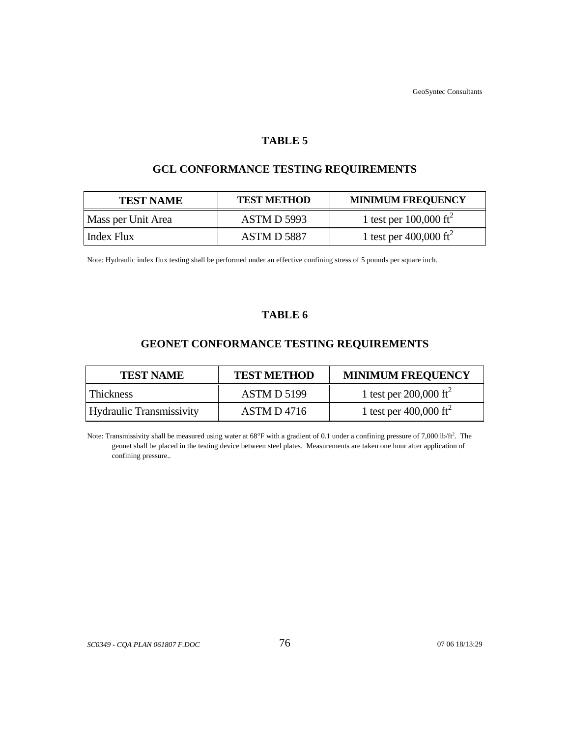## TABLE 5

## GCL CONFORMANCE TESTING REQUIREMENTS

| TEST NAME | TEST METHOD | MINIMUM FREQUENCY |
| --- | --- | --- |
| Mass per Unit Area | ASTM D 5993 | 1 test per 100,000 $ft^2$ |
| Index Flux | ASTM D 5887 | 1 test per 400,000 $ft^2$ |

Note: Hydraulic index flux testing shall be performed under an effective confining stress of 5 pounds per square inch.

## TABLE 6

## GEONET CONFORMANCE TESTING REQUIREMENTS

| TEST NAME | TEST METHOD | MINIMUM FREQUENCY |
| --- | --- | --- |
| Thickness | ASTM D 5199 | 1 test per 200,000 $ft^2$ |
| Hydraulic Transmissivity | ASTM D 4716 | 1 test per 400,000 $ft^2$ |

Note: Transmissivity shall be measured using water at 68°F with a gradient of 0.1 under a confining pressure of 7,000 lb/$ft^2$. The geonet shall be placed in the testing device between steel plates. Measurements are taken one hour after application of confining pressure..